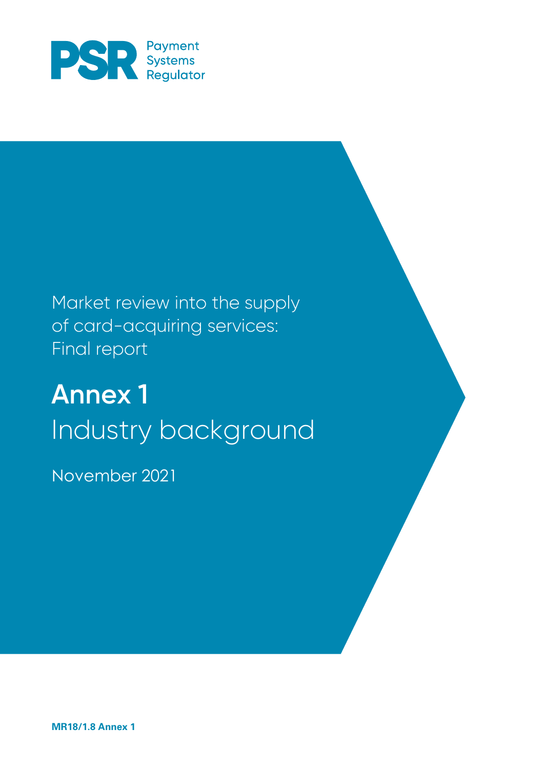PSR Payment Systems Regulator

Market review into the supply of card-acquiring services: Final report

# Annex 1
## Industry background

November 2021

**MR18/1.8 Annex 1**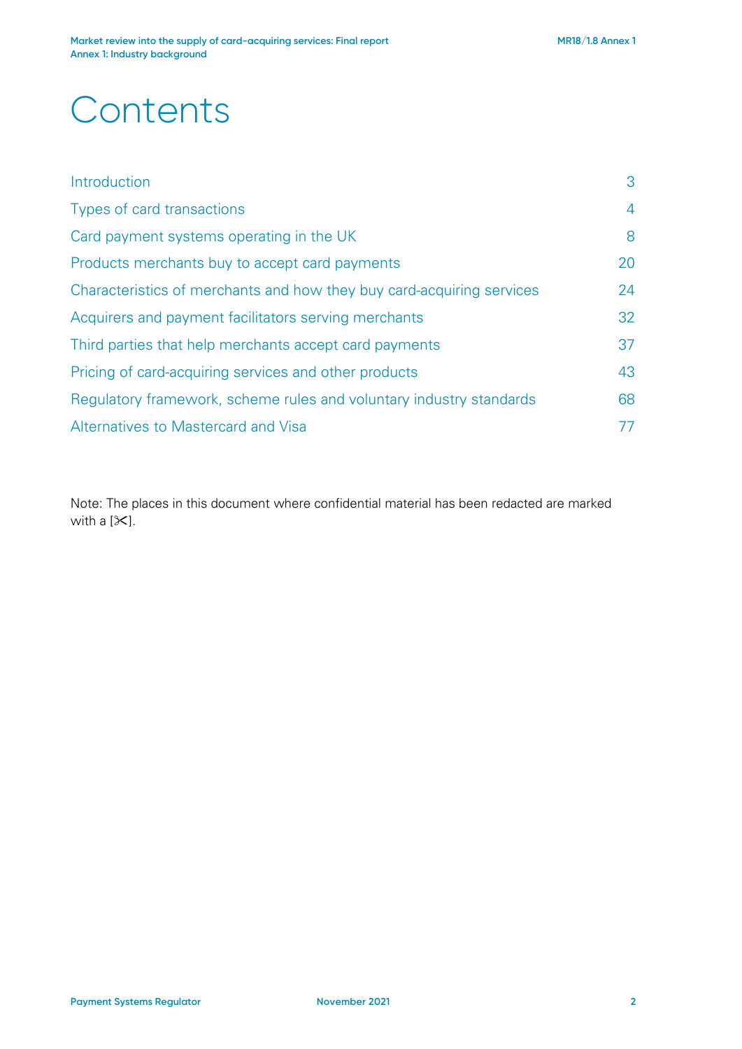# Contents

| | |
|---|---|
| Introduction | 3 |
| Types of card transactions | 4 |
| Card payment systems operating in the UK | 8 |
| Products merchants buy to accept card payments | 20 |
| Characteristics of merchants and how they buy card-acquiring services | 24 |
| Acquirers and payment facilitators serving merchants | 32 |
| Third parties that help merchants accept card payments | 37 |
| Pricing of card-acquiring services and other products | 43 |
| Regulatory framework, scheme rules and voluntary industry standards | 68 |
| Alternatives to Mastercard and Visa | 77 |

Note: The places in this document where confidential material has been redacted are marked with a [✂].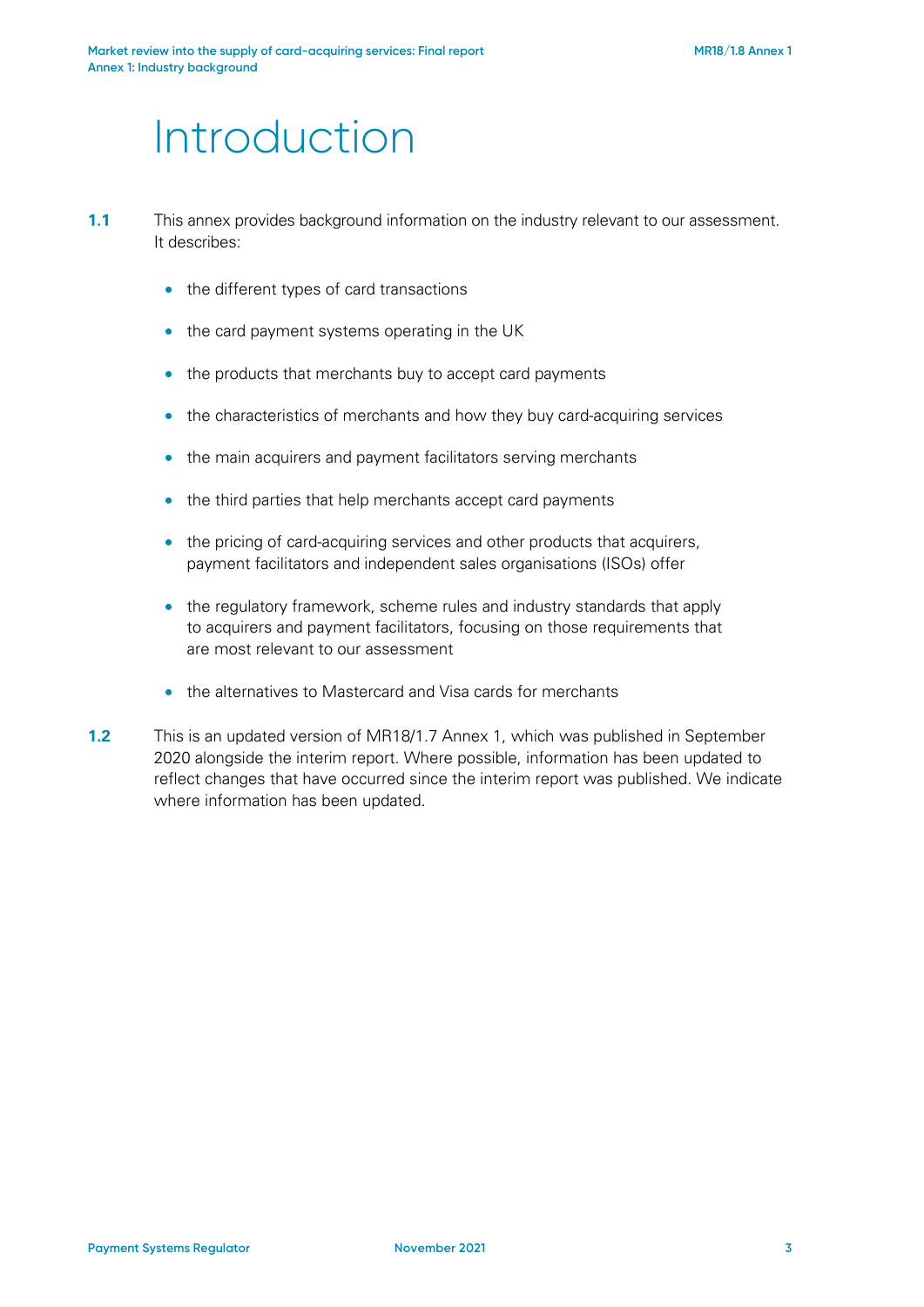# Introduction

**1.1** This annex provides background information on the industry relevant to our assessment. It describes:

- the different types of card transactions
- the card payment systems operating in the UK
- the products that merchants buy to accept card payments
- the characteristics of merchants and how they buy card-acquiring services
- the main acquirers and payment facilitators serving merchants
- the third parties that help merchants accept card payments
- the pricing of card-acquiring services and other products that acquirers, payment facilitators and independent sales organisations (ISOs) offer
- the regulatory framework, scheme rules and industry standards that apply to acquirers and payment facilitators, focusing on those requirements that are most relevant to our assessment
- the alternatives to Mastercard and Visa cards for merchants

**1.2** This is an updated version of MR18/1.7 Annex 1, which was published in September 2020 alongside the interim report. Where possible, information has been updated to reflect changes that have occurred since the interim report was published. We indicate where information has been updated.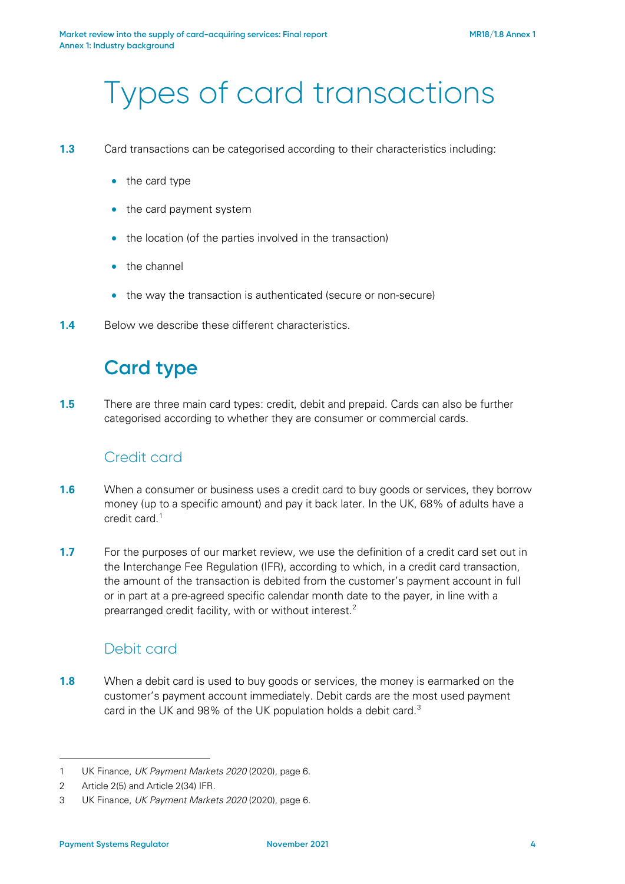# Types of card transactions

**1.3** Card transactions can be categorised according to their characteristics including:

- the card type
- the card payment system
- the location (of the parties involved in the transaction)
- the channel
- the way the transaction is authenticated (secure or non-secure)

**1.4** Below we describe these different characteristics.

## Card type

**1.5** There are three main card types: credit, debit and prepaid. Cards can also be further categorised according to whether they are consumer or commercial cards.

### Credit card

**1.6** When a consumer or business uses a credit card to buy goods or services, they borrow money (up to a specific amount) and pay it back later. In the UK, 68% of adults have a credit card.[1]

**1.7** For the purposes of our market review, we use the definition of a credit card set out in the Interchange Fee Regulation (IFR), according to which, in a credit card transaction, the amount of the transaction is debited from the customer's payment account in full or in part at a pre-agreed specific calendar month date to the payer, in line with a prearranged credit facility, with or without interest.[2]

### Debit card

**1.8** When a debit card is used to buy goods or services, the money is earmarked on the customer's payment account immediately. Debit cards are the most used payment card in the UK and 98% of the UK population holds a debit card.[3]

---

1 UK Finance, *UK Payment Markets 2020* (2020), page 6.

2 Article 2(5) and Article 2(34) IFR.

3 UK Finance, *UK Payment Markets 2020* (2020), page 6.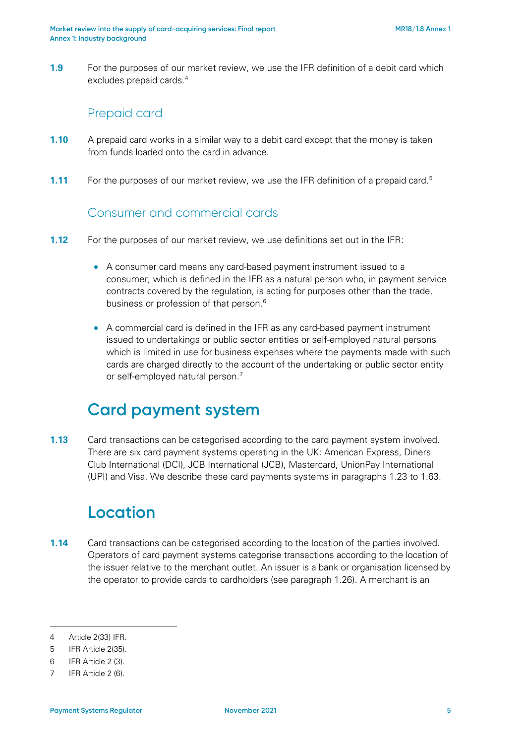**1.9** For the purposes of our market review, we use the IFR definition of a debit card which excludes prepaid cards.[4]

### Prepaid card

**1.10** A prepaid card works in a similar way to a debit card except that the money is taken from funds loaded onto the card in advance.

**1.11** For the purposes of our market review, we use the IFR definition of a prepaid card.[5]

### Consumer and commercial cards

**1.12** For the purposes of our market review, we use definitions set out in the IFR:

- A consumer card means any card-based payment instrument issued to a consumer, which is defined in the IFR as a natural person who, in payment service contracts covered by the regulation, is acting for purposes other than the trade, business or profession of that person.[6]
- A commercial card is defined in the IFR as any card-based payment instrument issued to undertakings or public sector entities or self-employed natural persons which is limited in use for business expenses where the payments made with such cards are charged directly to the account of the undertaking or public sector entity or self-employed natural person.[7]

## Card payment system

**1.13** Card transactions can be categorised according to the card payment system involved. There are six card payment systems operating in the UK: American Express, Diners Club International (DCI), JCB International (JCB), Mastercard, UnionPay International (UPI) and Visa. We describe these card payments systems in paragraphs 1.23 to 1.63.

## Location

**1.14** Card transactions can be categorised according to the location of the parties involved. Operators of card payment systems categorise transactions according to the location of the issuer relative to the merchant outlet. An issuer is a bank or organisation licensed by the operator to provide cards to cardholders (see paragraph 1.26). A merchant is an

---

4 Article 2(33) IFR.

5 IFR Article 2(35).

6 IFR Article 2 (3).

7 IFR Article 2 (6).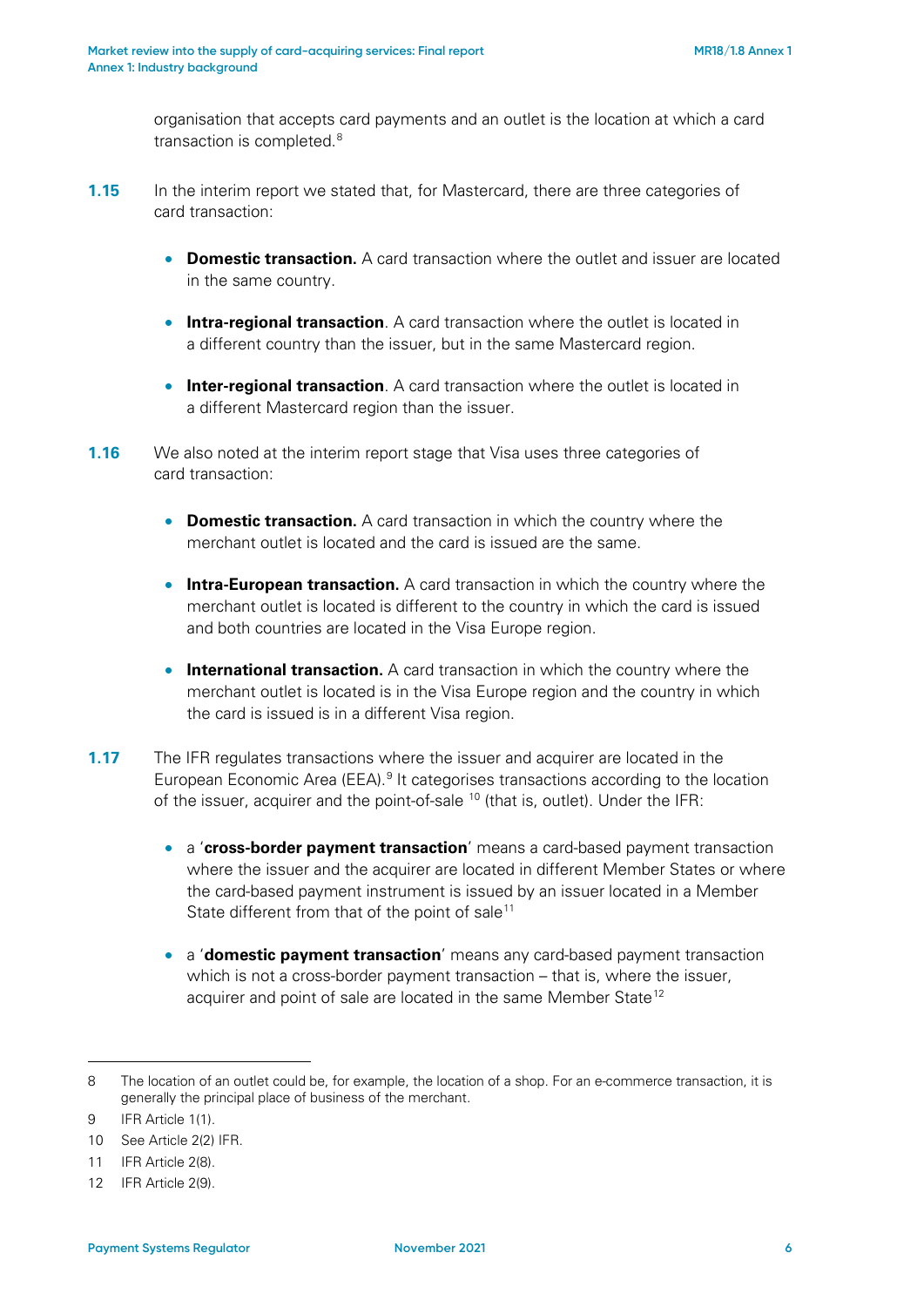organisation that accepts card payments and an outlet is the location at which a card transaction is completed.[8]

**1.15** In the interim report we stated that, for Mastercard, there are three categories of card transaction:

- **Domestic transaction.** A card transaction where the outlet and issuer are located in the same country.
- **Intra-regional transaction**. A card transaction where the outlet is located in a different country than the issuer, but in the same Mastercard region.
- **Inter-regional transaction**. A card transaction where the outlet is located in a different Mastercard region than the issuer.

**1.16** We also noted at the interim report stage that Visa uses three categories of card transaction:

- **Domestic transaction.** A card transaction in which the country where the merchant outlet is located and the card is issued are the same.
- **Intra-European transaction.** A card transaction in which the country where the merchant outlet is located is different to the country in which the card is issued and both countries are located in the Visa Europe region.
- **International transaction.** A card transaction in which the country where the merchant outlet is located is in the Visa Europe region and the country in which the card is issued is in a different Visa region.

**1.17** The IFR regulates transactions where the issuer and acquirer are located in the European Economic Area (EEA).[9] It categorises transactions according to the location of the issuer, acquirer and the point-of-sale [10] (that is, outlet). Under the IFR:

- a '**cross-border payment transaction**' means a card-based payment transaction where the issuer and the acquirer are located in different Member States or where the card-based payment instrument is issued by an issuer located in a Member State different from that of the point of sale[11]
- a '**domestic payment transaction**' means any card-based payment transaction which is not a cross-border payment transaction – that is, where the issuer, acquirer and point of sale are located in the same Member State[12]

---

8 The location of an outlet could be, for example, the location of a shop. For an e-commerce transaction, it is generally the principal place of business of the merchant.

9 IFR Article 1(1).

10 See Article 2(2) IFR.

11 IFR Article 2(8).

12 IFR Article 2(9).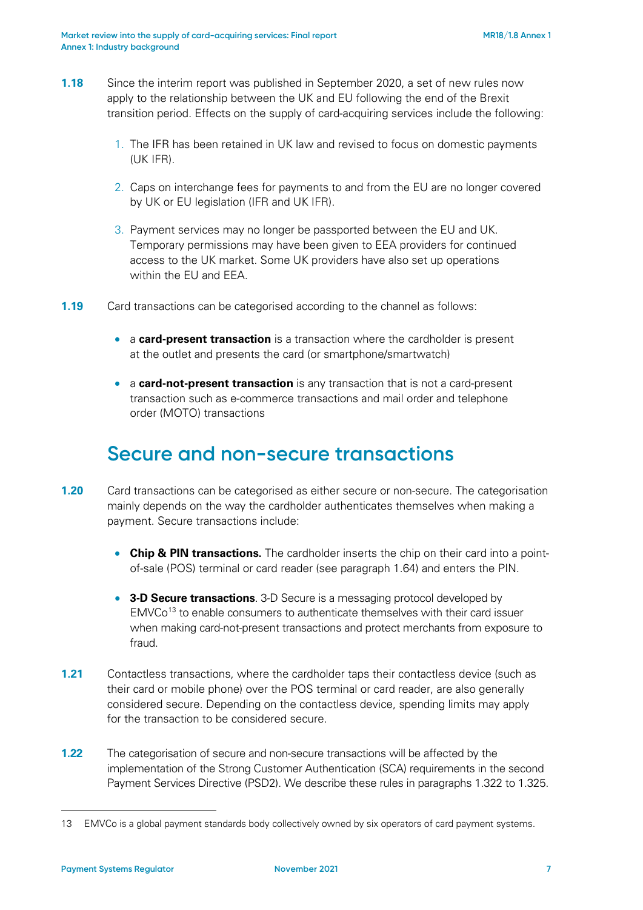**1.18** Since the interim report was published in September 2020, a set of new rules now apply to the relationship between the UK and EU following the end of the Brexit transition period. Effects on the supply of card-acquiring services include the following:

1. The IFR has been retained in UK law and revised to focus on domestic payments (UK IFR).
2. Caps on interchange fees for payments to and from the EU are no longer covered by UK or EU legislation (IFR and UK IFR).
3. Payment services may no longer be passported between the EU and UK. Temporary permissions may have been given to EEA providers for continued access to the UK market. Some UK providers have also set up operations within the EU and EEA.

**1.19** Card transactions can be categorised according to the channel as follows:

- a **card-present transaction** is a transaction where the cardholder is present at the outlet and presents the card (or smartphone/smartwatch)
- a **card-not-present transaction** is any transaction that is not a card-present transaction such as e-commerce transactions and mail order and telephone order (MOTO) transactions

## Secure and non-secure transactions

**1.20** Card transactions can be categorised as either secure or non-secure. The categorisation mainly depends on the way the cardholder authenticates themselves when making a payment. Secure transactions include:

- **Chip & PIN transactions.** The cardholder inserts the chip on their card into a point-of-sale (POS) terminal or card reader (see paragraph 1.64) and enters the PIN.
- **3-D Secure transactions**. 3-D Secure is a messaging protocol developed by EMVCo[13] to enable consumers to authenticate themselves with their card issuer when making card-not-present transactions and protect merchants from exposure to fraud.

**1.21** Contactless transactions, where the cardholder taps their contactless device (such as their card or mobile phone) over the POS terminal or card reader, are also generally considered secure. Depending on the contactless device, spending limits may apply for the transaction to be considered secure.

**1.22** The categorisation of secure and non-secure transactions will be affected by the implementation of the Strong Customer Authentication (SCA) requirements in the second Payment Services Directive (PSD2). We describe these rules in paragraphs 1.322 to 1.325.

---

13 EMVCo is a global payment standards body collectively owned by six operators of card payment systems.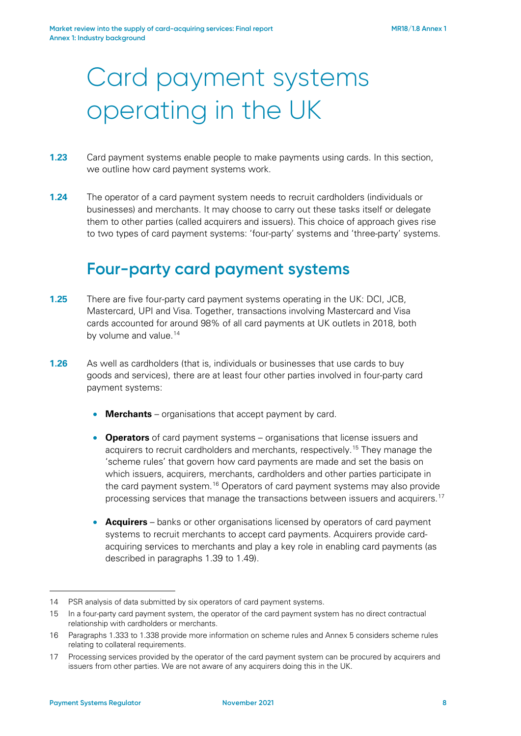# Card payment systems operating in the UK

**1.23** Card payment systems enable people to make payments using cards. In this section, we outline how card payment systems work.

**1.24** The operator of a card payment system needs to recruit cardholders (individuals or businesses) and merchants. It may choose to carry out these tasks itself or delegate them to other parties (called acquirers and issuers). This choice of approach gives rise to two types of card payment systems: 'four-party' systems and 'three-party' systems.

## Four-party card payment systems

**1.25** There are five four-party card payment systems operating in the UK: DCI, JCB, Mastercard, UPI and Visa. Together, transactions involving Mastercard and Visa cards accounted for around 98% of all card payments at UK outlets in 2018, both by volume and value.[14]

**1.26** As well as cardholders (that is, individuals or businesses that use cards to buy goods and services), there are at least four other parties involved in four-party card payment systems:

- **Merchants** – organisations that accept payment by card.
- **Operators** of card payment systems – organisations that license issuers and acquirers to recruit cardholders and merchants, respectively.[15] They manage the 'scheme rules' that govern how card payments are made and set the basis on which issuers, acquirers, merchants, cardholders and other parties participate in the card payment system.[16] Operators of card payment systems may also provide processing services that manage the transactions between issuers and acquirers.[17]
- **Acquirers** – banks or other organisations licensed by operators of card payment systems to recruit merchants to accept card payments. Acquirers provide card-acquiring services to merchants and play a key role in enabling card payments (as described in paragraphs 1.39 to 1.49).

---

14 PSR analysis of data submitted by six operators of card payment systems.

15 In a four-party card payment system, the operator of the card payment system has no direct contractual relationship with cardholders or merchants.

16 Paragraphs 1.333 to 1.338 provide more information on scheme rules and Annex 5 considers scheme rules relating to collateral requirements.

17 Processing services provided by the operator of the card payment system can be procured by acquirers and issuers from other parties. We are not aware of any acquirers doing this in the UK.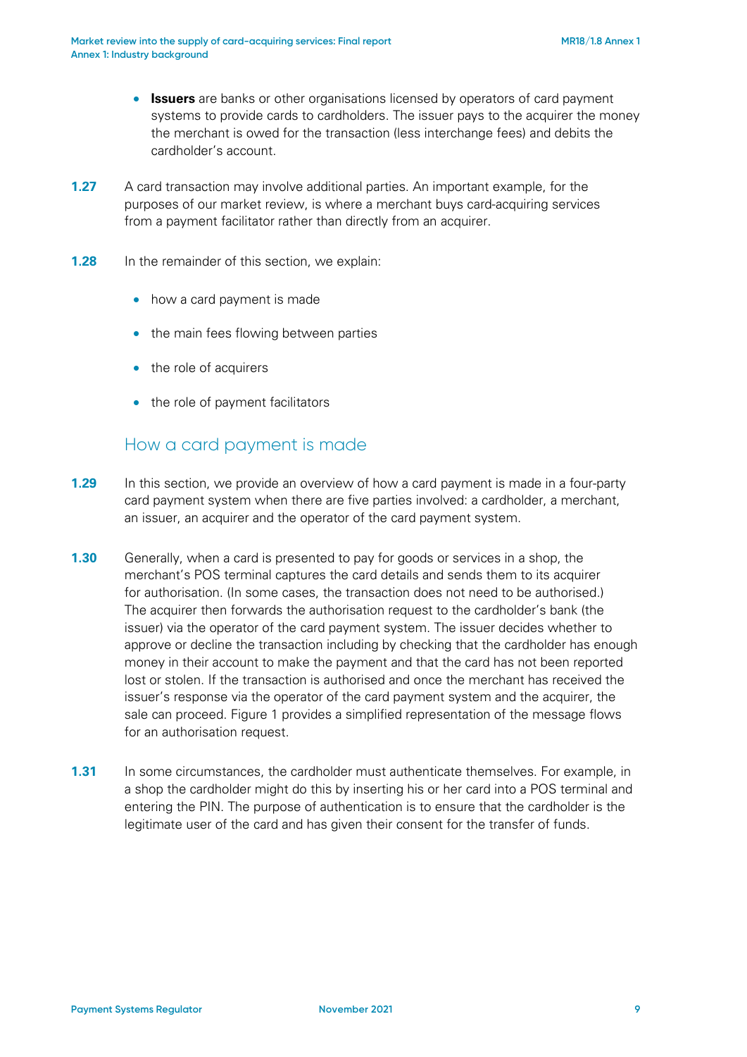- **Issuers** are banks or other organisations licensed by operators of card payment systems to provide cards to cardholders. The issuer pays to the acquirer the money the merchant is owed for the transaction (less interchange fees) and debits the cardholder's account.

**1.27** A card transaction may involve additional parties. An important example, for the purposes of our market review, is where a merchant buys card-acquiring services from a payment facilitator rather than directly from an acquirer.

**1.28** In the remainder of this section, we explain:

- how a card payment is made
- the main fees flowing between parties
- the role of acquirers
- the role of payment facilitators

## How a card payment is made

**1.29** In this section, we provide an overview of how a card payment is made in a four-party card payment system when there are five parties involved: a cardholder, a merchant, an issuer, an acquirer and the operator of the card payment system.

**1.30** Generally, when a card is presented to pay for goods or services in a shop, the merchant's POS terminal captures the card details and sends them to its acquirer for authorisation. (In some cases, the transaction does not need to be authorised.) The acquirer then forwards the authorisation request to the cardholder's bank (the issuer) via the operator of the card payment system. The issuer decides whether to approve or decline the transaction including by checking that the cardholder has enough money in their account to make the payment and that the card has not been reported lost or stolen. If the transaction is authorised and once the merchant has received the issuer's response via the operator of the card payment system and the acquirer, the sale can proceed. Figure 1 provides a simplified representation of the message flows for an authorisation request.

**1.31** In some circumstances, the cardholder must authenticate themselves. For example, in a shop the cardholder might do this by inserting his or her card into a POS terminal and entering the PIN. The purpose of authentication is to ensure that the cardholder is the legitimate user of the card and has given their consent for the transfer of funds.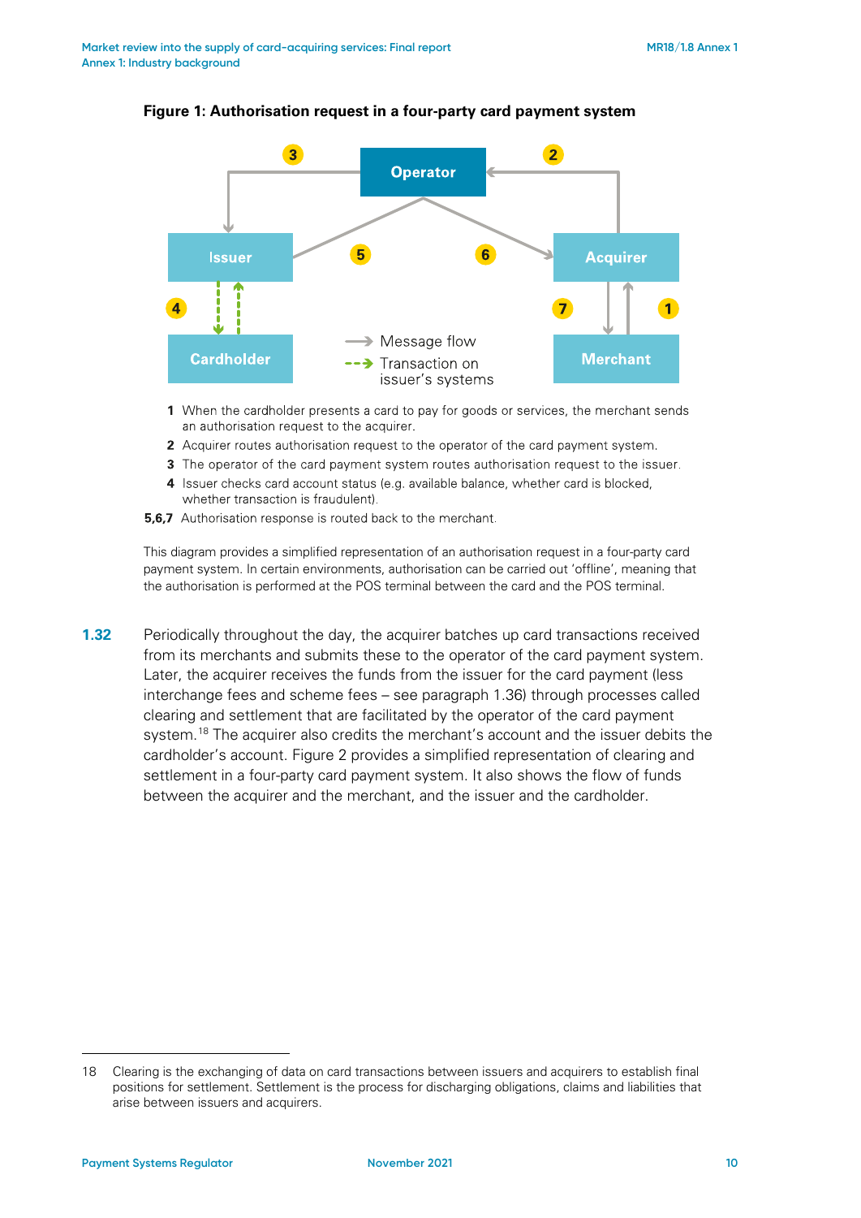**Figure 1: Authorisation request in a four-party card payment system**

1 When the cardholder presents a card to pay for goods or services, the merchant sends an authorisation request to the acquirer.

2 Acquirer routes authorisation request to the operator of the card payment system.

3 The operator of the card payment system routes authorisation request to the issuer.

4 Issuer checks card account status (e.g. available balance, whether card is blocked, whether transaction is fraudulent).

**5,6,7** Authorisation response is routed back to the merchant.

This diagram provides a simplified representation of an authorisation request in a four-party card payment system. In certain environments, authorisation can be carried out 'offline', meaning that the authorisation is performed at the POS terminal between the card and the POS terminal.

**1.32** Periodically throughout the day, the acquirer batches up card transactions received from its merchants and submits these to the operator of the card payment system. Later, the acquirer receives the funds from the issuer for the card payment (less interchange fees and scheme fees – see paragraph 1.36) through processes called clearing and settlement that are facilitated by the operator of the card payment system.[18] The acquirer also credits the merchant's account and the issuer debits the cardholder's account. Figure 2 provides a simplified representation of clearing and settlement in a four-party card payment system. It also shows the flow of funds between the acquirer and the merchant, and the issuer and the cardholder.

18 Clearing is the exchanging of data on card transactions between issuers and acquirers to establish final positions for settlement. Settlement is the process for discharging obligations, claims and liabilities that arise between issuers and acquirers.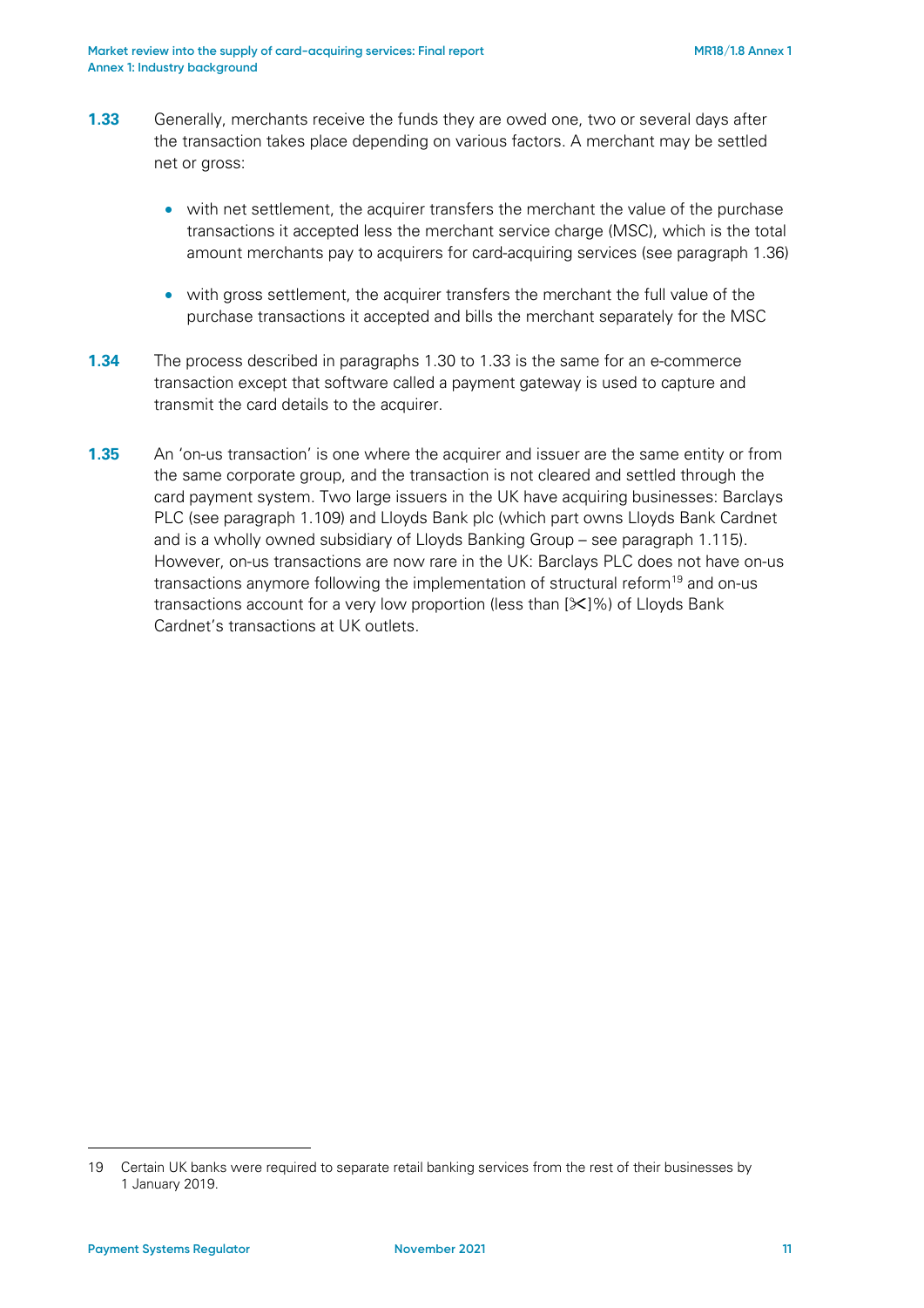**1.33** Generally, merchants receive the funds they are owed one, two or several days after the transaction takes place depending on various factors. A merchant may be settled net or gross:

- with net settlement, the acquirer transfers the merchant the value of the purchase transactions it accepted less the merchant service charge (MSC), which is the total amount merchants pay to acquirers for card-acquiring services (see paragraph 1.36)
- with gross settlement, the acquirer transfers the merchant the full value of the purchase transactions it accepted and bills the merchant separately for the MSC

**1.34** The process described in paragraphs 1.30 to 1.33 is the same for an e-commerce transaction except that software called a payment gateway is used to capture and transmit the card details to the acquirer.

**1.35** An 'on-us transaction' is one where the acquirer and issuer are the same entity or from the same corporate group, and the transaction is not cleared and settled through the card payment system. Two large issuers in the UK have acquiring businesses: Barclays PLC (see paragraph 1.109) and Lloyds Bank plc (which part owns Lloyds Bank Cardnet and is a wholly owned subsidiary of Lloyds Banking Group – see paragraph 1.115). However, on-us transactions are now rare in the UK: Barclays PLC does not have on-us transactions anymore following the implementation of structural reform[19] and on-us transactions account for a very low proportion (less than [✂]%) of Lloyds Bank Cardnet's transactions at UK outlets.

---

19 Certain UK banks were required to separate retail banking services from the rest of their businesses by 1 January 2019.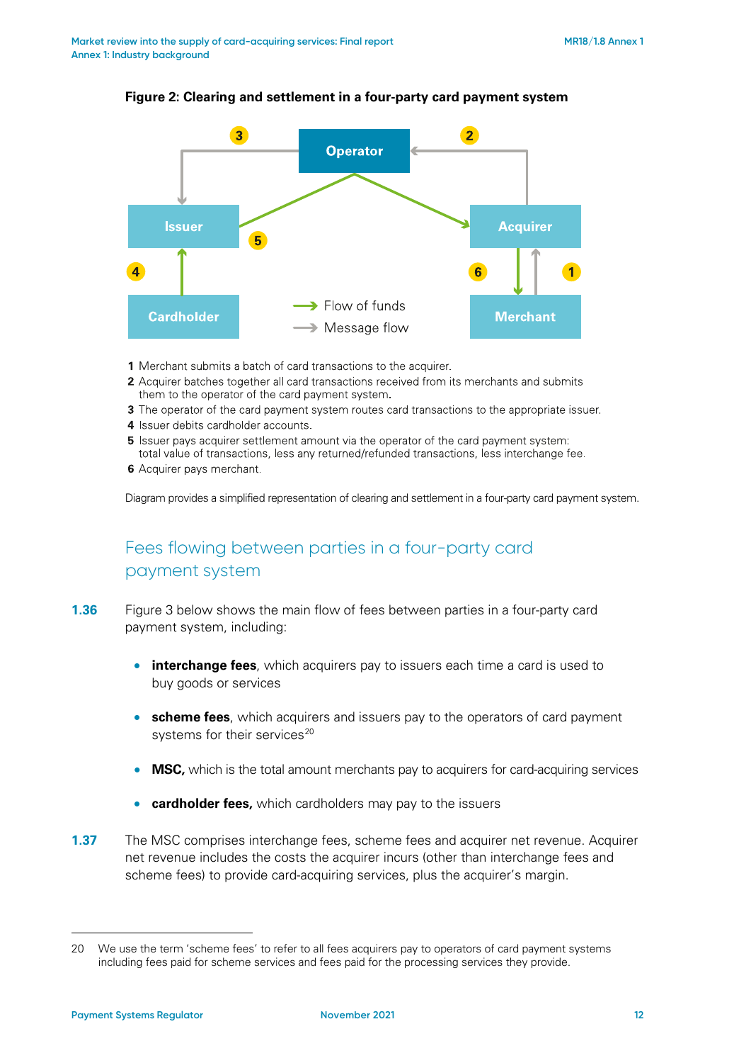**Figure 2: Clearing and settlement in a four-party card payment system**

1 Merchant submits a batch of card transactions to the acquirer.
2 Acquirer batches together all card transactions received from its merchants and submits them to the operator of the card payment system.
3 The operator of the card payment system routes card transactions to the appropriate issuer.
4 Issuer debits cardholder accounts.
5 Issuer pays acquirer settlement amount via the operator of the card payment system: total value of transactions, less any returned/refunded transactions, less interchange fee.
6 Acquirer pays merchant.

Diagram provides a simplified representation of clearing and settlement in a four-party card payment system.

## Fees flowing between parties in a four-party card payment system

**1.36** Figure 3 below shows the main flow of fees between parties in a four-party card payment system, including:

- **interchange fees**, which acquirers pay to issuers each time a card is used to buy goods or services
- **scheme fees**, which acquirers and issuers pay to the operators of card payment systems for their services[20]
- **MSC,** which is the total amount merchants pay to acquirers for card-acquiring services
- **cardholder fees,** which cardholders may pay to the issuers

**1.37** The MSC comprises interchange fees, scheme fees and acquirer net revenue. Acquirer net revenue includes the costs the acquirer incurs (other than interchange fees and scheme fees) to provide card-acquiring services, plus the acquirer's margin.

20 We use the term 'scheme fees' to refer to all fees acquirers pay to operators of card payment systems including fees paid for scheme services and fees paid for the processing services they provide.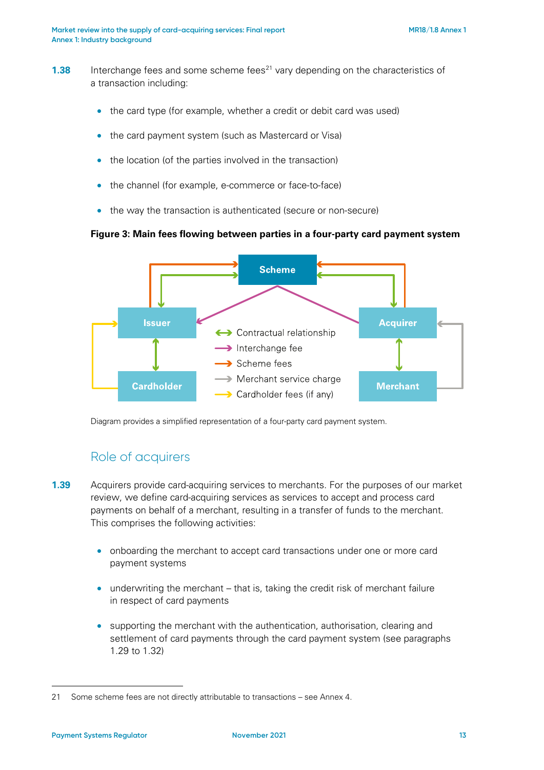**1.38** Interchange fees and some scheme fees[21] vary depending on the characteristics of a transaction including:

- the card type (for example, whether a credit or debit card was used)
- the card payment system (such as Mastercard or Visa)
- the location (of the parties involved in the transaction)
- the channel (for example, e-commerce or face-to-face)
- the way the transaction is authenticated (secure or non-secure)

**Figure 3: Main fees flowing between parties in a four-party card payment system**

Scheme

Issuer

Acquirer

Cardholder

Merchant

Contractual relationship

Interchange fee

Scheme fees

Merchant service charge

Cardholder fees (if any)

Diagram provides a simplified representation of a four-party card payment system.

## Role of acquirers

**1.39** Acquirers provide card-acquiring services to merchants. For the purposes of our market review, we define card-acquiring services as services to accept and process card payments on behalf of a merchant, resulting in a transfer of funds to the merchant. This comprises the following activities:

- onboarding the merchant to accept card transactions under one or more card payment systems
- underwriting the merchant – that is, taking the credit risk of merchant failure in respect of card payments
- supporting the merchant with the authentication, authorisation, clearing and settlement of card payments through the card payment system (see paragraphs 1.29 to 1.32)

21 Some scheme fees are not directly attributable to transactions – see Annex 4.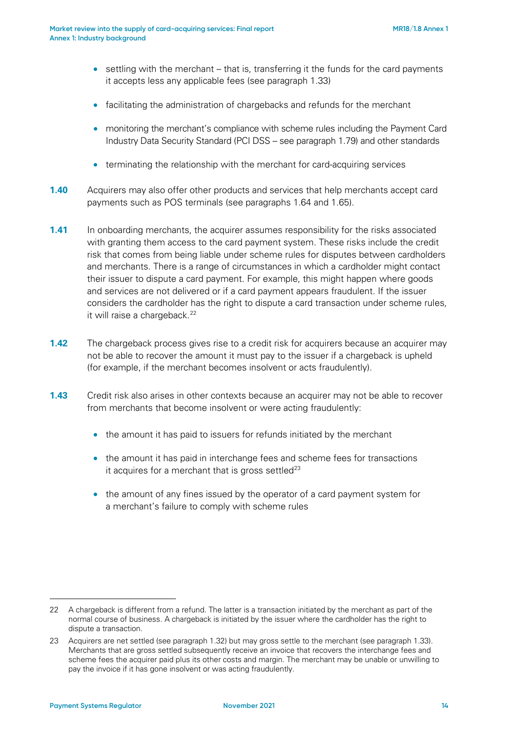- settling with the merchant – that is, transferring it the funds for the card payments it accepts less any applicable fees (see paragraph 1.33)
- facilitating the administration of chargebacks and refunds for the merchant
- monitoring the merchant's compliance with scheme rules including the Payment Card Industry Data Security Standard (PCI DSS – see paragraph 1.79) and other standards
- terminating the relationship with the merchant for card-acquiring services

**1.40** Acquirers may also offer other products and services that help merchants accept card payments such as POS terminals (see paragraphs 1.64 and 1.65).

**1.41** In onboarding merchants, the acquirer assumes responsibility for the risks associated with granting them access to the card payment system. These risks include the credit risk that comes from being liable under scheme rules for disputes between cardholders and merchants. There is a range of circumstances in which a cardholder might contact their issuer to dispute a card payment. For example, this might happen where goods and services are not delivered or if a card payment appears fraudulent. If the issuer considers the cardholder has the right to dispute a card transaction under scheme rules, it will raise a chargeback.[22]

**1.42** The chargeback process gives rise to a credit risk for acquirers because an acquirer may not be able to recover the amount it must pay to the issuer if a chargeback is upheld (for example, if the merchant becomes insolvent or acts fraudulently).

**1.43** Credit risk also arises in other contexts because an acquirer may not be able to recover from merchants that become insolvent or were acting fraudulently:

- the amount it has paid to issuers for refunds initiated by the merchant
- the amount it has paid in interchange fees and scheme fees for transactions it acquires for a merchant that is gross settled[23]
- the amount of any fines issued by the operator of a card payment system for a merchant's failure to comply with scheme rules

---

22 A chargeback is different from a refund. The latter is a transaction initiated by the merchant as part of the normal course of business. A chargeback is initiated by the issuer where the cardholder has the right to dispute a transaction.

23 Acquirers are net settled (see paragraph 1.32) but may gross settle to the merchant (see paragraph 1.33). Merchants that are gross settled subsequently receive an invoice that recovers the interchange fees and scheme fees the acquirer paid plus its other costs and margin. The merchant may be unable or unwilling to pay the invoice if it has gone insolvent or was acting fraudulently.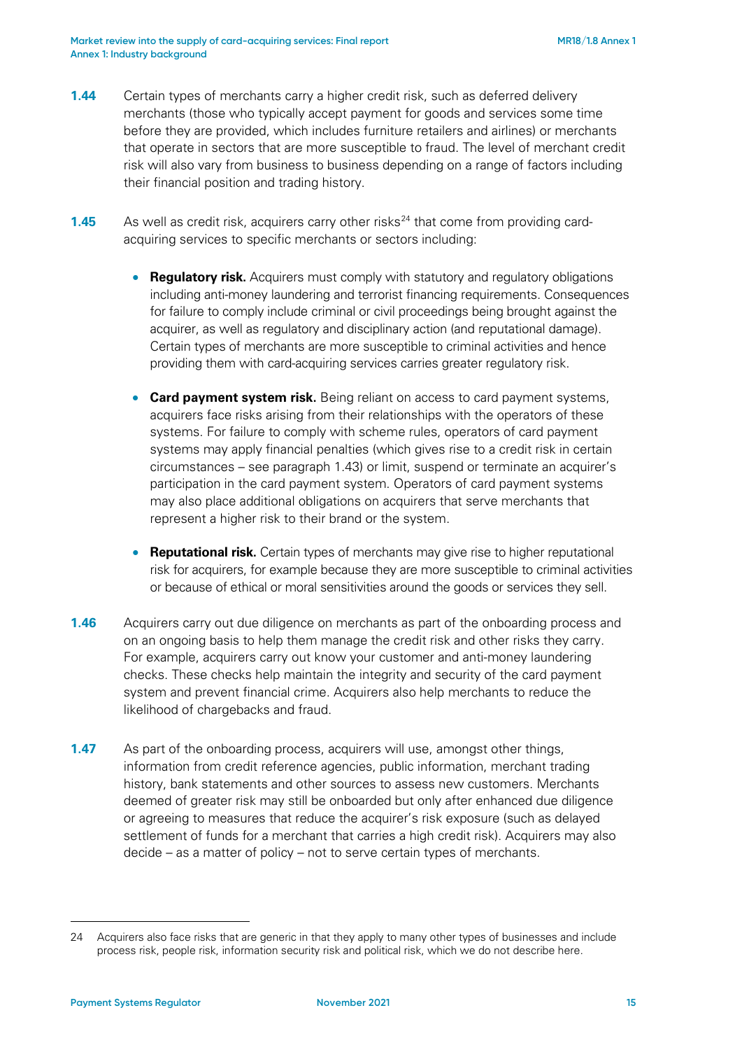**1.44** Certain types of merchants carry a higher credit risk, such as deferred delivery merchants (those who typically accept payment for goods and services some time before they are provided, which includes furniture retailers and airlines) or merchants that operate in sectors that are more susceptible to fraud. The level of merchant credit risk will also vary from business to business depending on a range of factors including their financial position and trading history.

**1.45** As well as credit risk, acquirers carry other risks[24] that come from providing card-acquiring services to specific merchants or sectors including:

- **Regulatory risk.** Acquirers must comply with statutory and regulatory obligations including anti-money laundering and terrorist financing requirements. Consequences for failure to comply include criminal or civil proceedings being brought against the acquirer, as well as regulatory and disciplinary action (and reputational damage). Certain types of merchants are more susceptible to criminal activities and hence providing them with card-acquiring services carries greater regulatory risk.

- **Card payment system risk.** Being reliant on access to card payment systems, acquirers face risks arising from their relationships with the operators of these systems. For failure to comply with scheme rules, operators of card payment systems may apply financial penalties (which gives rise to a credit risk in certain circumstances – see paragraph 1.43) or limit, suspend or terminate an acquirer's participation in the card payment system. Operators of card payment systems may also place additional obligations on acquirers that serve merchants that represent a higher risk to their brand or the system.

- **Reputational risk.** Certain types of merchants may give rise to higher reputational risk for acquirers, for example because they are more susceptible to criminal activities or because of ethical or moral sensitivities around the goods or services they sell.

**1.46** Acquirers carry out due diligence on merchants as part of the onboarding process and on an ongoing basis to help them manage the credit risk and other risks they carry. For example, acquirers carry out know your customer and anti-money laundering checks. These checks help maintain the integrity and security of the card payment system and prevent financial crime. Acquirers also help merchants to reduce the likelihood of chargebacks and fraud.

**1.47** As part of the onboarding process, acquirers will use, amongst other things, information from credit reference agencies, public information, merchant trading history, bank statements and other sources to assess new customers. Merchants deemed of greater risk may still be onboarded but only after enhanced due diligence or agreeing to measures that reduce the acquirer's risk exposure (such as delayed settlement of funds for a merchant that carries a high credit risk). Acquirers may also decide – as a matter of policy – not to serve certain types of merchants.

---

24 Acquirers also face risks that are generic in that they apply to many other types of businesses and include process risk, people risk, information security risk and political risk, which we do not describe here.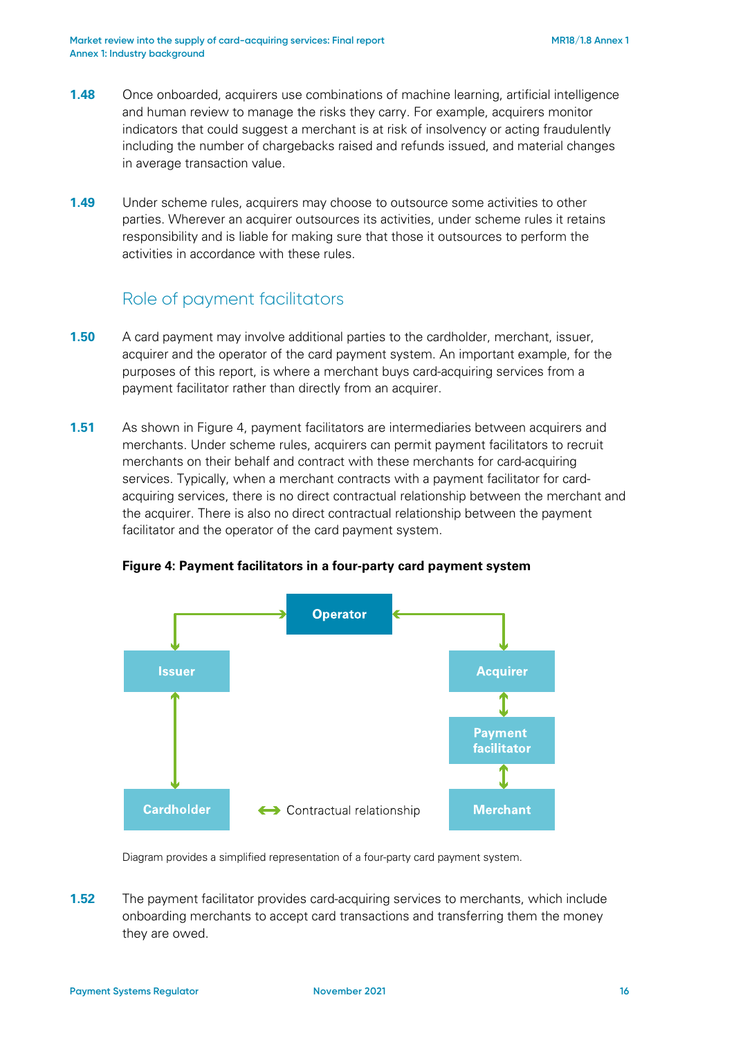**1.48** Once onboarded, acquirers use combinations of machine learning, artificial intelligence and human review to manage the risks they carry. For example, acquirers monitor indicators that could suggest a merchant is at risk of insolvency or acting fraudulently including the number of chargebacks raised and refunds issued, and material changes in average transaction value.

**1.49** Under scheme rules, acquirers may choose to outsource some activities to other parties. Wherever an acquirer outsources its activities, under scheme rules it retains responsibility and is liable for making sure that those it outsources to perform the activities in accordance with these rules.

## Role of payment facilitators

**1.50** A card payment may involve additional parties to the cardholder, merchant, issuer, acquirer and the operator of the card payment system. An important example, for the purposes of this report, is where a merchant buys card-acquiring services from a payment facilitator rather than directly from an acquirer.

**1.51** As shown in Figure 4, payment facilitators are intermediaries between acquirers and merchants. Under scheme rules, acquirers can permit payment facilitators to recruit merchants on their behalf and contract with these merchants for card-acquiring services. Typically, when a merchant contracts with a payment facilitator for card-acquiring services, there is no direct contractual relationship between the merchant and the acquirer. There is also no direct contractual relationship between the payment facilitator and the operator of the card payment system.

**Figure 4: Payment facilitators in a four-party card payment system**

Operator

Issuer

Acquirer

Payment facilitator

Cardholder

Merchant

↔ Contractual relationship

Diagram provides a simplified representation of a four-party card payment system.

**1.52** The payment facilitator provides card-acquiring services to merchants, which include onboarding merchants to accept card transactions and transferring them the money they are owed.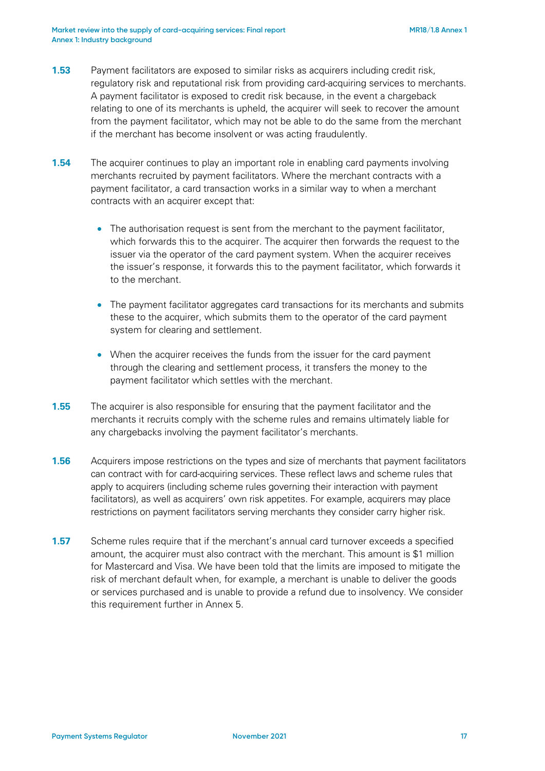**1.53** Payment facilitators are exposed to similar risks as acquirers including credit risk, regulatory risk and reputational risk from providing card-acquiring services to merchants. A payment facilitator is exposed to credit risk because, in the event a chargeback relating to one of its merchants is upheld, the acquirer will seek to recover the amount from the payment facilitator, which may not be able to do the same from the merchant if the merchant has become insolvent or was acting fraudulently.

**1.54** The acquirer continues to play an important role in enabling card payments involving merchants recruited by payment facilitators. Where the merchant contracts with a payment facilitator, a card transaction works in a similar way to when a merchant contracts with an acquirer except that:

- The authorisation request is sent from the merchant to the payment facilitator, which forwards this to the acquirer. The acquirer then forwards the request to the issuer via the operator of the card payment system. When the acquirer receives the issuer's response, it forwards this to the payment facilitator, which forwards it to the merchant.
- The payment facilitator aggregates card transactions for its merchants and submits these to the acquirer, which submits them to the operator of the card payment system for clearing and settlement.
- When the acquirer receives the funds from the issuer for the card payment through the clearing and settlement process, it transfers the money to the payment facilitator which settles with the merchant.

**1.55** The acquirer is also responsible for ensuring that the payment facilitator and the merchants it recruits comply with the scheme rules and remains ultimately liable for any chargebacks involving the payment facilitator's merchants.

**1.56** Acquirers impose restrictions on the types and size of merchants that payment facilitators can contract with for card-acquiring services. These reflect laws and scheme rules that apply to acquirers (including scheme rules governing their interaction with payment facilitators), as well as acquirers' own risk appetites. For example, acquirers may place restrictions on payment facilitators serving merchants they consider carry higher risk.

**1.57** Scheme rules require that if the merchant's annual card turnover exceeds a specified amount, the acquirer must also contract with the merchant. This amount is $1 million for Mastercard and Visa. We have been told that the limits are imposed to mitigate the risk of merchant default when, for example, a merchant is unable to deliver the goods or services purchased and is unable to provide a refund due to insolvency. We consider this requirement further in Annex 5.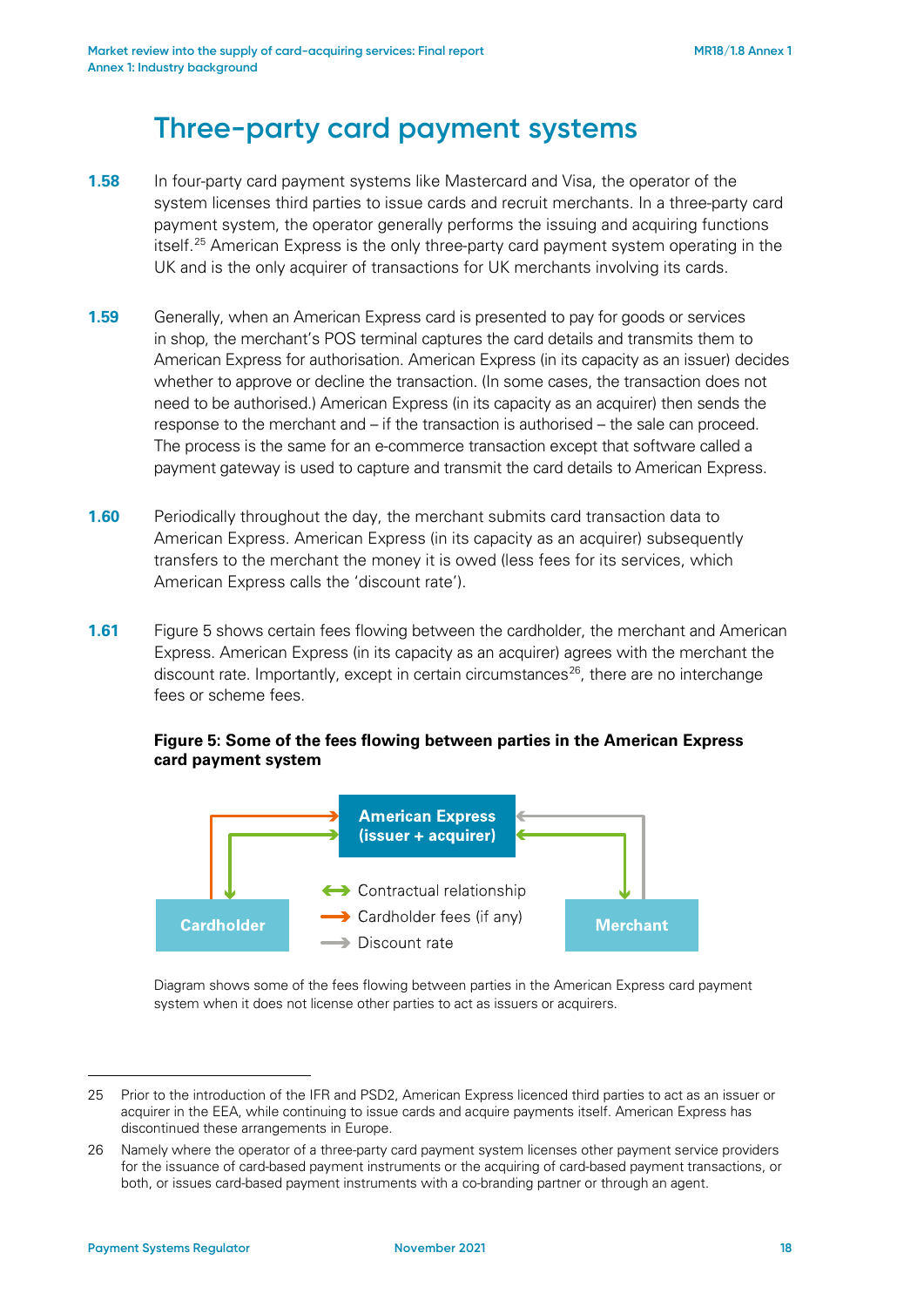# Three-party card payment systems

**1.58** In four-party card payment systems like Mastercard and Visa, the operator of the system licenses third parties to issue cards and recruit merchants. In a three-party card payment system, the operator generally performs the issuing and acquiring functions itself.[25] American Express is the only three-party card payment system operating in the UK and is the only acquirer of transactions for UK merchants involving its cards.

**1.59** Generally, when an American Express card is presented to pay for goods or services in shop, the merchant's POS terminal captures the card details and transmits them to American Express for authorisation. American Express (in its capacity as an issuer) decides whether to approve or decline the transaction. (In some cases, the transaction does not need to be authorised.) American Express (in its capacity as an acquirer) then sends the response to the merchant and – if the transaction is authorised – the sale can proceed. The process is the same for an e-commerce transaction except that software called a payment gateway is used to capture and transmit the card details to American Express.

**1.60** Periodically throughout the day, the merchant submits card transaction data to American Express. American Express (in its capacity as an acquirer) subsequently transfers to the merchant the money it is owed (less fees for its services, which American Express calls the 'discount rate').

**1.61** Figure 5 shows certain fees flowing between the cardholder, the merchant and American Express. American Express (in its capacity as an acquirer) agrees with the merchant the discount rate. Importantly, except in certain circumstances[26], there are no interchange fees or scheme fees.

**Figure 5: Some of the fees flowing between parties in the American Express card payment system**

American Express (issuer + acquirer)

Cardholder

Merchant

- Contractual relationship
- Cardholder fees (if any)
- Discount rate

Diagram shows some of the fees flowing between parties in the American Express card payment system when it does not license other parties to act as issuers or acquirers.

---

25 Prior to the introduction of the IFR and PSD2, American Express licenced third parties to act as an issuer or acquirer in the EEA, while continuing to issue cards and acquire payments itself. American Express has discontinued these arrangements in Europe.

26 Namely where the operator of a three-party card payment system licenses other payment service providers for the issuance of card-based payment instruments or the acquiring of card-based payment transactions, or both, or issues card-based payment instruments with a co-branding partner or through an agent.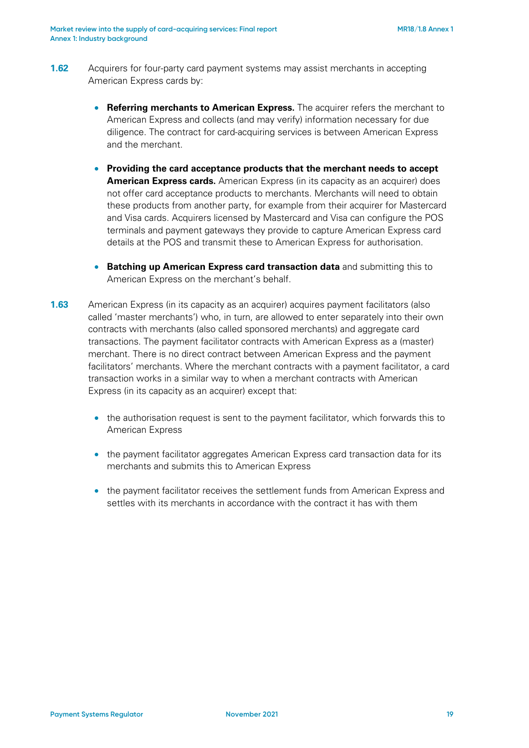**1.62** Acquirers for four-party card payment systems may assist merchants in accepting American Express cards by:

- **Referring merchants to American Express.** The acquirer refers the merchant to American Express and collects (and may verify) information necessary for due diligence. The contract for card-acquiring services is between American Express and the merchant.
- **Providing the card acceptance products that the merchant needs to accept American Express cards.** American Express (in its capacity as an acquirer) does not offer card acceptance products to merchants. Merchants will need to obtain these products from another party, for example from their acquirer for Mastercard and Visa cards. Acquirers licensed by Mastercard and Visa can configure the POS terminals and payment gateways they provide to capture American Express card details at the POS and transmit these to American Express for authorisation.
- **Batching up American Express card transaction data** and submitting this to American Express on the merchant's behalf.

**1.63** American Express (in its capacity as an acquirer) acquires payment facilitators (also called 'master merchants') who, in turn, are allowed to enter separately into their own contracts with merchants (also called sponsored merchants) and aggregate card transactions. The payment facilitator contracts with American Express as a (master) merchant. There is no direct contract between American Express and the payment facilitators' merchants. Where the merchant contracts with a payment facilitator, a card transaction works in a similar way to when a merchant contracts with American Express (in its capacity as an acquirer) except that:

- the authorisation request is sent to the payment facilitator, which forwards this to American Express
- the payment facilitator aggregates American Express card transaction data for its merchants and submits this to American Express
- the payment facilitator receives the settlement funds from American Express and settles with its merchants in accordance with the contract it has with them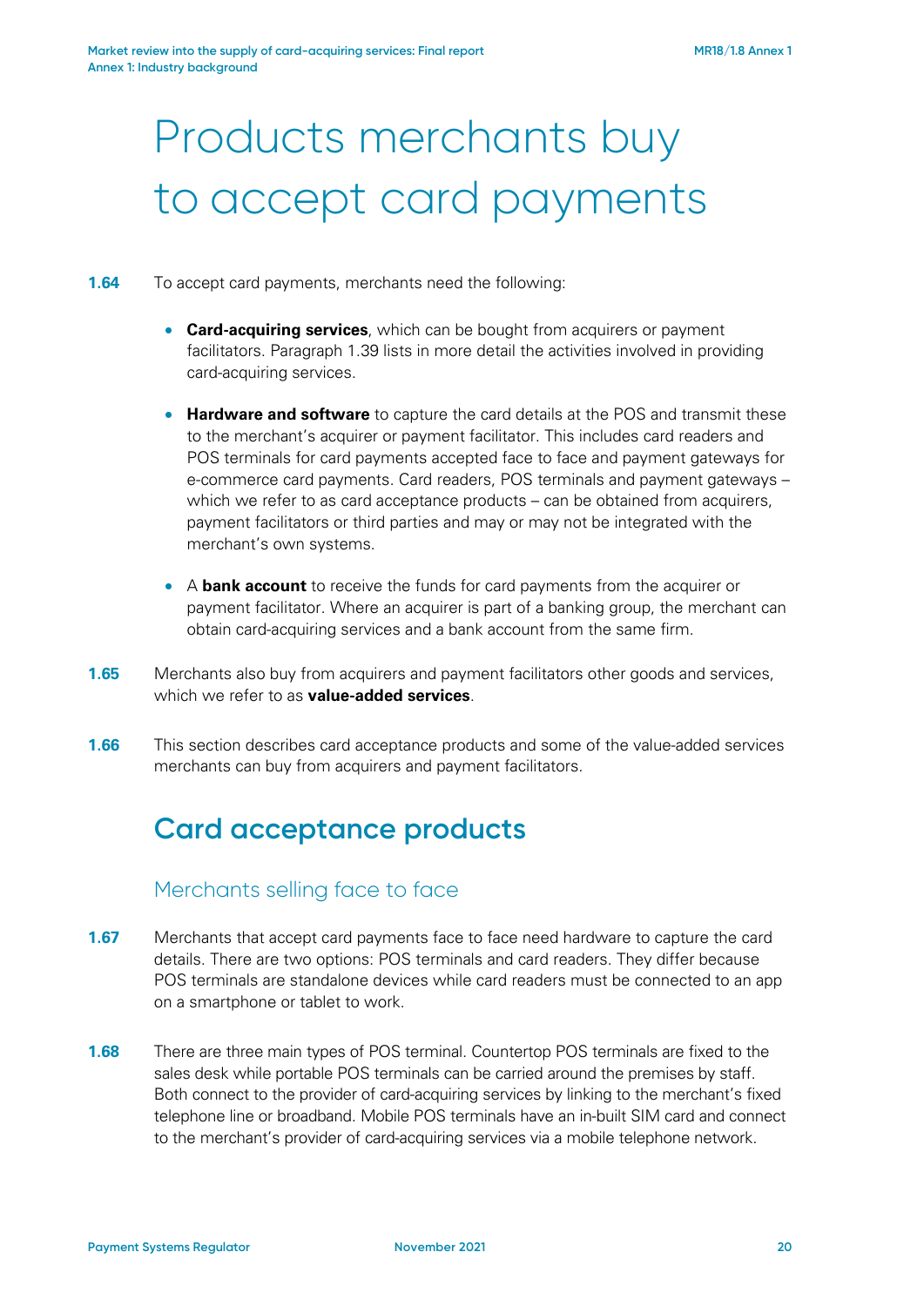# Products merchants buy to accept card payments

**1.64** To accept card payments, merchants need the following:

- **Card-acquiring services**, which can be bought from acquirers or payment facilitators. Paragraph 1.39 lists in more detail the activities involved in providing card-acquiring services.
- **Hardware and software** to capture the card details at the POS and transmit these to the merchant's acquirer or payment facilitator. This includes card readers and POS terminals for card payments accepted face to face and payment gateways for e-commerce card payments. Card readers, POS terminals and payment gateways – which we refer to as card acceptance products – can be obtained from acquirers, payment facilitators or third parties and may or may not be integrated with the merchant's own systems.
- A **bank account** to receive the funds for card payments from the acquirer or payment facilitator. Where an acquirer is part of a banking group, the merchant can obtain card-acquiring services and a bank account from the same firm.

**1.65** Merchants also buy from acquirers and payment facilitators other goods and services, which we refer to as **value-added services**.

**1.66** This section describes card acceptance products and some of the value-added services merchants can buy from acquirers and payment facilitators.

## Card acceptance products

### Merchants selling face to face

**1.67** Merchants that accept card payments face to face need hardware to capture the card details. There are two options: POS terminals and card readers. They differ because POS terminals are standalone devices while card readers must be connected to an app on a smartphone or tablet to work.

**1.68** There are three main types of POS terminal. Countertop POS terminals are fixed to the sales desk while portable POS terminals can be carried around the premises by staff. Both connect to the provider of card-acquiring services by linking to the merchant's fixed telephone line or broadband. Mobile POS terminals have an in-built SIM card and connect to the merchant's provider of card-acquiring services via a mobile telephone network.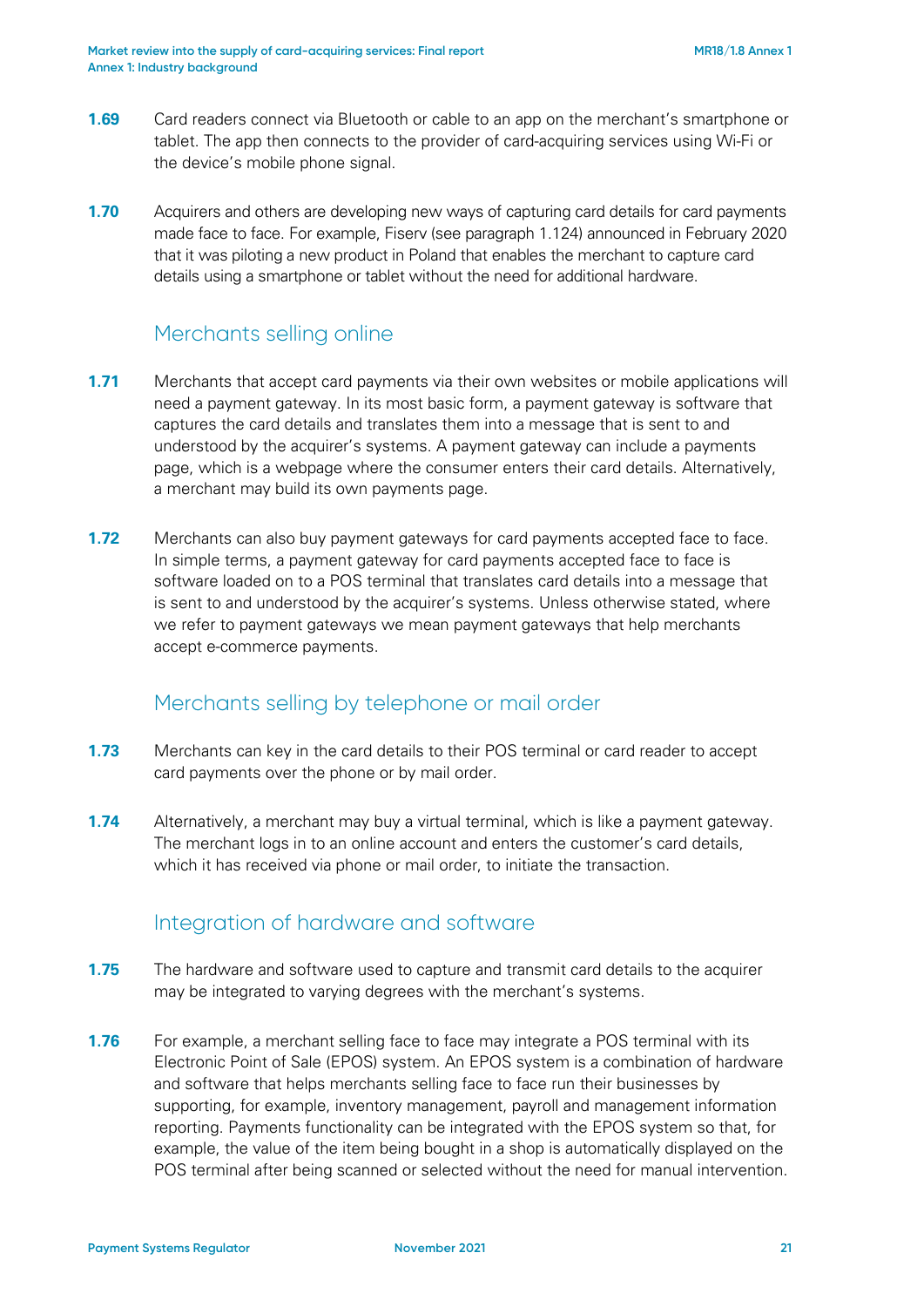**1.69** Card readers connect via Bluetooth or cable to an app on the merchant's smartphone or tablet. The app then connects to the provider of card-acquiring services using Wi-Fi or the device's mobile phone signal.

**1.70** Acquirers and others are developing new ways of capturing card details for card payments made face to face. For example, Fiserv (see paragraph 1.124) announced in February 2020 that it was piloting a new product in Poland that enables the merchant to capture card details using a smartphone or tablet without the need for additional hardware.

## Merchants selling online

**1.71** Merchants that accept card payments via their own websites or mobile applications will need a payment gateway. In its most basic form, a payment gateway is software that captures the card details and translates them into a message that is sent to and understood by the acquirer's systems. A payment gateway can include a payments page, which is a webpage where the consumer enters their card details. Alternatively, a merchant may build its own payments page.

**1.72** Merchants can also buy payment gateways for card payments accepted face to face. In simple terms, a payment gateway for card payments accepted face to face is software loaded on to a POS terminal that translates card details into a message that is sent to and understood by the acquirer's systems. Unless otherwise stated, where we refer to payment gateways we mean payment gateways that help merchants accept e-commerce payments.

## Merchants selling by telephone or mail order

**1.73** Merchants can key in the card details to their POS terminal or card reader to accept card payments over the phone or by mail order.

**1.74** Alternatively, a merchant may buy a virtual terminal, which is like a payment gateway. The merchant logs in to an online account and enters the customer's card details, which it has received via phone or mail order, to initiate the transaction.

## Integration of hardware and software

**1.75** The hardware and software used to capture and transmit card details to the acquirer may be integrated to varying degrees with the merchant's systems.

**1.76** For example, a merchant selling face to face may integrate a POS terminal with its Electronic Point of Sale (EPOS) system. An EPOS system is a combination of hardware and software that helps merchants selling face to face run their businesses by supporting, for example, inventory management, payroll and management information reporting. Payments functionality can be integrated with the EPOS system so that, for example, the value of the item being bought in a shop is automatically displayed on the POS terminal after being scanned or selected without the need for manual intervention.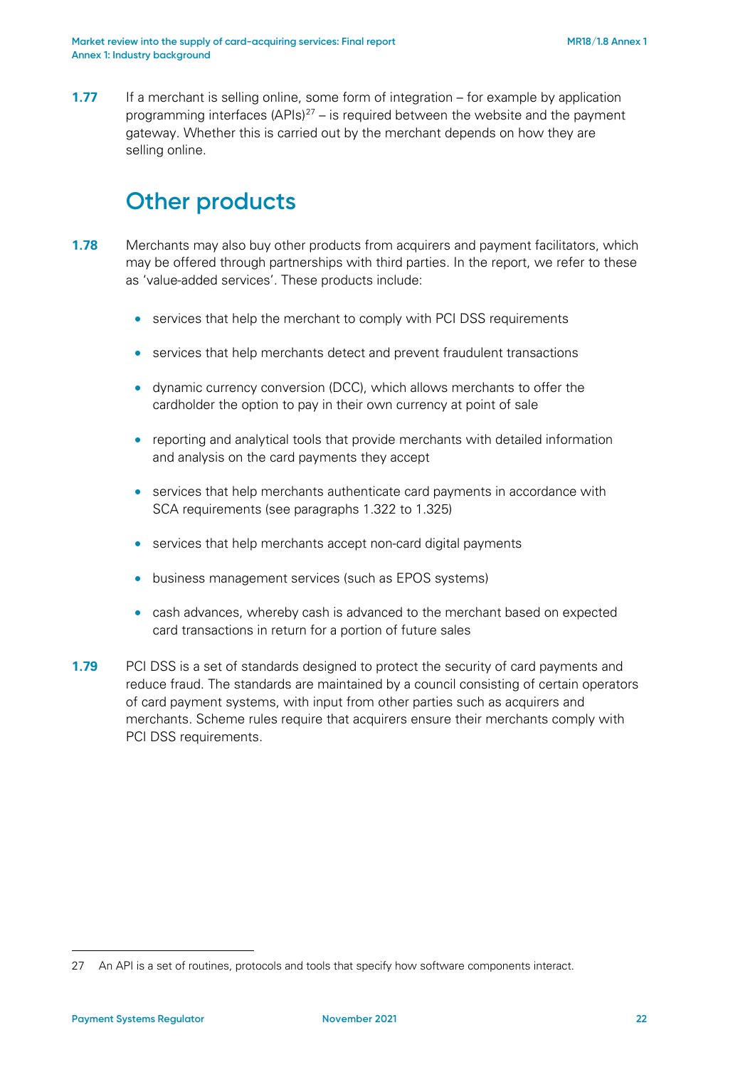**1.77** If a merchant is selling online, some form of integration – for example by application programming interfaces (APIs)[27] – is required between the website and the payment gateway. Whether this is carried out by the merchant depends on how they are selling online.

## Other products

**1.78** Merchants may also buy other products from acquirers and payment facilitators, which may be offered through partnerships with third parties. In the report, we refer to these as 'value-added services'. These products include:

- services that help the merchant to comply with PCI DSS requirements
- services that help merchants detect and prevent fraudulent transactions
- dynamic currency conversion (DCC), which allows merchants to offer the cardholder the option to pay in their own currency at point of sale
- reporting and analytical tools that provide merchants with detailed information and analysis on the card payments they accept
- services that help merchants authenticate card payments in accordance with SCA requirements (see paragraphs 1.322 to 1.325)
- services that help merchants accept non-card digital payments
- business management services (such as EPOS systems)
- cash advances, whereby cash is advanced to the merchant based on expected card transactions in return for a portion of future sales

**1.79** PCI DSS is a set of standards designed to protect the security of card payments and reduce fraud. The standards are maintained by a council consisting of certain operators of card payment systems, with input from other parties such as acquirers and merchants. Scheme rules require that acquirers ensure their merchants comply with PCI DSS requirements.

---

27 An API is a set of routines, protocols and tools that specify how software components interact.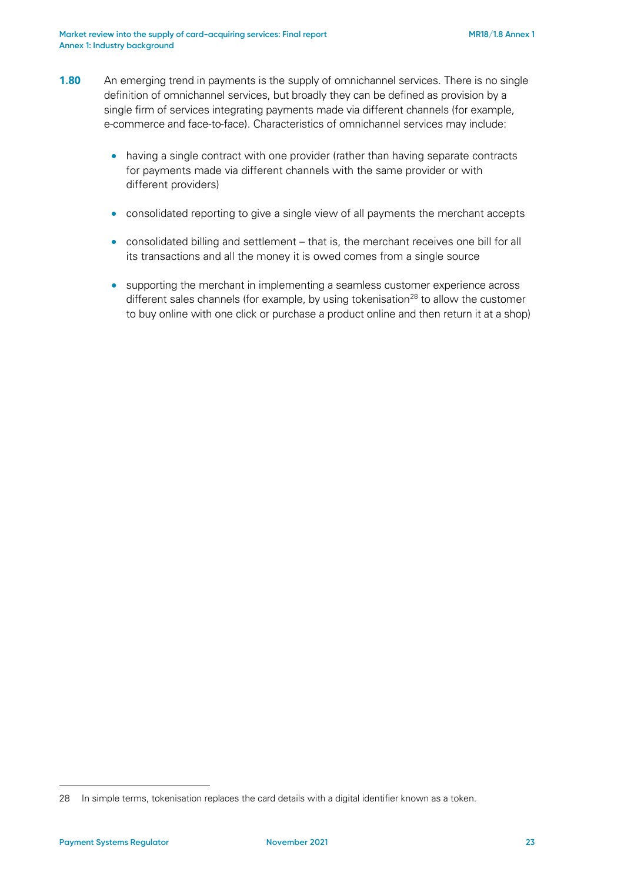**1.80** An emerging trend in payments is the supply of omnichannel services. There is no single definition of omnichannel services, but broadly they can be defined as provision by a single firm of services integrating payments made via different channels (for example, e-commerce and face-to-face). Characteristics of omnichannel services may include:

- having a single contract with one provider (rather than having separate contracts for payments made via different channels with the same provider or with different providers)
- consolidated reporting to give a single view of all payments the merchant accepts
- consolidated billing and settlement – that is, the merchant receives one bill for all its transactions and all the money it is owed comes from a single source
- supporting the merchant in implementing a seamless customer experience across different sales channels (for example, by using tokenisation[28] to allow the customer to buy online with one click or purchase a product online and then return it at a shop)

28 In simple terms, tokenisation replaces the card details with a digital identifier known as a token.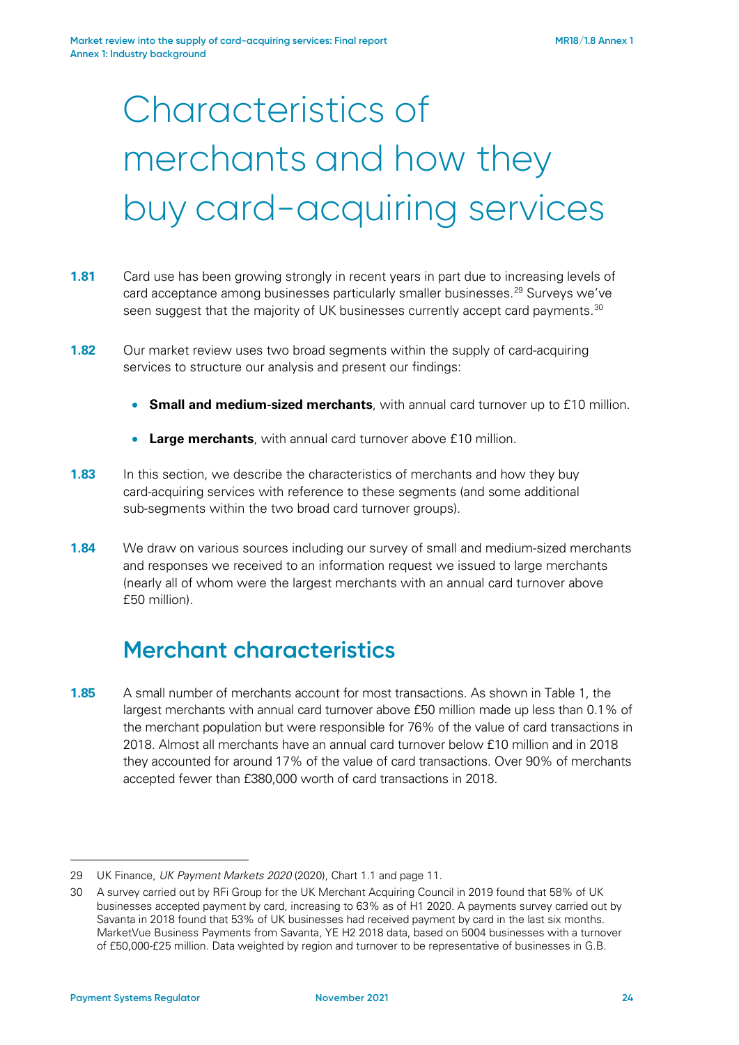# Characteristics of merchants and how they buy card-acquiring services

**1.81** Card use has been growing strongly in recent years in part due to increasing levels of card acceptance among businesses particularly smaller businesses.[29] Surveys we've seen suggest that the majority of UK businesses currently accept card payments.[30]

**1.82** Our market review uses two broad segments within the supply of card-acquiring services to structure our analysis and present our findings:

- **Small and medium-sized merchants**, with annual card turnover up to £10 million.
- **Large merchants**, with annual card turnover above £10 million.

**1.83** In this section, we describe the characteristics of merchants and how they buy card-acquiring services with reference to these segments (and some additional sub-segments within the two broad card turnover groups).

**1.84** We draw on various sources including our survey of small and medium-sized merchants and responses we received to an information request we issued to large merchants (nearly all of whom were the largest merchants with an annual card turnover above £50 million).

## Merchant characteristics

**1.85** A small number of merchants account for most transactions. As shown in Table 1, the largest merchants with annual card turnover above £50 million made up less than 0.1% of the merchant population but were responsible for 76% of the value of card transactions in 2018. Almost all merchants have an annual card turnover below £10 million and in 2018 they accounted for around 17% of the value of card transactions. Over 90% of merchants accepted fewer than £380,000 worth of card transactions in 2018.

---

29 UK Finance, *UK Payment Markets 2020* (2020), Chart 1.1 and page 11.

30 A survey carried out by RFi Group for the UK Merchant Acquiring Council in 2019 found that 58% of UK businesses accepted payment by card, increasing to 63% as of H1 2020. A payments survey carried out by Savanta in 2018 found that 53% of UK businesses had received payment by card in the last six months. MarketVue Business Payments from Savanta, YE H2 2018 data, based on 5004 businesses with a turnover of £50,000-£25 million. Data weighted by region and turnover to be representative of businesses in G.B.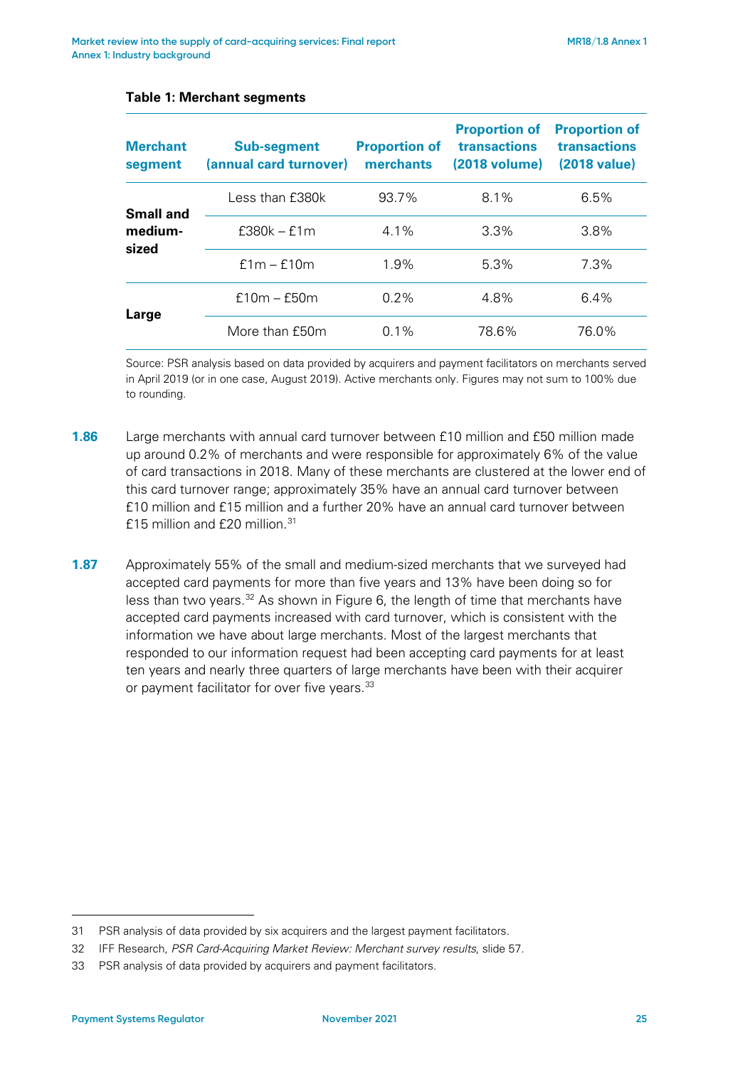**Table 1: Merchant segments**

| Merchant segment | Sub-segment (annual card turnover) | Proportion of merchants | Proportion of transactions (2018 volume) | Proportion of transactions (2018 value) |
|---|---|---|---|---|
| Small and medium-sized | Less than £380k | 93.7% | 8.1% | 6.5% |
| | £380k – £1m | 4.1% | 3.3% | 3.8% |
| | £1m – £10m | 1.9% | 5.3% | 7.3% |
| Large | £10m – £50m | 0.2% | 4.8% | 6.4% |
| | More than £50m | 0.1% | 78.6% | 76.0% |

Source: PSR analysis based on data provided by acquirers and payment facilitators on merchants served in April 2019 (or in one case, August 2019). Active merchants only. Figures may not sum to 100% due to rounding.

**1.86** Large merchants with annual card turnover between £10 million and £50 million made up around 0.2% of merchants and were responsible for approximately 6% of the value of card transactions in 2018. Many of these merchants are clustered at the lower end of this card turnover range; approximately 35% have an annual card turnover between £10 million and £15 million and a further 20% have an annual card turnover between £15 million and £20 million.[31]

**1.87** Approximately 55% of the small and medium-sized merchants that we surveyed had accepted card payments for more than five years and 13% have been doing so for less than two years.[32] As shown in Figure 6, the length of time that merchants have accepted card payments increased with card turnover, which is consistent with the information we have about large merchants. Most of the largest merchants that responded to our information request had been accepting card payments for at least ten years and nearly three quarters of large merchants have been with their acquirer or payment facilitator for over five years.[33]

31 PSR analysis of data provided by six acquirers and the largest payment facilitators.

32 IFF Research, *PSR Card-Acquiring Market Review: Merchant survey results*, slide 57.

33 PSR analysis of data provided by acquirers and payment facilitators.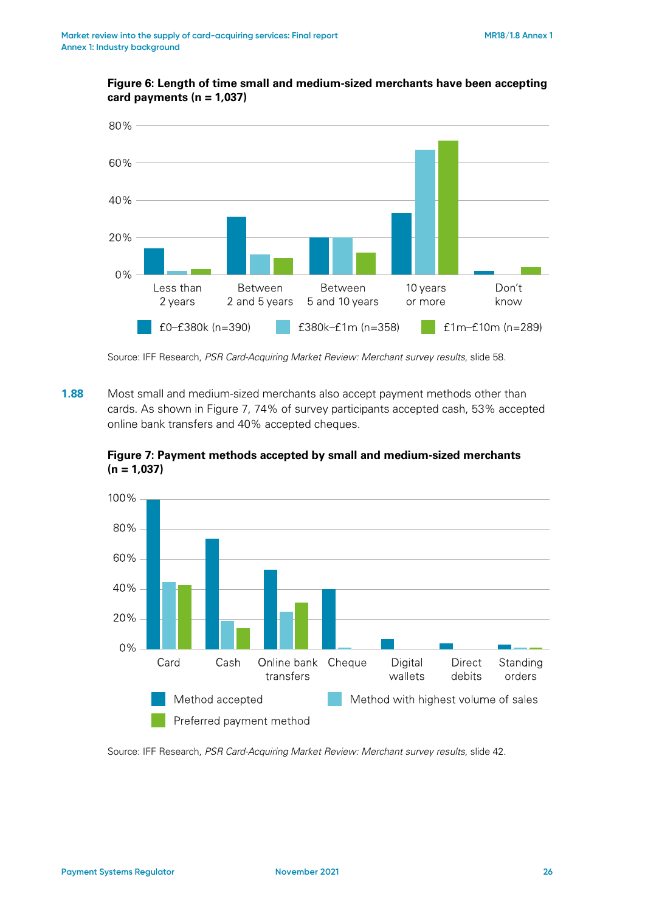**Figure 6: Length of time small and medium-sized merchants have been accepting card payments (n = 1,037)**

Source: IFF Research, *PSR Card-Acquiring Market Review: Merchant survey results*, slide 58.

**1.88** Most small and medium-sized merchants also accept payment methods other than cards. As shown in Figure 7, 74% of survey participants accepted cash, 53% accepted online bank transfers and 40% accepted cheques.

**Figure 7: Payment methods accepted by small and medium-sized merchants (n = 1,037)**

Source: IFF Research, *PSR Card-Acquiring Market Review: Merchant survey results*, slide 42.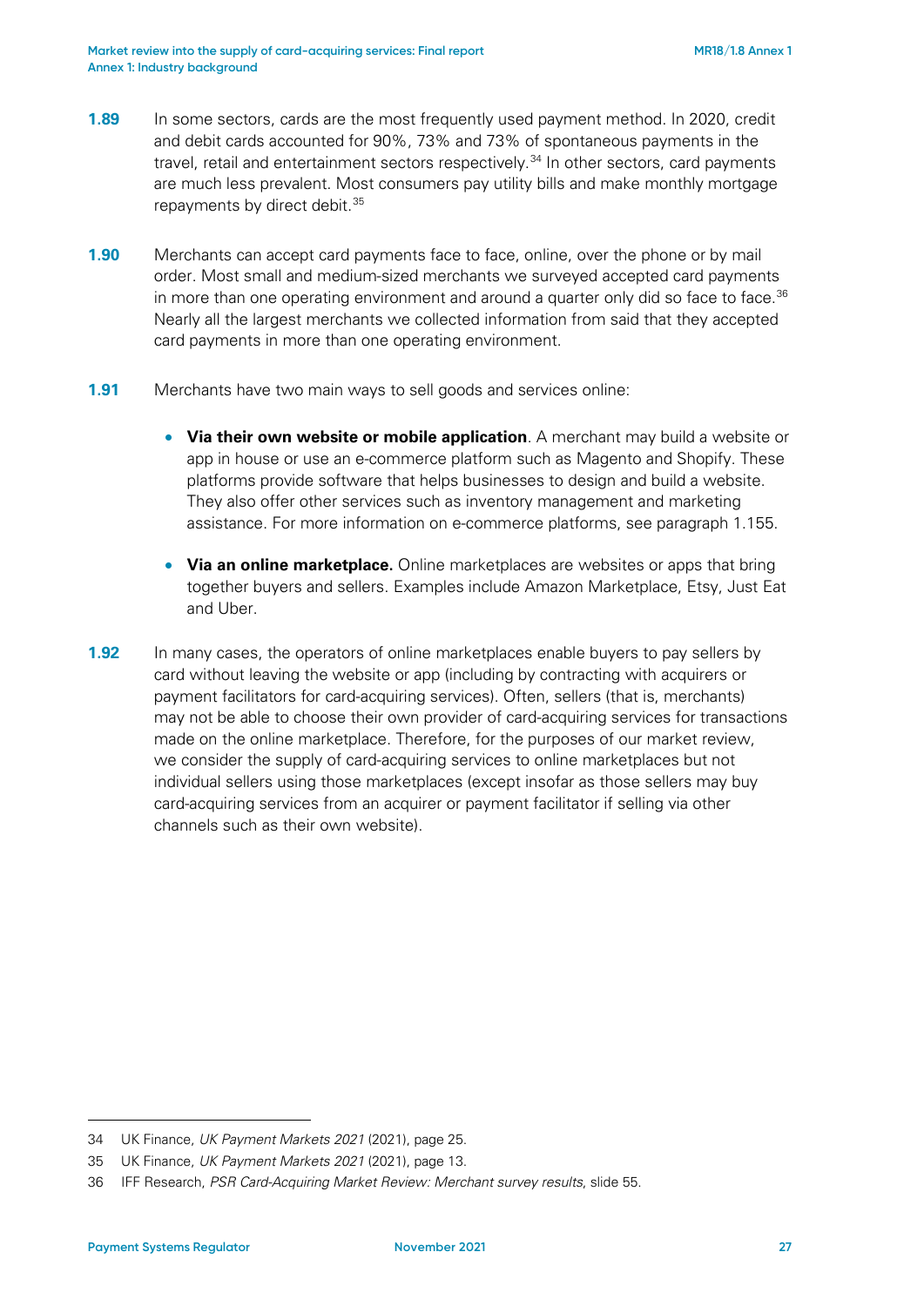**1.89** In some sectors, cards are the most frequently used payment method. In 2020, credit and debit cards accounted for 90%, 73% and 73% of spontaneous payments in the travel, retail and entertainment sectors respectively.[34] In other sectors, card payments are much less prevalent. Most consumers pay utility bills and make monthly mortgage repayments by direct debit.[35]

**1.90** Merchants can accept card payments face to face, online, over the phone or by mail order. Most small and medium-sized merchants we surveyed accepted card payments in more than one operating environment and around a quarter only did so face to face.[36] Nearly all the largest merchants we collected information from said that they accepted card payments in more than one operating environment.

**1.91** Merchants have two main ways to sell goods and services online:

- **Via their own website or mobile application**. A merchant may build a website or app in house or use an e-commerce platform such as Magento and Shopify. These platforms provide software that helps businesses to design and build a website. They also offer other services such as inventory management and marketing assistance. For more information on e-commerce platforms, see paragraph 1.155.
- **Via an online marketplace.** Online marketplaces are websites or apps that bring together buyers and sellers. Examples include Amazon Marketplace, Etsy, Just Eat and Uber.

**1.92** In many cases, the operators of online marketplaces enable buyers to pay sellers by card without leaving the website or app (including by contracting with acquirers or payment facilitators for card-acquiring services). Often, sellers (that is, merchants) may not be able to choose their own provider of card-acquiring services for transactions made on the online marketplace. Therefore, for the purposes of our market review, we consider the supply of card-acquiring services to online marketplaces but not individual sellers using those marketplaces (except insofar as those sellers may buy card-acquiring services from an acquirer or payment facilitator if selling via other channels such as their own website).

---

34 UK Finance, *UK Payment Markets 2021* (2021), page 25.

35 UK Finance, *UK Payment Markets 2021* (2021), page 13.

36 IFF Research, *PSR Card-Acquiring Market Review: Merchant survey results*, slide 55.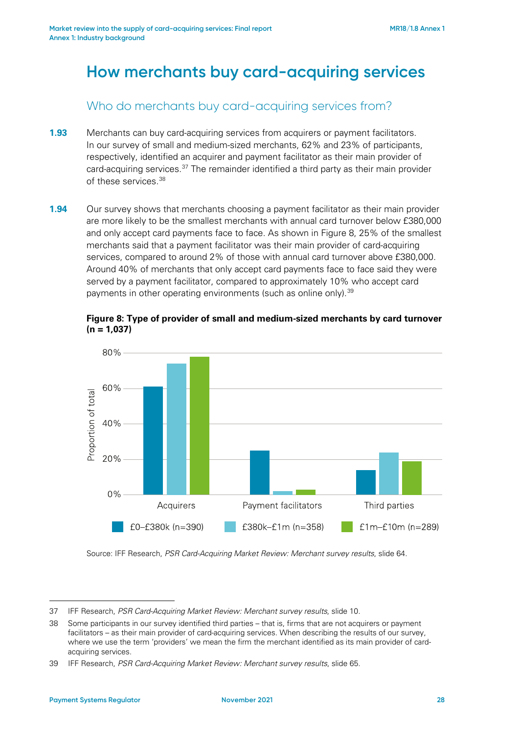# How merchants buy card-acquiring services

## Who do merchants buy card-acquiring services from?

**1.93** Merchants can buy card-acquiring services from acquirers or payment facilitators. In our survey of small and medium-sized merchants, 62% and 23% of participants, respectively, identified an acquirer and payment facilitator as their main provider of card-acquiring services.[37] The remainder identified a third party as their main provider of these services.[38]

**1.94** Our survey shows that merchants choosing a payment facilitator as their main provider are more likely to be the smallest merchants with annual card turnover below £380,000 and only accept card payments face to face. As shown in Figure 8, 25% of the smallest merchants said that a payment facilitator was their main provider of card-acquiring services, compared to around 2% of those with annual card turnover above £380,000. Around 40% of merchants that only accept card payments face to face said they were served by a payment facilitator, compared to approximately 10% who accept card payments in other operating environments (such as online only).[39]

**Figure 8: Type of provider of small and medium-sized merchants by card turnover (n = 1,037)**

Source: IFF Research, *PSR Card-Acquiring Market Review: Merchant survey results*, slide 64.

---

37 IFF Research, *PSR Card-Acquiring Market Review: Merchant survey results*, slide 10.

38 Some participants in our survey identified third parties – that is, firms that are not acquirers or payment facilitators – as their main provider of card-acquiring services. When describing the results of our survey, where we use the term 'providers' we mean the firm the merchant identified as its main provider of card-acquiring services.

39 IFF Research, *PSR Card-Acquiring Market Review: Merchant survey results*, slide 65.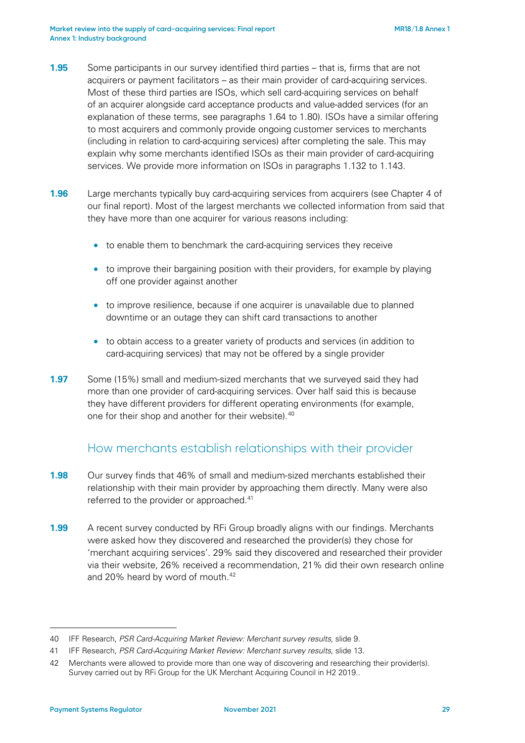**1.95** Some participants in our survey identified third parties – that is, firms that are not acquirers or payment facilitators – as their main provider of card-acquiring services. Most of these third parties are ISOs, which sell card-acquiring services on behalf of an acquirer alongside card acceptance products and value-added services (for an explanation of these terms, see paragraphs 1.64 to 1.80). ISOs have a similar offering to most acquirers and commonly provide ongoing customer services to merchants (including in relation to card-acquiring services) after completing the sale. This may explain why some merchants identified ISOs as their main provider of card-acquiring services. We provide more information on ISOs in paragraphs 1.132 to 1.143.

**1.96** Large merchants typically buy card-acquiring services from acquirers (see Chapter 4 of our final report). Most of the largest merchants we collected information from said that they have more than one acquirer for various reasons including:

- to enable them to benchmark the card-acquiring services they receive
- to improve their bargaining position with their providers, for example by playing off one provider against another
- to improve resilience, because if one acquirer is unavailable due to planned downtime or an outage they can shift card transactions to another
- to obtain access to a greater variety of products and services (in addition to card-acquiring services) that may not be offered by a single provider

**1.97** Some (15%) small and medium-sized merchants that we surveyed said they had more than one provider of card-acquiring services. Over half said this is because they have different providers for different operating environments (for example, one for their shop and another for their website).[40]

## How merchants establish relationships with their provider

**1.98** Our survey finds that 46% of small and medium-sized merchants established their relationship with their main provider by approaching them directly. Many were also referred to the provider or approached.[41]

**1.99** A recent survey conducted by RFi Group broadly aligns with our findings. Merchants were asked how they discovered and researched the provider(s) they chose for 'merchant acquiring services'. 29% said they discovered and researched their provider via their website, 26% received a recommendation, 21% did their own research online and 20% heard by word of mouth.[42]

---

40 IFF Research, *PSR Card-Acquiring Market Review: Merchant survey results*, slide 9.

41 IFF Research, *PSR Card-Acquiring Market Review: Merchant survey results*, slide 13.

42 Merchants were allowed to provide more than one way of discovering and researching their provider(s). Survey carried out by RFi Group for the UK Merchant Acquiring Council in H2 2019..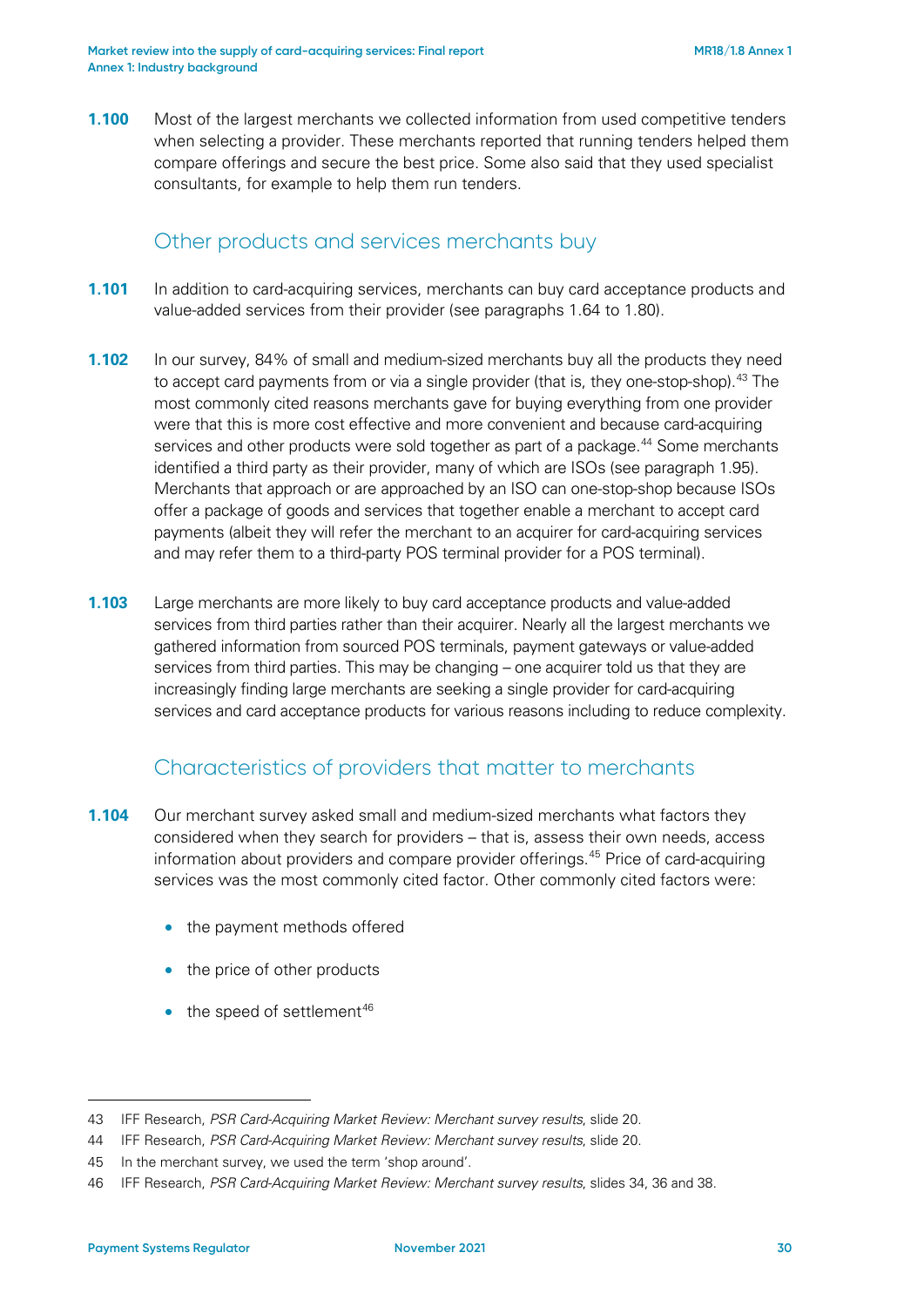**1.100** Most of the largest merchants we collected information from used competitive tenders when selecting a provider. These merchants reported that running tenders helped them compare offerings and secure the best price. Some also said that they used specialist consultants, for example to help them run tenders.

## Other products and services merchants buy

**1.101** In addition to card-acquiring services, merchants can buy card acceptance products and value-added services from their provider (see paragraphs 1.64 to 1.80).

**1.102** In our survey, 84% of small and medium-sized merchants buy all the products they need to accept card payments from or via a single provider (that is, they one-stop-shop).[43] The most commonly cited reasons merchants gave for buying everything from one provider were that this is more cost effective and more convenient and because card-acquiring services and other products were sold together as part of a package.[44] Some merchants identified a third party as their provider, many of which are ISOs (see paragraph 1.95). Merchants that approach or are approached by an ISO can one-stop-shop because ISOs offer a package of goods and services that together enable a merchant to accept card payments (albeit they will refer the merchant to an acquirer for card-acquiring services and may refer them to a third-party POS terminal provider for a POS terminal).

**1.103** Large merchants are more likely to buy card acceptance products and value-added services from third parties rather than their acquirer. Nearly all the largest merchants we gathered information from sourced POS terminals, payment gateways or value-added services from third parties. This may be changing – one acquirer told us that they are increasingly finding large merchants are seeking a single provider for card-acquiring services and card acceptance products for various reasons including to reduce complexity.

## Characteristics of providers that matter to merchants

**1.104** Our merchant survey asked small and medium-sized merchants what factors they considered when they search for providers – that is, assess their own needs, access information about providers and compare provider offerings.[45] Price of card-acquiring services was the most commonly cited factor. Other commonly cited factors were:

- the payment methods offered
- the price of other products
- the speed of settlement[46]

---

43 IFF Research, *PSR Card-Acquiring Market Review: Merchant survey results*, slide 20.

44 IFF Research, *PSR Card-Acquiring Market Review: Merchant survey results*, slide 20.

45 In the merchant survey, we used the term 'shop around'.

46 IFF Research, *PSR Card-Acquiring Market Review: Merchant survey results*, slides 34, 36 and 38.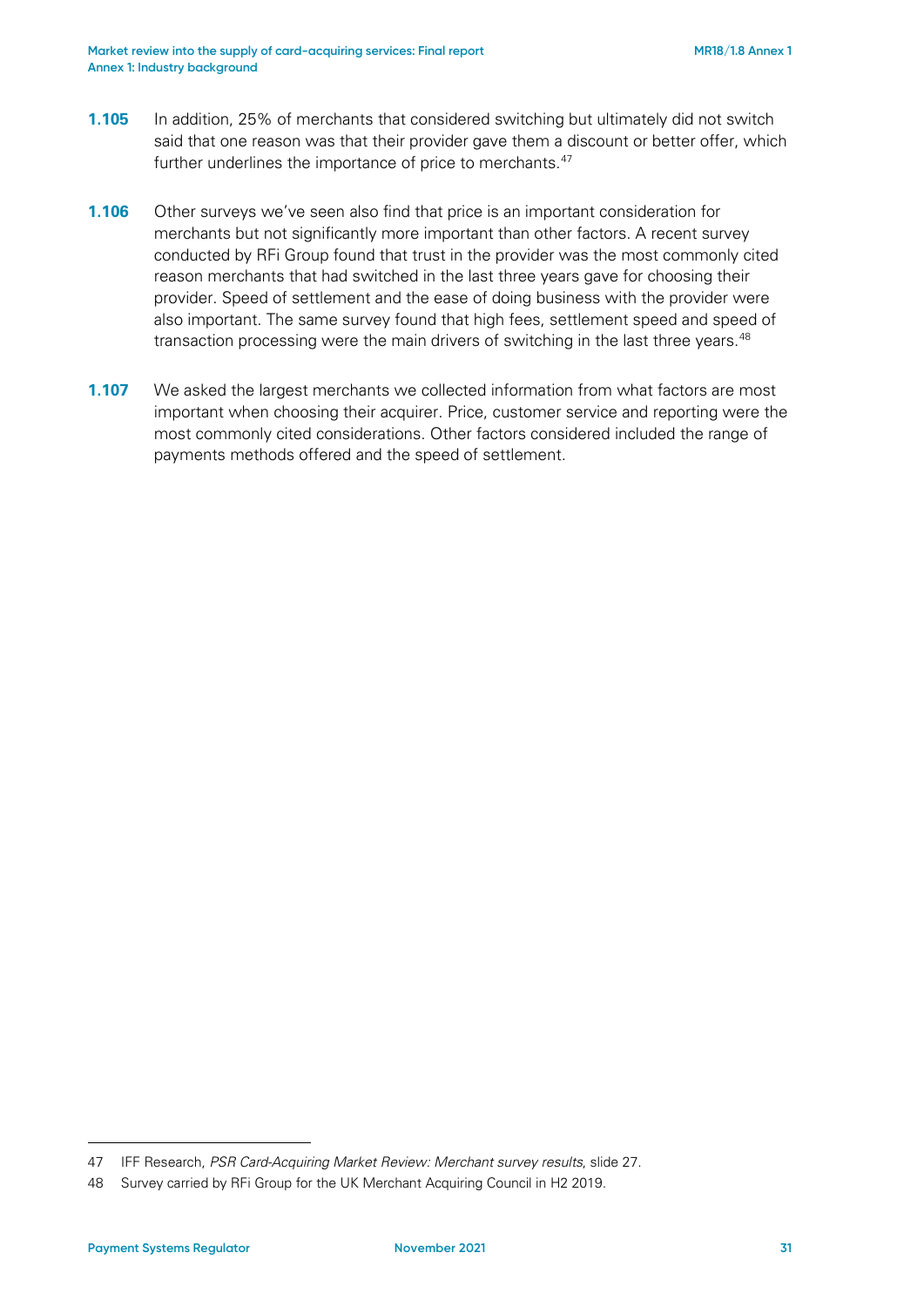**1.105** In addition, 25% of merchants that considered switching but ultimately did not switch said that one reason was that their provider gave them a discount or better offer, which further underlines the importance of price to merchants.[47]

**1.106** Other surveys we've seen also find that price is an important consideration for merchants but not significantly more important than other factors. A recent survey conducted by RFi Group found that trust in the provider was the most commonly cited reason merchants that had switched in the last three years gave for choosing their provider. Speed of settlement and the ease of doing business with the provider were also important. The same survey found that high fees, settlement speed and speed of transaction processing were the main drivers of switching in the last three years.[48]

**1.107** We asked the largest merchants we collected information from what factors are most important when choosing their acquirer. Price, customer service and reporting were the most commonly cited considerations. Other factors considered included the range of payments methods offered and the speed of settlement.

---

47 IFF Research, *PSR Card-Acquiring Market Review: Merchant survey results*, slide 27.

48 Survey carried by RFi Group for the UK Merchant Acquiring Council in H2 2019.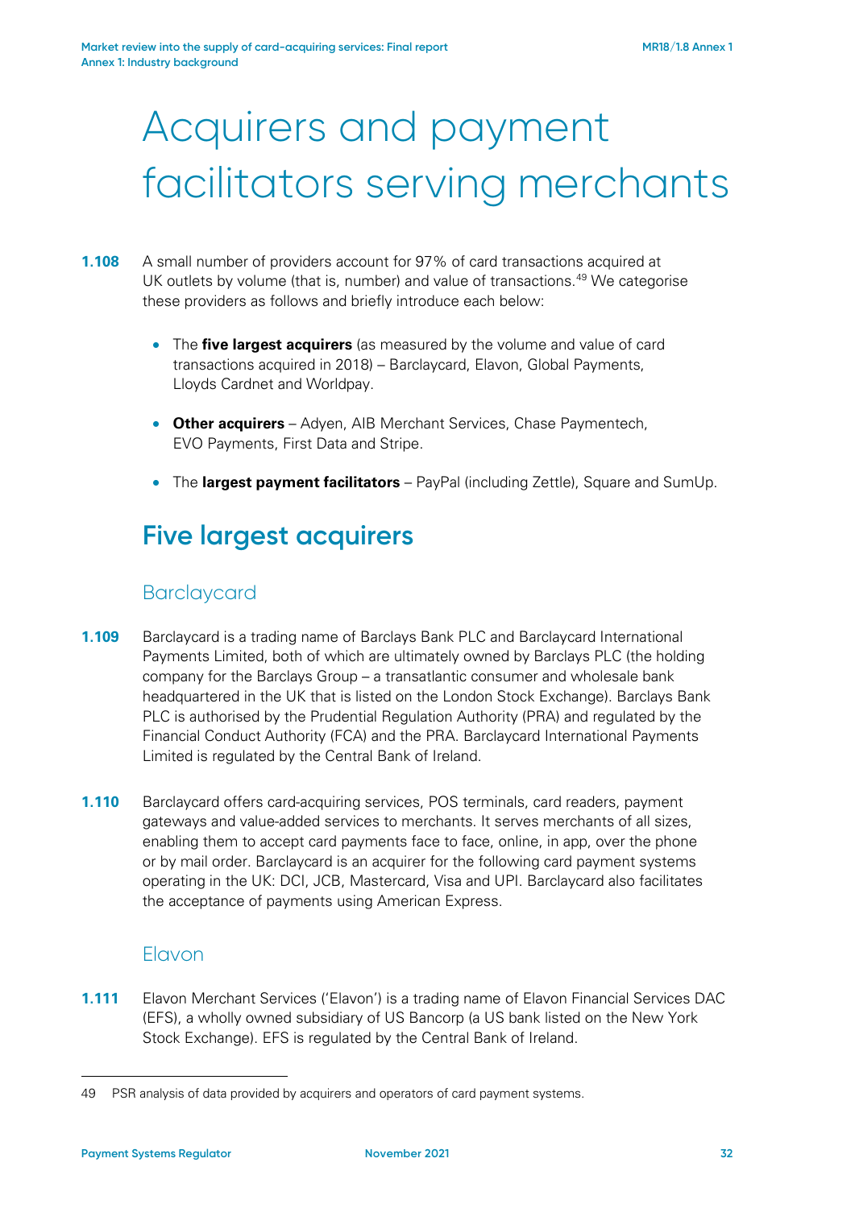# Acquirers and payment facilitators serving merchants

**1.108** A small number of providers account for 97% of card transactions acquired at UK outlets by volume (that is, number) and value of transactions.[49] We categorise these providers as follows and briefly introduce each below:

- The **five largest acquirers** (as measured by the volume and value of card transactions acquired in 2018) – Barclaycard, Elavon, Global Payments, Lloyds Cardnet and Worldpay.
- **Other acquirers** – Adyen, AIB Merchant Services, Chase Paymentech, EVO Payments, First Data and Stripe.
- The **largest payment facilitators** – PayPal (including Zettle), Square and SumUp.

## Five largest acquirers

### Barclaycard

**1.109** Barclaycard is a trading name of Barclays Bank PLC and Barclaycard International Payments Limited, both of which are ultimately owned by Barclays PLC (the holding company for the Barclays Group – a transatlantic consumer and wholesale bank headquartered in the UK that is listed on the London Stock Exchange). Barclays Bank PLC is authorised by the Prudential Regulation Authority (PRA) and regulated by the Financial Conduct Authority (FCA) and the PRA. Barclaycard International Payments Limited is regulated by the Central Bank of Ireland.

**1.110** Barclaycard offers card-acquiring services, POS terminals, card readers, payment gateways and value-added services to merchants. It serves merchants of all sizes, enabling them to accept card payments face to face, online, in app, over the phone or by mail order. Barclaycard is an acquirer for the following card payment systems operating in the UK: DCI, JCB, Mastercard, Visa and UPI. Barclaycard also facilitates the acceptance of payments using American Express.

### Elavon

**1.111** Elavon Merchant Services ('Elavon') is a trading name of Elavon Financial Services DAC (EFS), a wholly owned subsidiary of US Bancorp (a US bank listed on the New York Stock Exchange). EFS is regulated by the Central Bank of Ireland.

49 PSR analysis of data provided by acquirers and operators of card payment systems.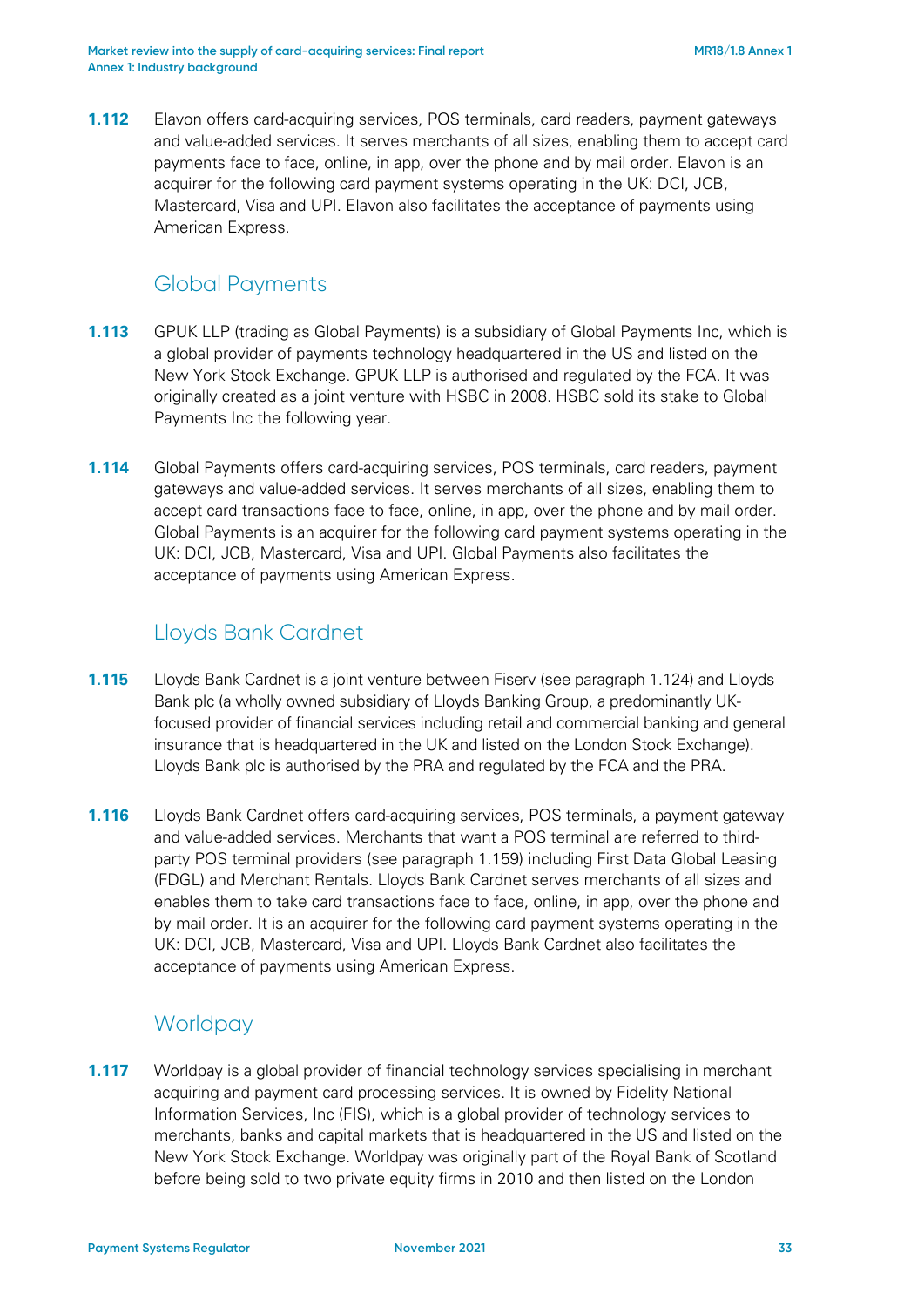**1.112** Elavon offers card-acquiring services, POS terminals, card readers, payment gateways and value-added services. It serves merchants of all sizes, enabling them to accept card payments face to face, online, in app, over the phone and by mail order. Elavon is an acquirer for the following card payment systems operating in the UK: DCI, JCB, Mastercard, Visa and UPI. Elavon also facilitates the acceptance of payments using American Express.

### Global Payments

**1.113** GPUK LLP (trading as Global Payments) is a subsidiary of Global Payments Inc, which is a global provider of payments technology headquartered in the US and listed on the New York Stock Exchange. GPUK LLP is authorised and regulated by the FCA. It was originally created as a joint venture with HSBC in 2008. HSBC sold its stake to Global Payments Inc the following year.

**1.114** Global Payments offers card-acquiring services, POS terminals, card readers, payment gateways and value-added services. It serves merchants of all sizes, enabling them to accept card transactions face to face, online, in app, over the phone and by mail order. Global Payments is an acquirer for the following card payment systems operating in the UK: DCI, JCB, Mastercard, Visa and UPI. Global Payments also facilitates the acceptance of payments using American Express.

### Lloyds Bank Cardnet

**1.115** Lloyds Bank Cardnet is a joint venture between Fiserv (see paragraph 1.124) and Lloyds Bank plc (a wholly owned subsidiary of Lloyds Banking Group, a predominantly UK-focused provider of financial services including retail and commercial banking and general insurance that is headquartered in the UK and listed on the London Stock Exchange). Lloyds Bank plc is authorised by the PRA and regulated by the FCA and the PRA.

**1.116** Lloyds Bank Cardnet offers card-acquiring services, POS terminals, a payment gateway and value-added services. Merchants that want a POS terminal are referred to third-party POS terminal providers (see paragraph 1.159) including First Data Global Leasing (FDGL) and Merchant Rentals. Lloyds Bank Cardnet serves merchants of all sizes and enables them to take card transactions face to face, online, in app, over the phone and by mail order. It is an acquirer for the following card payment systems operating in the UK: DCI, JCB, Mastercard, Visa and UPI. Lloyds Bank Cardnet also facilitates the acceptance of payments using American Express.

### Worldpay

**1.117** Worldpay is a global provider of financial technology services specialising in merchant acquiring and payment card processing services. It is owned by Fidelity National Information Services, Inc (FIS), which is a global provider of technology services to merchants, banks and capital markets that is headquartered in the US and listed on the New York Stock Exchange. Worldpay was originally part of the Royal Bank of Scotland before being sold to two private equity firms in 2010 and then listed on the London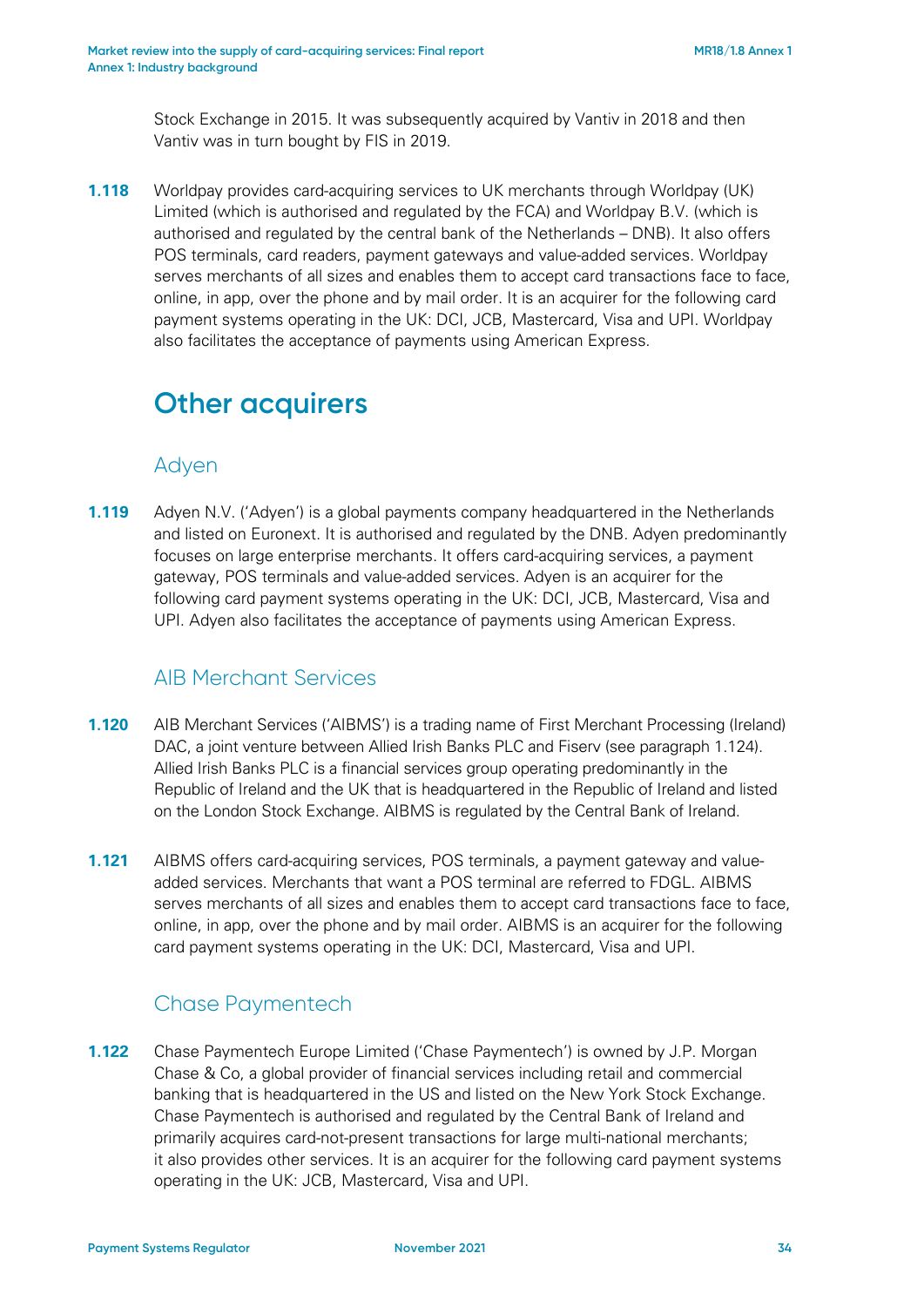Stock Exchange in 2015. It was subsequently acquired by Vantiv in 2018 and then Vantiv was in turn bought by FIS in 2019.

**1.118** Worldpay provides card-acquiring services to UK merchants through Worldpay (UK) Limited (which is authorised and regulated by the FCA) and Worldpay B.V. (which is authorised and regulated by the central bank of the Netherlands – DNB). It also offers POS terminals, card readers, payment gateways and value-added services. Worldpay serves merchants of all sizes and enables them to accept card transactions face to face, online, in app, over the phone and by mail order. It is an acquirer for the following card payment systems operating in the UK: DCI, JCB, Mastercard, Visa and UPI. Worldpay also facilitates the acceptance of payments using American Express.

## Other acquirers

### Adyen

**1.119** Adyen N.V. ('Adyen') is a global payments company headquartered in the Netherlands and listed on Euronext. It is authorised and regulated by the DNB. Adyen predominantly focuses on large enterprise merchants. It offers card-acquiring services, a payment gateway, POS terminals and value-added services. Adyen is an acquirer for the following card payment systems operating in the UK: DCI, JCB, Mastercard, Visa and UPI. Adyen also facilitates the acceptance of payments using American Express.

### AIB Merchant Services

**1.120** AIB Merchant Services ('AIBMS') is a trading name of First Merchant Processing (Ireland) DAC, a joint venture between Allied Irish Banks PLC and Fiserv (see paragraph 1.124). Allied Irish Banks PLC is a financial services group operating predominantly in the Republic of Ireland and the UK that is headquartered in the Republic of Ireland and listed on the London Stock Exchange. AIBMS is regulated by the Central Bank of Ireland.

**1.121** AIBMS offers card-acquiring services, POS terminals, a payment gateway and value-added services. Merchants that want a POS terminal are referred to FDGL. AIBMS serves merchants of all sizes and enables them to accept card transactions face to face, online, in app, over the phone and by mail order. AIBMS is an acquirer for the following card payment systems operating in the UK: DCI, Mastercard, Visa and UPI.

### Chase Paymentech

**1.122** Chase Paymentech Europe Limited ('Chase Paymentech') is owned by J.P. Morgan Chase & Co, a global provider of financial services including retail and commercial banking that is headquartered in the US and listed on the New York Stock Exchange. Chase Paymentech is authorised and regulated by the Central Bank of Ireland and primarily acquires card-not-present transactions for large multi-national merchants; it also provides other services. It is an acquirer for the following card payment systems operating in the UK: JCB, Mastercard, Visa and UPI.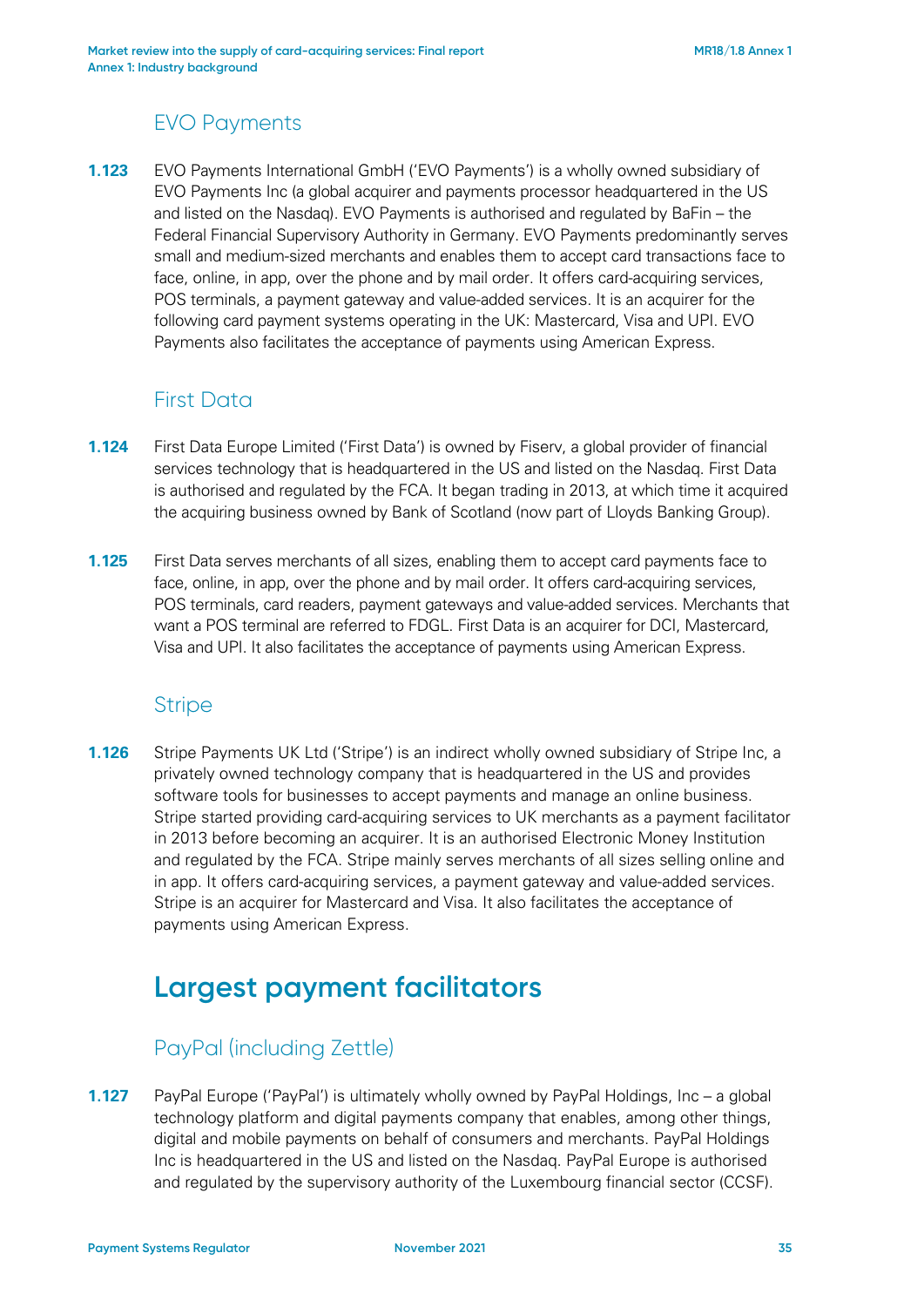### EVO Payments

**1.123** EVO Payments International GmbH ('EVO Payments') is a wholly owned subsidiary of EVO Payments Inc (a global acquirer and payments processor headquartered in the US and listed on the Nasdaq). EVO Payments is authorised and regulated by BaFin – the Federal Financial Supervisory Authority in Germany. EVO Payments predominantly serves small and medium-sized merchants and enables them to accept card transactions face to face, online, in app, over the phone and by mail order. It offers card-acquiring services, POS terminals, a payment gateway and value-added services. It is an acquirer for the following card payment systems operating in the UK: Mastercard, Visa and UPI. EVO Payments also facilitates the acceptance of payments using American Express.

### First Data

**1.124** First Data Europe Limited ('First Data') is owned by Fiserv, a global provider of financial services technology that is headquartered in the US and listed on the Nasdaq. First Data is authorised and regulated by the FCA. It began trading in 2013, at which time it acquired the acquiring business owned by Bank of Scotland (now part of Lloyds Banking Group).

**1.125** First Data serves merchants of all sizes, enabling them to accept card payments face to face, online, in app, over the phone and by mail order. It offers card-acquiring services, POS terminals, card readers, payment gateways and value-added services. Merchants that want a POS terminal are referred to FDGL. First Data is an acquirer for DCI, Mastercard, Visa and UPI. It also facilitates the acceptance of payments using American Express.

### Stripe

**1.126** Stripe Payments UK Ltd ('Stripe') is an indirect wholly owned subsidiary of Stripe Inc, a privately owned technology company that is headquartered in the US and provides software tools for businesses to accept payments and manage an online business. Stripe started providing card-acquiring services to UK merchants as a payment facilitator in 2013 before becoming an acquirer. It is an authorised Electronic Money Institution and regulated by the FCA. Stripe mainly serves merchants of all sizes selling online and in app. It offers card-acquiring services, a payment gateway and value-added services. Stripe is an acquirer for Mastercard and Visa. It also facilitates the acceptance of payments using American Express.

## Largest payment facilitators

### PayPal (including Zettle)

**1.127** PayPal Europe ('PayPal') is ultimately wholly owned by PayPal Holdings, Inc – a global technology platform and digital payments company that enables, among other things, digital and mobile payments on behalf of consumers and merchants. PayPal Holdings Inc is headquartered in the US and listed on the Nasdaq. PayPal Europe is authorised and regulated by the supervisory authority of the Luxembourg financial sector (CCSF).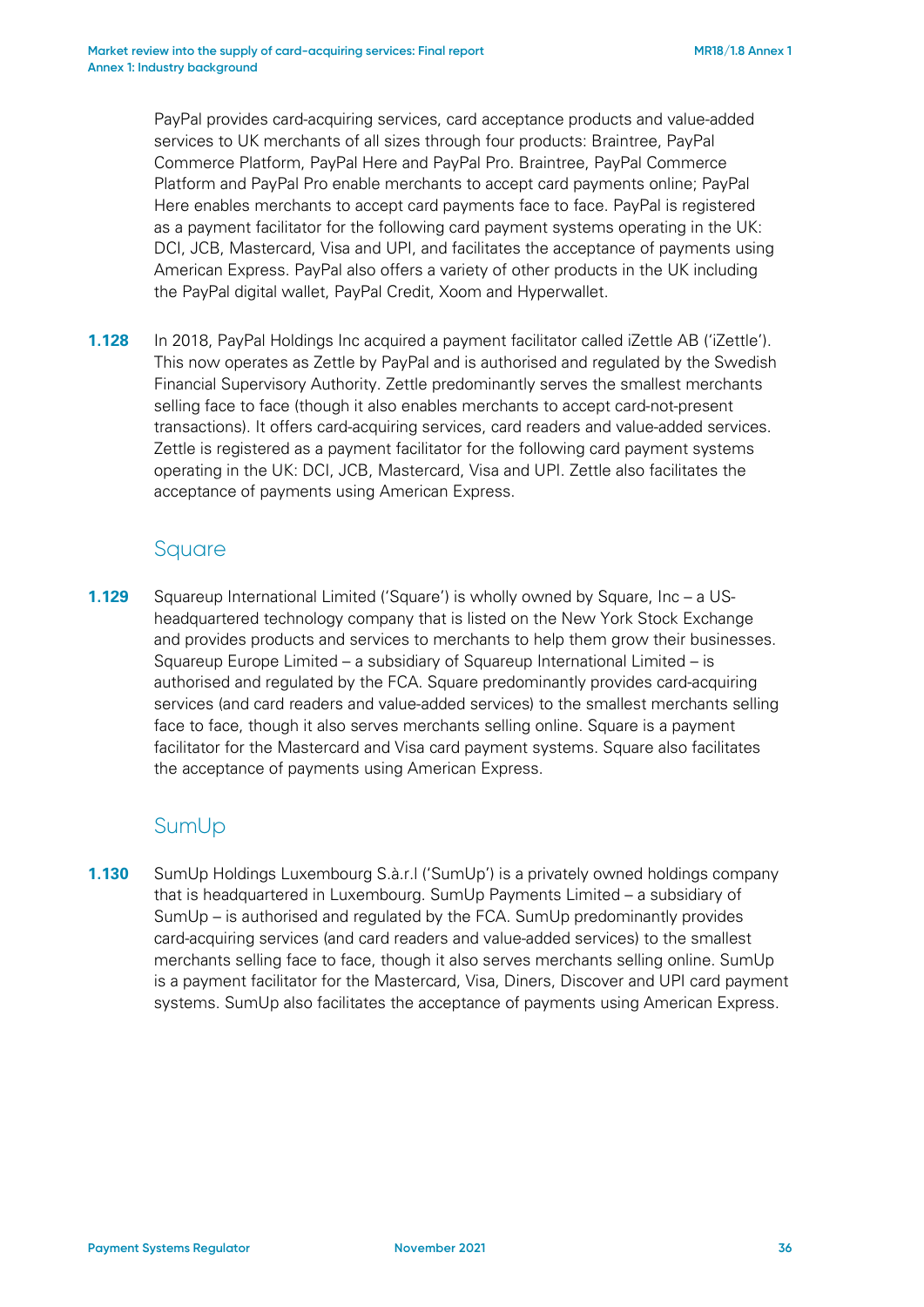PayPal provides card-acquiring services, card acceptance products and value-added services to UK merchants of all sizes through four products: Braintree, PayPal Commerce Platform, PayPal Here and PayPal Pro. Braintree, PayPal Commerce Platform and PayPal Pro enable merchants to accept card payments online; PayPal Here enables merchants to accept card payments face to face. PayPal is registered as a payment facilitator for the following card payment systems operating in the UK: DCI, JCB, Mastercard, Visa and UPI, and facilitates the acceptance of payments using American Express. PayPal also offers a variety of other products in the UK including the PayPal digital wallet, PayPal Credit, Xoom and Hyperwallet.

**1.128** In 2018, PayPal Holdings Inc acquired a payment facilitator called iZettle AB ('iZettle'). This now operates as Zettle by PayPal and is authorised and regulated by the Swedish Financial Supervisory Authority. Zettle predominantly serves the smallest merchants selling face to face (though it also enables merchants to accept card-not-present transactions). It offers card-acquiring services, card readers and value-added services. Zettle is registered as a payment facilitator for the following card payment systems operating in the UK: DCI, JCB, Mastercard, Visa and UPI. Zettle also facilitates the acceptance of payments using American Express.

## Square

**1.129** Squareup International Limited ('Square') is wholly owned by Square, Inc – a US-headquartered technology company that is listed on the New York Stock Exchange and provides products and services to merchants to help them grow their businesses. Squareup Europe Limited – a subsidiary of Squareup International Limited – is authorised and regulated by the FCA. Square predominantly provides card-acquiring services (and card readers and value-added services) to the smallest merchants selling face to face, though it also serves merchants selling online. Square is a payment facilitator for the Mastercard and Visa card payment systems. Square also facilitates the acceptance of payments using American Express.

## SumUp

**1.130** SumUp Holdings Luxembourg S.à.r.l ('SumUp') is a privately owned holdings company that is headquartered in Luxembourg. SumUp Payments Limited – a subsidiary of SumUp – is authorised and regulated by the FCA. SumUp predominantly provides card-acquiring services (and card readers and value-added services) to the smallest merchants selling face to face, though it also serves merchants selling online. SumUp is a payment facilitator for the Mastercard, Visa, Diners, Discover and UPI card payment systems. SumUp also facilitates the acceptance of payments using American Express.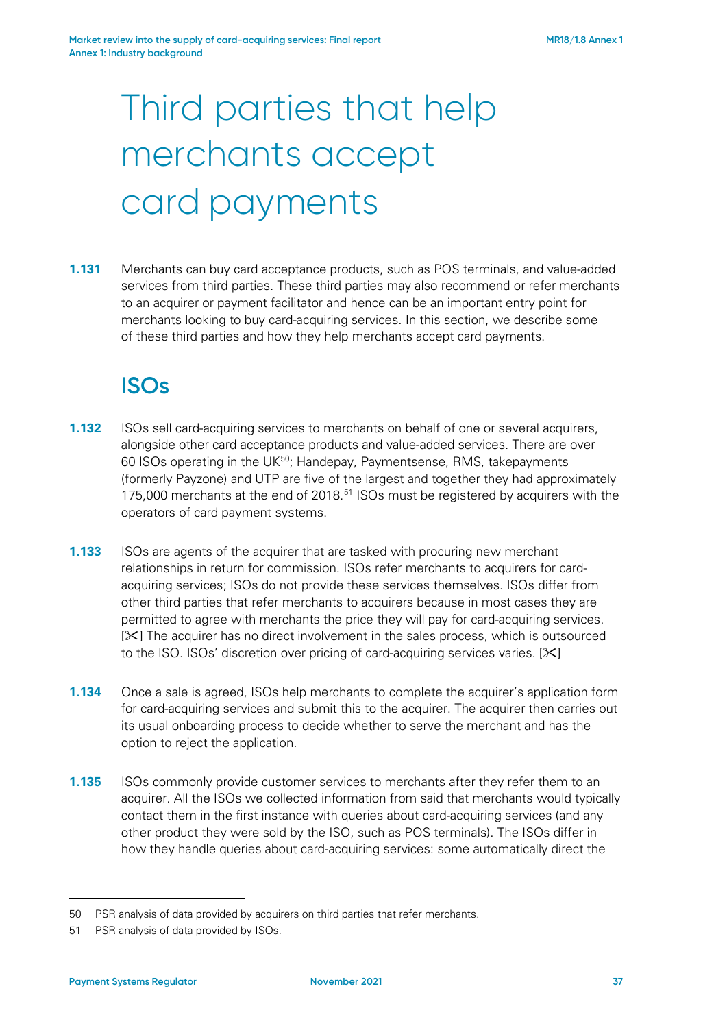# Third parties that help merchants accept card payments

**1.131** Merchants can buy card acceptance products, such as POS terminals, and value-added services from third parties. These third parties may also recommend or refer merchants to an acquirer or payment facilitator and hence can be an important entry point for merchants looking to buy card-acquiring services. In this section, we describe some of these third parties and how they help merchants accept card payments.

## ISOs

**1.132** ISOs sell card-acquiring services to merchants on behalf of one or several acquirers, alongside other card acceptance products and value-added services. There are over 60 ISOs operating in the UK[50]; Handepay, Paymentsense, RMS, takepayments (formerly Payzone) and UTP are five of the largest and together they had approximately 175,000 merchants at the end of 2018.[51] ISOs must be registered by acquirers with the operators of card payment systems.

**1.133** ISOs are agents of the acquirer that are tasked with procuring new merchant relationships in return for commission. ISOs refer merchants to acquirers for card-acquiring services; ISOs do not provide these services themselves. ISOs differ from other third parties that refer merchants to acquirers because in most cases they are permitted to agree with merchants the price they will pay for card-acquiring services. [✂] The acquirer has no direct involvement in the sales process, which is outsourced to the ISO. ISOs' discretion over pricing of card-acquiring services varies. [✂]

**1.134** Once a sale is agreed, ISOs help merchants to complete the acquirer's application form for card-acquiring services and submit this to the acquirer. The acquirer then carries out its usual onboarding process to decide whether to serve the merchant and has the option to reject the application.

**1.135** ISOs commonly provide customer services to merchants after they refer them to an acquirer. All the ISOs we collected information from said that merchants would typically contact them in the first instance with queries about card-acquiring services (and any other product they were sold by the ISO, such as POS terminals). The ISOs differ in how they handle queries about card-acquiring services: some automatically direct the

---

50 PSR analysis of data provided by acquirers on third parties that refer merchants.

51 PSR analysis of data provided by ISOs.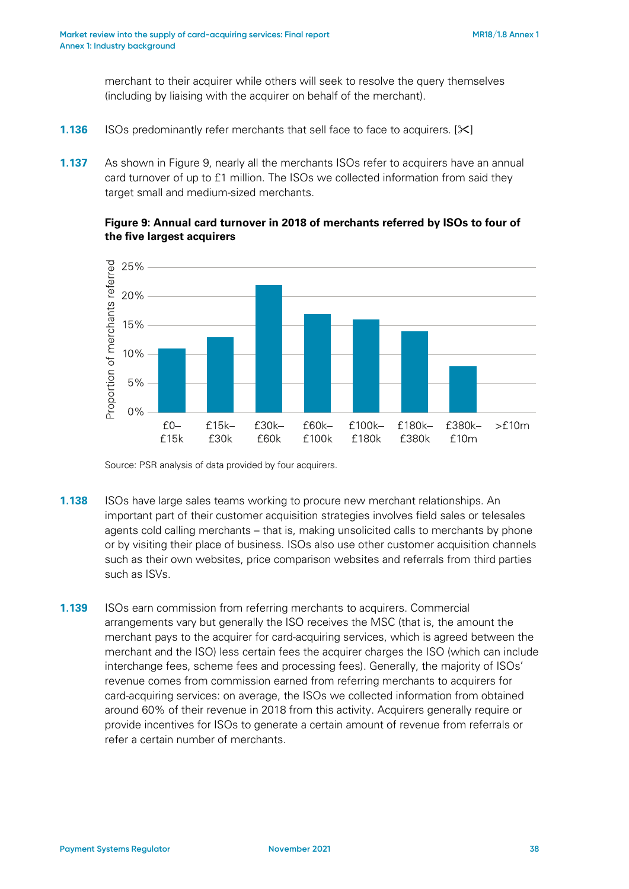merchant to their acquirer while others will seek to resolve the query themselves (including by liaising with the acquirer on behalf of the merchant).

**1.136** ISOs predominantly refer merchants that sell face to face to acquirers. [✂]

**1.137** As shown in Figure 9, nearly all the merchants ISOs refer to acquirers have an annual card turnover of up to £1 million. The ISOs we collected information from said they target small and medium-sized merchants.

**Figure 9: Annual card turnover in 2018 of merchants referred by ISOs to four of the five largest acquirers**

Source: PSR analysis of data provided by four acquirers.

**1.138** ISOs have large sales teams working to procure new merchant relationships. An important part of their customer acquisition strategies involves field sales or telesales agents cold calling merchants – that is, making unsolicited calls to merchants by phone or by visiting their place of business. ISOs also use other customer acquisition channels such as their own websites, price comparison websites and referrals from third parties such as ISVs.

**1.139** ISOs earn commission from referring merchants to acquirers. Commercial arrangements vary but generally the ISO receives the MSC (that is, the amount the merchant pays to the acquirer for card-acquiring services, which is agreed between the merchant and the ISO) less certain fees the acquirer charges the ISO (which can include interchange fees, scheme fees and processing fees). Generally, the majority of ISOs' revenue comes from commission earned from referring merchants to acquirers for card-acquiring services: on average, the ISOs we collected information from obtained around 60% of their revenue in 2018 from this activity. Acquirers generally require or provide incentives for ISOs to generate a certain amount of revenue from referrals or refer a certain number of merchants.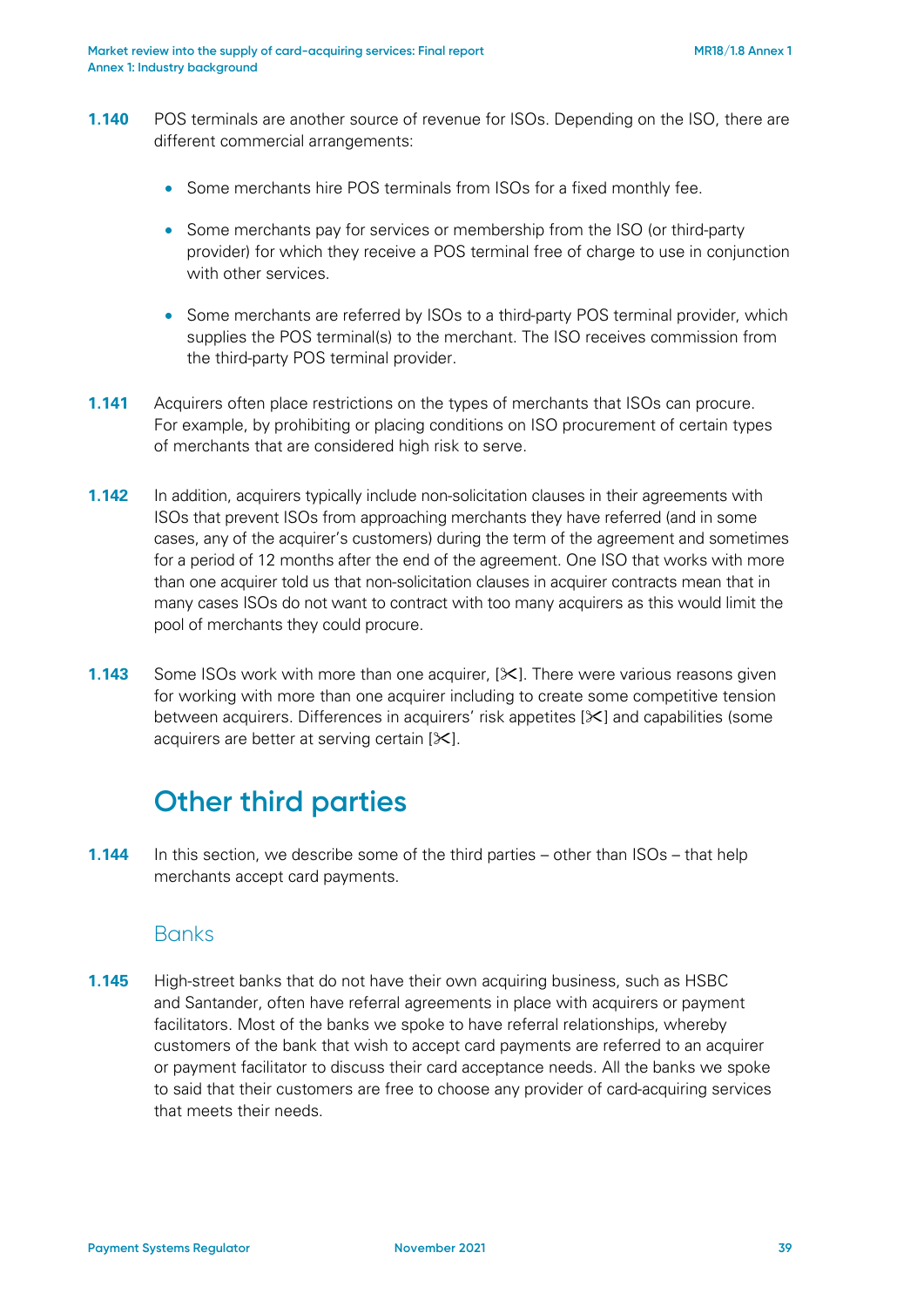**1.140** POS terminals are another source of revenue for ISOs. Depending on the ISO, there are different commercial arrangements:

- Some merchants hire POS terminals from ISOs for a fixed monthly fee.
- Some merchants pay for services or membership from the ISO (or third-party provider) for which they receive a POS terminal free of charge to use in conjunction with other services.
- Some merchants are referred by ISOs to a third-party POS terminal provider, which supplies the POS terminal(s) to the merchant. The ISO receives commission from the third-party POS terminal provider.

**1.141** Acquirers often place restrictions on the types of merchants that ISOs can procure. For example, by prohibiting or placing conditions on ISO procurement of certain types of merchants that are considered high risk to serve.

**1.142** In addition, acquirers typically include non-solicitation clauses in their agreements with ISOs that prevent ISOs from approaching merchants they have referred (and in some cases, any of the acquirer's customers) during the term of the agreement and sometimes for a period of 12 months after the end of the agreement. One ISO that works with more than one acquirer told us that non-solicitation clauses in acquirer contracts mean that in many cases ISOs do not want to contract with too many acquirers as this would limit the pool of merchants they could procure.

**1.143** Some ISOs work with more than one acquirer, [✂]. There were various reasons given for working with more than one acquirer including to create some competitive tension between acquirers. Differences in acquirers' risk appetites [✂] and capabilities (some acquirers are better at serving certain [✂].

## Other third parties

**1.144** In this section, we describe some of the third parties – other than ISOs – that help merchants accept card payments.

### Banks

**1.145** High-street banks that do not have their own acquiring business, such as HSBC and Santander, often have referral agreements in place with acquirers or payment facilitators. Most of the banks we spoke to have referral relationships, whereby customers of the bank that wish to accept card payments are referred to an acquirer or payment facilitator to discuss their card acceptance needs. All the banks we spoke to said that their customers are free to choose any provider of card-acquiring services that meets their needs.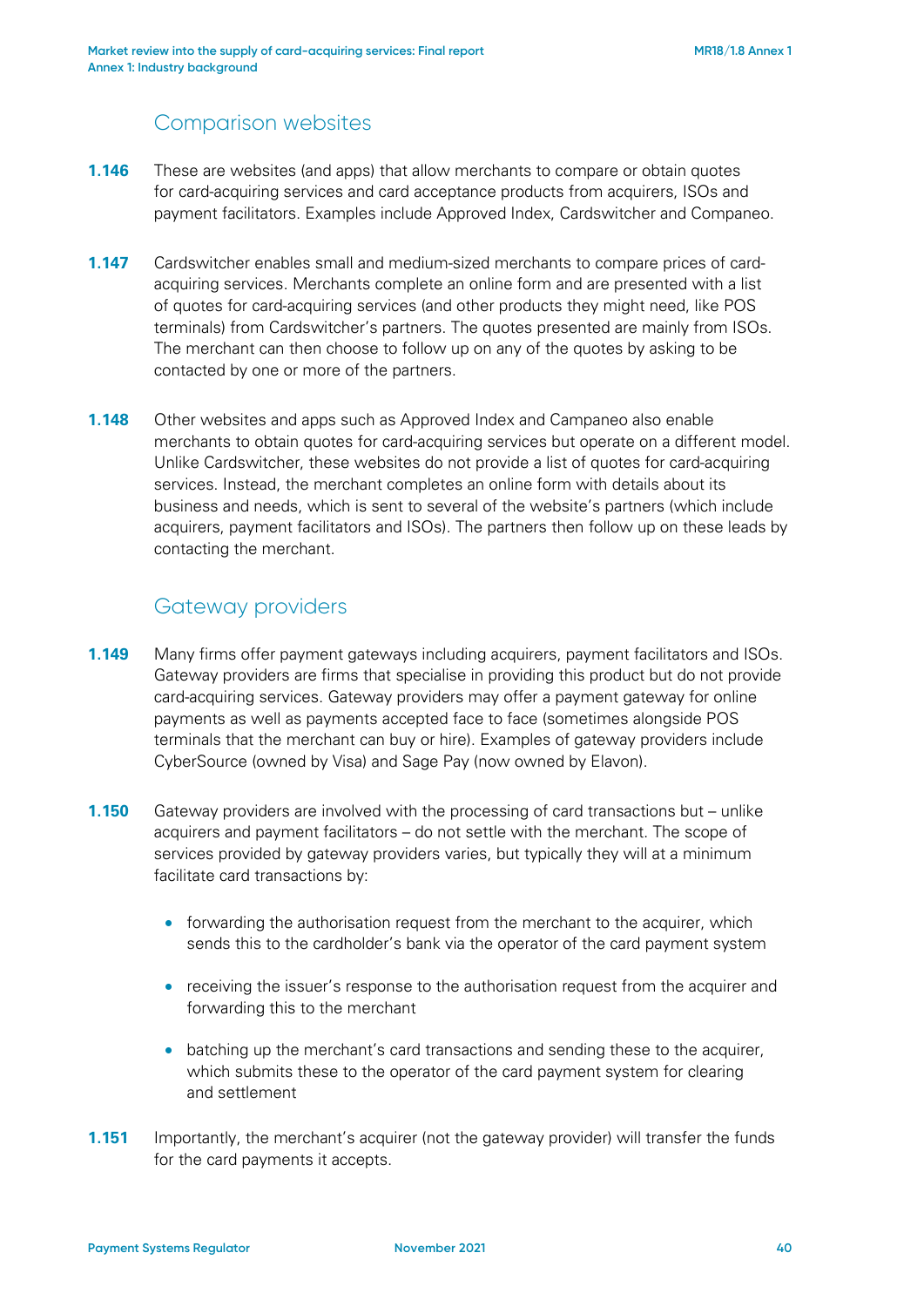## Comparison websites

**1.146** These are websites (and apps) that allow merchants to compare or obtain quotes for card-acquiring services and card acceptance products from acquirers, ISOs and payment facilitators. Examples include Approved Index, Cardswitcher and Companeo.

**1.147** Cardswitcher enables small and medium-sized merchants to compare prices of card-acquiring services. Merchants complete an online form and are presented with a list of quotes for card-acquiring services (and other products they might need, like POS terminals) from Cardswitcher's partners. The quotes presented are mainly from ISOs. The merchant can then choose to follow up on any of the quotes by asking to be contacted by one or more of the partners.

**1.148** Other websites and apps such as Approved Index and Campaneo also enable merchants to obtain quotes for card-acquiring services but operate on a different model. Unlike Cardswitcher, these websites do not provide a list of quotes for card-acquiring services. Instead, the merchant completes an online form with details about its business and needs, which is sent to several of the website's partners (which include acquirers, payment facilitators and ISOs). The partners then follow up on these leads by contacting the merchant.

## Gateway providers

**1.149** Many firms offer payment gateways including acquirers, payment facilitators and ISOs. Gateway providers are firms that specialise in providing this product but do not provide card-acquiring services. Gateway providers may offer a payment gateway for online payments as well as payments accepted face to face (sometimes alongside POS terminals that the merchant can buy or hire). Examples of gateway providers include CyberSource (owned by Visa) and Sage Pay (now owned by Elavon).

**1.150** Gateway providers are involved with the processing of card transactions but – unlike acquirers and payment facilitators – do not settle with the merchant. The scope of services provided by gateway providers varies, but typically they will at a minimum facilitate card transactions by:

- forwarding the authorisation request from the merchant to the acquirer, which sends this to the cardholder's bank via the operator of the card payment system
- receiving the issuer's response to the authorisation request from the acquirer and forwarding this to the merchant
- batching up the merchant's card transactions and sending these to the acquirer, which submits these to the operator of the card payment system for clearing and settlement

**1.151** Importantly, the merchant's acquirer (not the gateway provider) will transfer the funds for the card payments it accepts.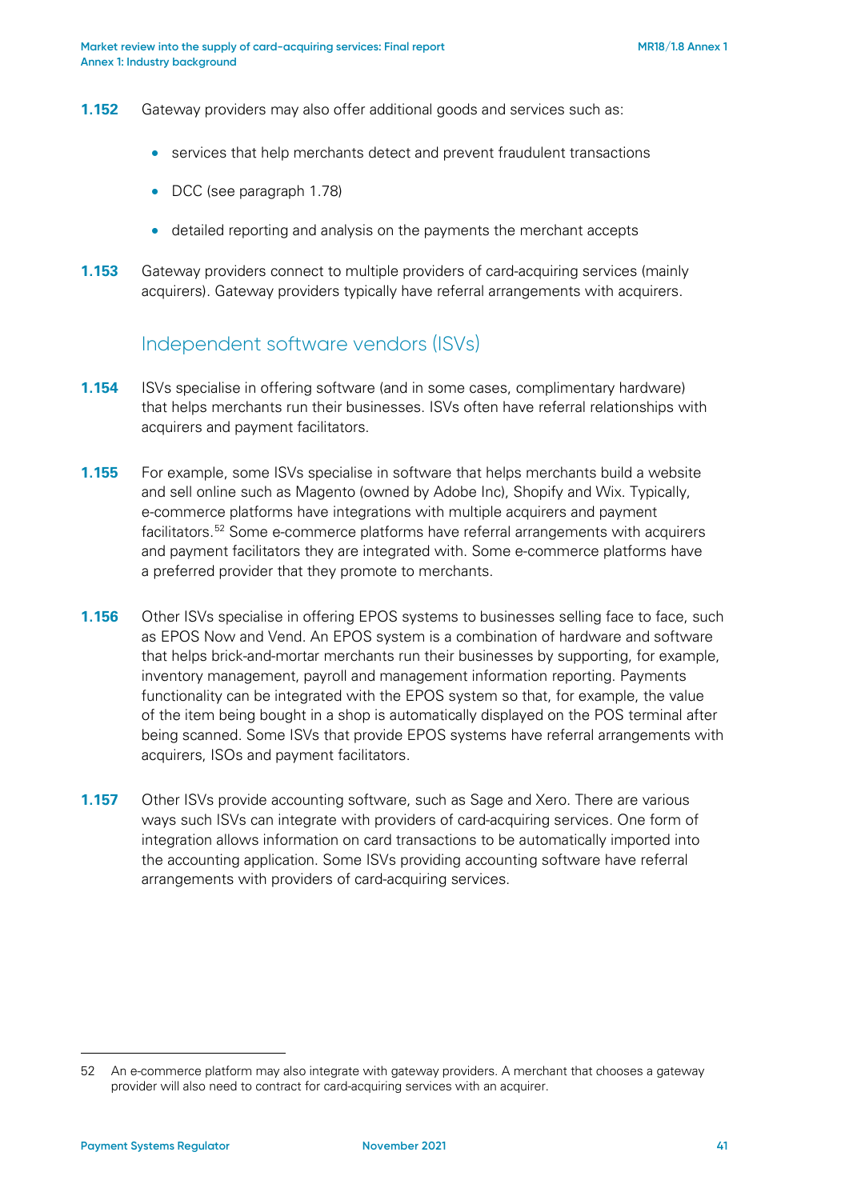**1.152** Gateway providers may also offer additional goods and services such as:

- services that help merchants detect and prevent fraudulent transactions
- DCC (see paragraph 1.78)
- detailed reporting and analysis on the payments the merchant accepts

**1.153** Gateway providers connect to multiple providers of card-acquiring services (mainly acquirers). Gateway providers typically have referral arrangements with acquirers.

## Independent software vendors (ISVs)

**1.154** ISVs specialise in offering software (and in some cases, complimentary hardware) that helps merchants run their businesses. ISVs often have referral relationships with acquirers and payment facilitators.

**1.155** For example, some ISVs specialise in software that helps merchants build a website and sell online such as Magento (owned by Adobe Inc), Shopify and Wix. Typically, e-commerce platforms have integrations with multiple acquirers and payment facilitators.[52] Some e-commerce platforms have referral arrangements with acquirers and payment facilitators they are integrated with. Some e-commerce platforms have a preferred provider that they promote to merchants.

**1.156** Other ISVs specialise in offering EPOS systems to businesses selling face to face, such as EPOS Now and Vend. An EPOS system is a combination of hardware and software that helps brick-and-mortar merchants run their businesses by supporting, for example, inventory management, payroll and management information reporting. Payments functionality can be integrated with the EPOS system so that, for example, the value of the item being bought in a shop is automatically displayed on the POS terminal after being scanned. Some ISVs that provide EPOS systems have referral arrangements with acquirers, ISOs and payment facilitators.

**1.157** Other ISVs provide accounting software, such as Sage and Xero. There are various ways such ISVs can integrate with providers of card-acquiring services. One form of integration allows information on card transactions to be automatically imported into the accounting application. Some ISVs providing accounting software have referral arrangements with providers of card-acquiring services.

---

52 An e-commerce platform may also integrate with gateway providers. A merchant that chooses a gateway provider will also need to contract for card-acquiring services with an acquirer.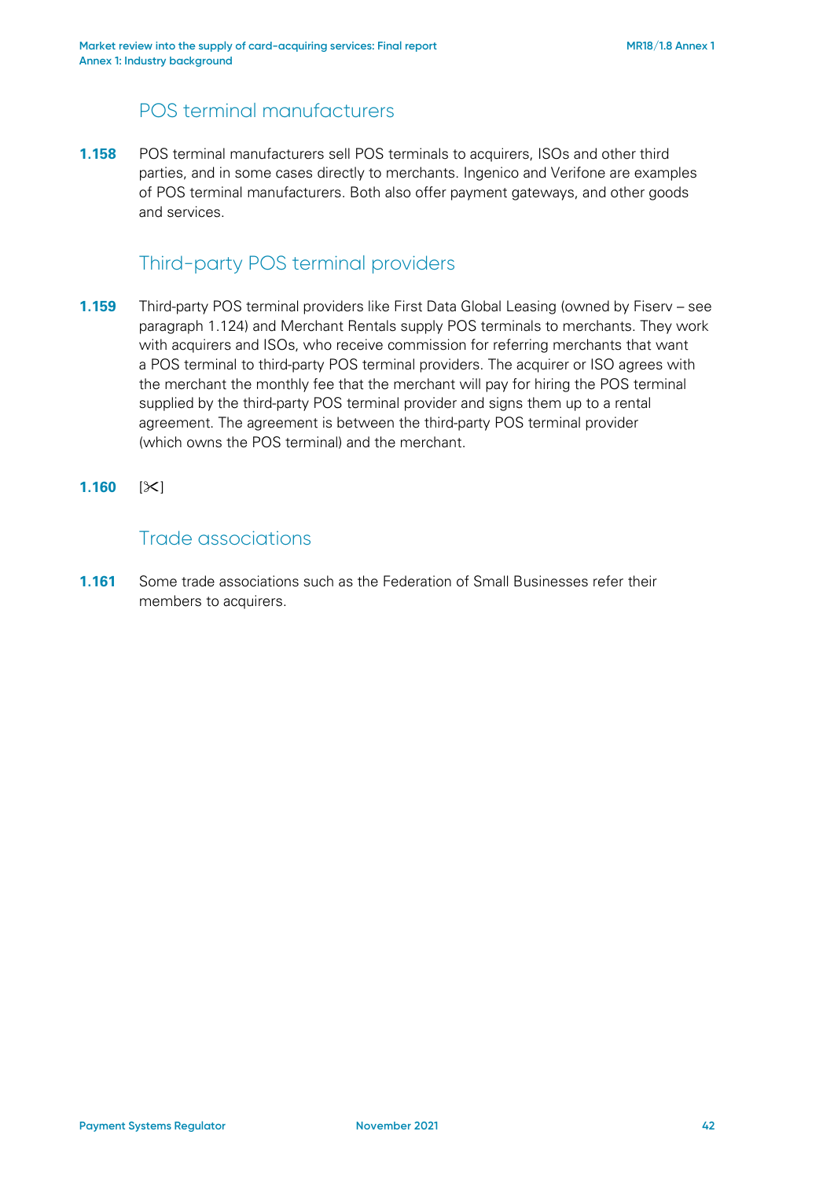## POS terminal manufacturers

**1.158** POS terminal manufacturers sell POS terminals to acquirers, ISOs and other third parties, and in some cases directly to merchants. Ingenico and Verifone are examples of POS terminal manufacturers. Both also offer payment gateways, and other goods and services.

## Third-party POS terminal providers

**1.159** Third-party POS terminal providers like First Data Global Leasing (owned by Fiserv – see paragraph 1.124) and Merchant Rentals supply POS terminals to merchants. They work with acquirers and ISOs, who receive commission for referring merchants that want a POS terminal to third-party POS terminal providers. The acquirer or ISO agrees with the merchant the monthly fee that the merchant will pay for hiring the POS terminal supplied by the third-party POS terminal provider and signs them up to a rental agreement. The agreement is between the third-party POS terminal provider (which owns the POS terminal) and the merchant.

**1.160** [✂]

## Trade associations

**1.161** Some trade associations such as the Federation of Small Businesses refer their members to acquirers.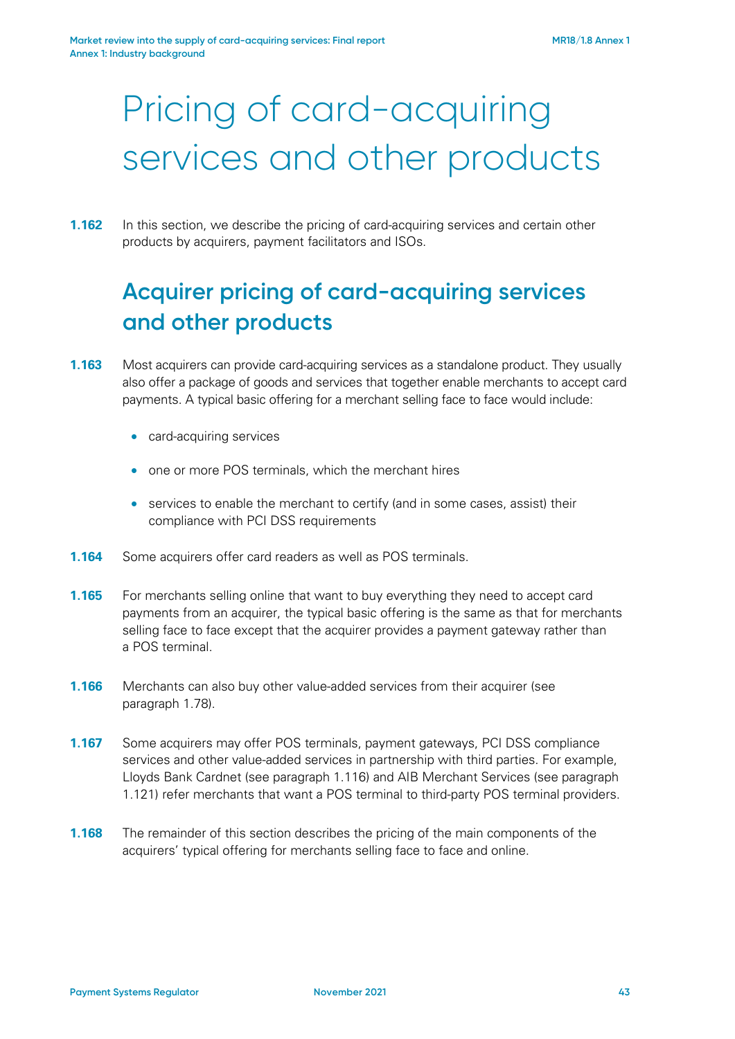# Pricing of card-acquiring services and other products

**1.162** In this section, we describe the pricing of card-acquiring services and certain other products by acquirers, payment facilitators and ISOs.

## Acquirer pricing of card-acquiring services and other products

**1.163** Most acquirers can provide card-acquiring services as a standalone product. They usually also offer a package of goods and services that together enable merchants to accept card payments. A typical basic offering for a merchant selling face to face would include:

- card-acquiring services
- one or more POS terminals, which the merchant hires
- services to enable the merchant to certify (and in some cases, assist) their compliance with PCI DSS requirements

**1.164** Some acquirers offer card readers as well as POS terminals.

**1.165** For merchants selling online that want to buy everything they need to accept card payments from an acquirer, the typical basic offering is the same as that for merchants selling face to face except that the acquirer provides a payment gateway rather than a POS terminal.

**1.166** Merchants can also buy other value-added services from their acquirer (see paragraph 1.78).

**1.167** Some acquirers may offer POS terminals, payment gateways, PCI DSS compliance services and other value-added services in partnership with third parties. For example, Lloyds Bank Cardnet (see paragraph 1.116) and AIB Merchant Services (see paragraph 1.121) refer merchants that want a POS terminal to third-party POS terminal providers.

**1.168** The remainder of this section describes the pricing of the main components of the acquirers' typical offering for merchants selling face to face and online.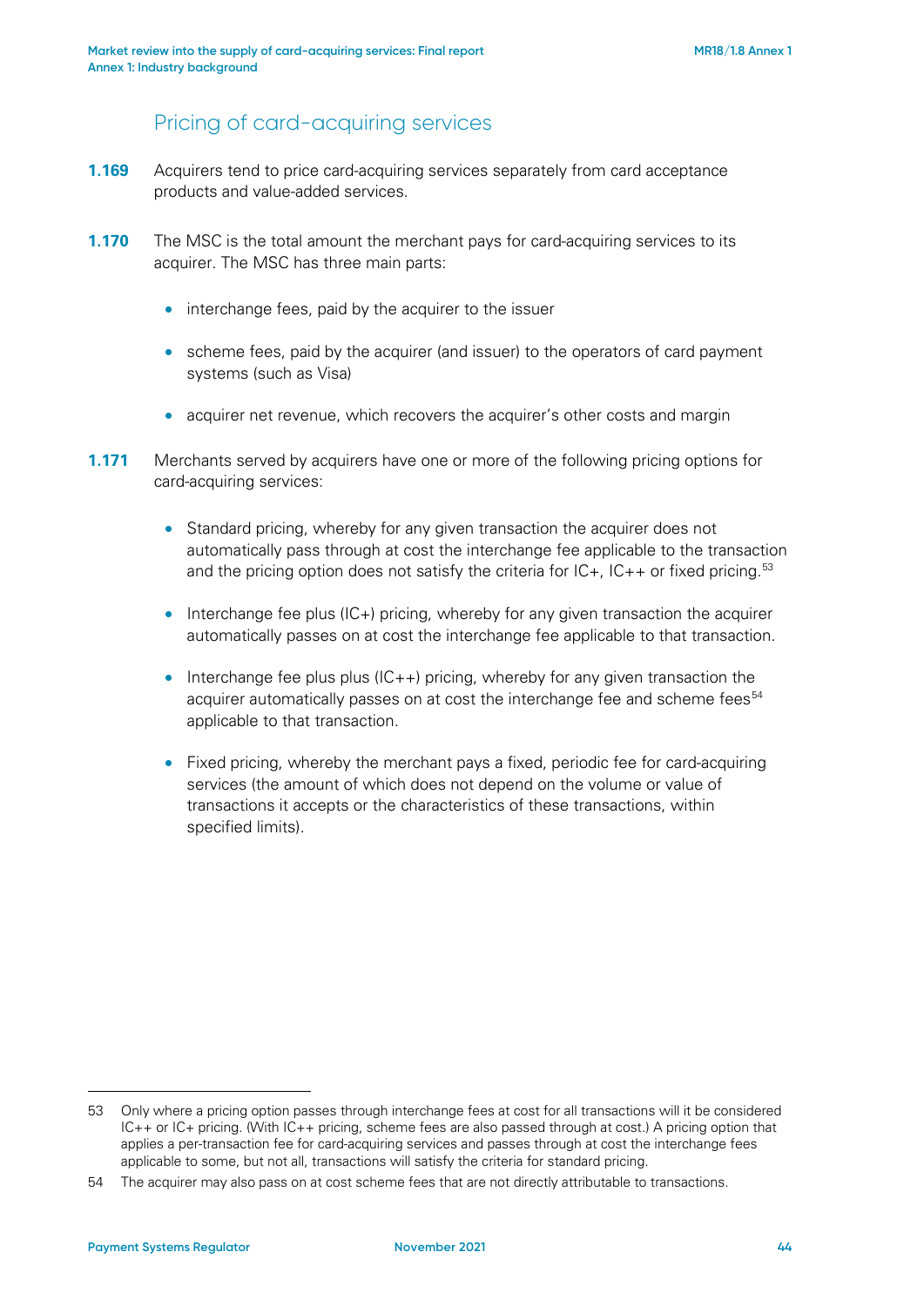## Pricing of card-acquiring services

**1.169** Acquirers tend to price card-acquiring services separately from card acceptance products and value-added services.

**1.170** The MSC is the total amount the merchant pays for card-acquiring services to its acquirer. The MSC has three main parts:

- interchange fees, paid by the acquirer to the issuer
- scheme fees, paid by the acquirer (and issuer) to the operators of card payment systems (such as Visa)
- acquirer net revenue, which recovers the acquirer's other costs and margin

**1.171** Merchants served by acquirers have one or more of the following pricing options for card-acquiring services:

- Standard pricing, whereby for any given transaction the acquirer does not automatically pass through at cost the interchange fee applicable to the transaction and the pricing option does not satisfy the criteria for IC+, IC++ or fixed pricing.[53]
- Interchange fee plus (IC+) pricing, whereby for any given transaction the acquirer automatically passes on at cost the interchange fee applicable to that transaction.
- Interchange fee plus plus (IC++) pricing, whereby for any given transaction the acquirer automatically passes on at cost the interchange fee and scheme fees[54] applicable to that transaction.
- Fixed pricing, whereby the merchant pays a fixed, periodic fee for card-acquiring services (the amount of which does not depend on the volume or value of transactions it accepts or the characteristics of these transactions, within specified limits).

---

53 Only where a pricing option passes through interchange fees at cost for all transactions will it be considered IC++ or IC+ pricing. (With IC++ pricing, scheme fees are also passed through at cost.) A pricing option that applies a per-transaction fee for card-acquiring services and passes through at cost the interchange fees applicable to some, but not all, transactions will satisfy the criteria for standard pricing.

54 The acquirer may also pass on at cost scheme fees that are not directly attributable to transactions.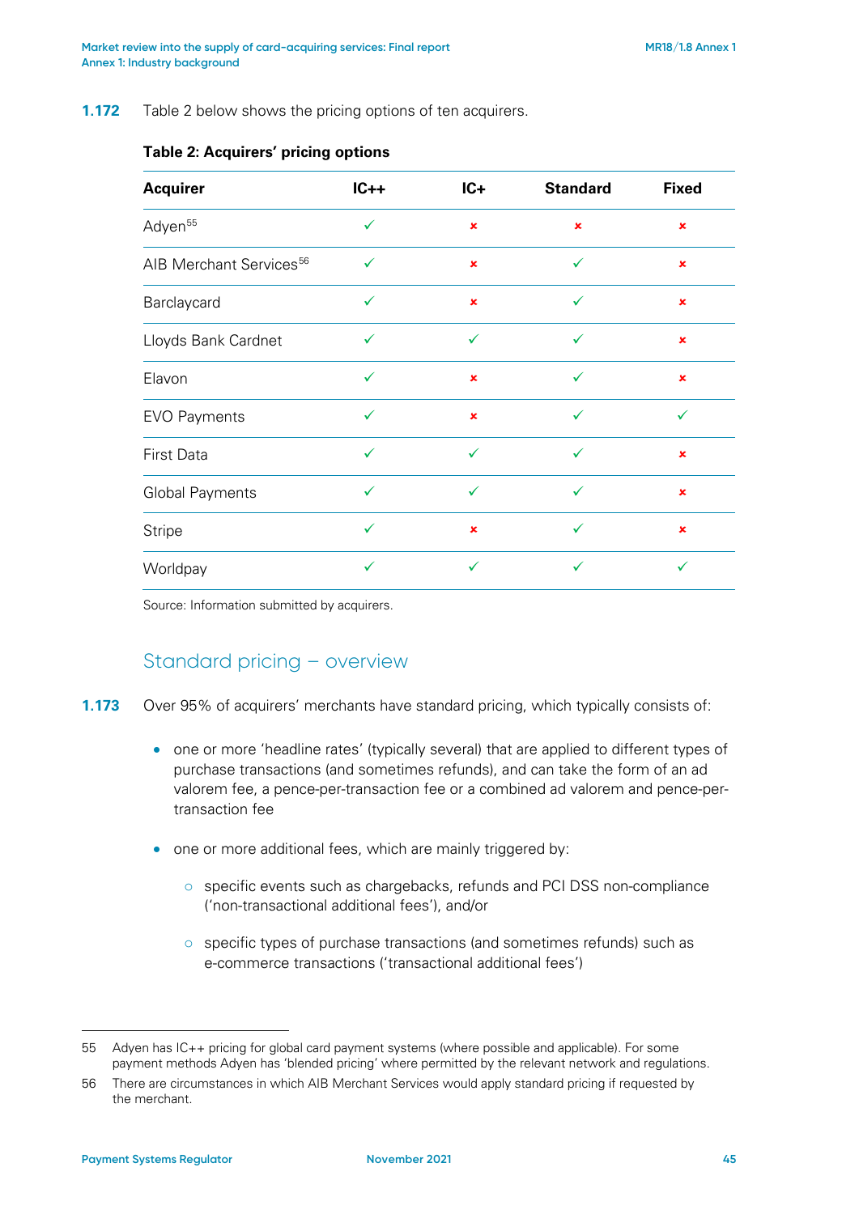**1.172** Table 2 below shows the pricing options of ten acquirers.

**Table 2: Acquirers' pricing options**

| Acquirer | IC++ | IC+ | Standard | Fixed |
|---|---|---|---|---|
| Adyen[55] | ✓ | ✗ | ✗ | ✗ |
| AIB Merchant Services[56] | ✓ | ✗ | ✓ | ✗ |
| Barclaycard | ✓ | ✗ | ✓ | ✗ |
| Lloyds Bank Cardnet | ✓ | ✓ | ✓ | ✗ |
| Elavon | ✓ | ✗ | ✓ | ✗ |
| EVO Payments | ✓ | ✗ | ✓ | ✓ |
| First Data | ✓ | ✓ | ✓ | ✗ |
| Global Payments | ✓ | ✓ | ✓ | ✗ |
| Stripe | ✓ | ✗ | ✓ | ✗ |
| Worldpay | ✓ | ✓ | ✓ | ✓ |

Source: Information submitted by acquirers.

## Standard pricing – overview

**1.173** Over 95% of acquirers' merchants have standard pricing, which typically consists of:

- one or more 'headline rates' (typically several) that are applied to different types of purchase transactions (and sometimes refunds), and can take the form of an ad valorem fee, a pence-per-transaction fee or a combined ad valorem and pence-per-transaction fee
- one or more additional fees, which are mainly triggered by:
  - specific events such as chargebacks, refunds and PCI DSS non-compliance ('non-transactional additional fees'), and/or
  - specific types of purchase transactions (and sometimes refunds) such as e-commerce transactions ('transactional additional fees')

55 Adyen has IC++ pricing for global card payment systems (where possible and applicable). For some payment methods Adyen has 'blended pricing' where permitted by the relevant network and regulations.

56 There are circumstances in which AIB Merchant Services would apply standard pricing if requested by the merchant.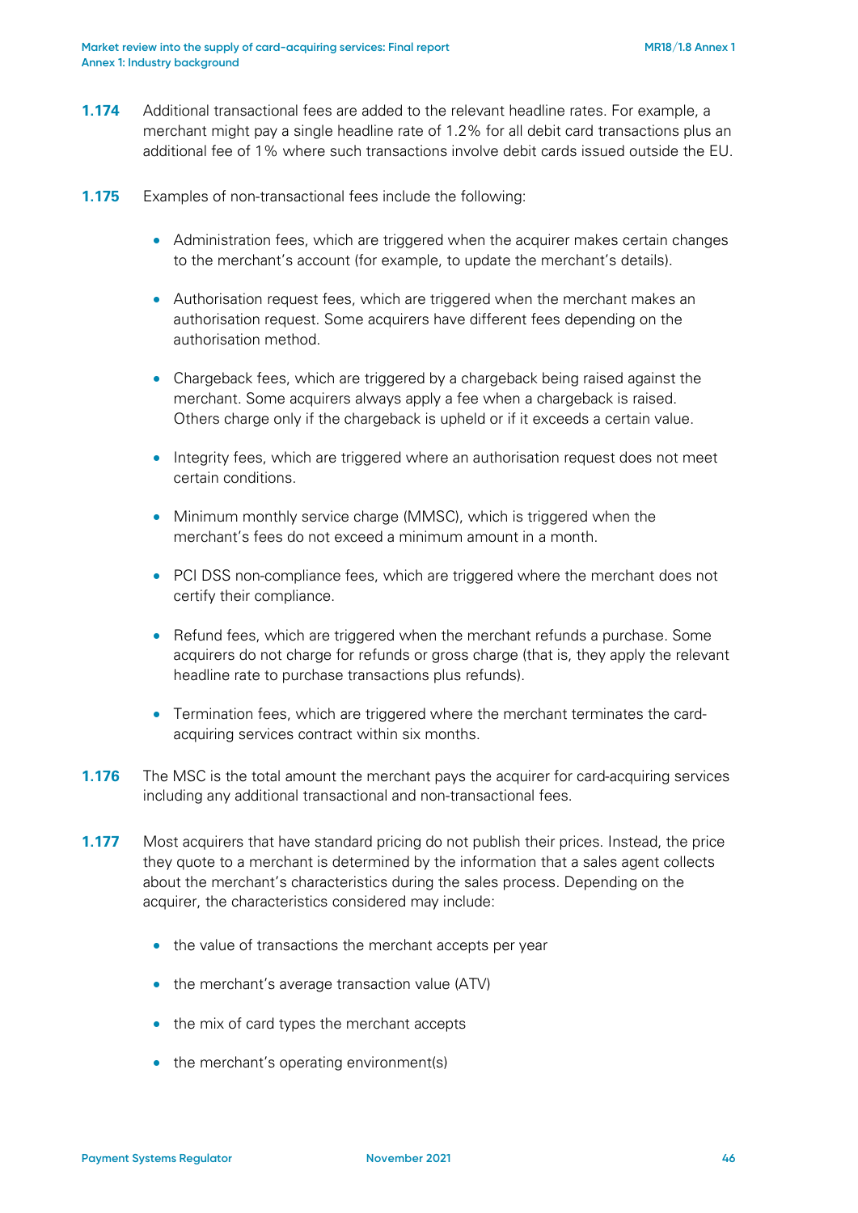**1.174** Additional transactional fees are added to the relevant headline rates. For example, a merchant might pay a single headline rate of 1.2% for all debit card transactions plus an additional fee of 1% where such transactions involve debit cards issued outside the EU.

**1.175** Examples of non-transactional fees include the following:

- Administration fees, which are triggered when the acquirer makes certain changes to the merchant's account (for example, to update the merchant's details).
- Authorisation request fees, which are triggered when the merchant makes an authorisation request. Some acquirers have different fees depending on the authorisation method.
- Chargeback fees, which are triggered by a chargeback being raised against the merchant. Some acquirers always apply a fee when a chargeback is raised. Others charge only if the chargeback is upheld or if it exceeds a certain value.
- Integrity fees, which are triggered where an authorisation request does not meet certain conditions.
- Minimum monthly service charge (MMSC), which is triggered when the merchant's fees do not exceed a minimum amount in a month.
- PCI DSS non-compliance fees, which are triggered where the merchant does not certify their compliance.
- Refund fees, which are triggered when the merchant refunds a purchase. Some acquirers do not charge for refunds or gross charge (that is, they apply the relevant headline rate to purchase transactions plus refunds).
- Termination fees, which are triggered where the merchant terminates the card-acquiring services contract within six months.

**1.176** The MSC is the total amount the merchant pays the acquirer for card-acquiring services including any additional transactional and non-transactional fees.

**1.177** Most acquirers that have standard pricing do not publish their prices. Instead, the price they quote to a merchant is determined by the information that a sales agent collects about the merchant's characteristics during the sales process. Depending on the acquirer, the characteristics considered may include:

- the value of transactions the merchant accepts per year
- the merchant's average transaction value (ATV)
- the mix of card types the merchant accepts
- the merchant's operating environment(s)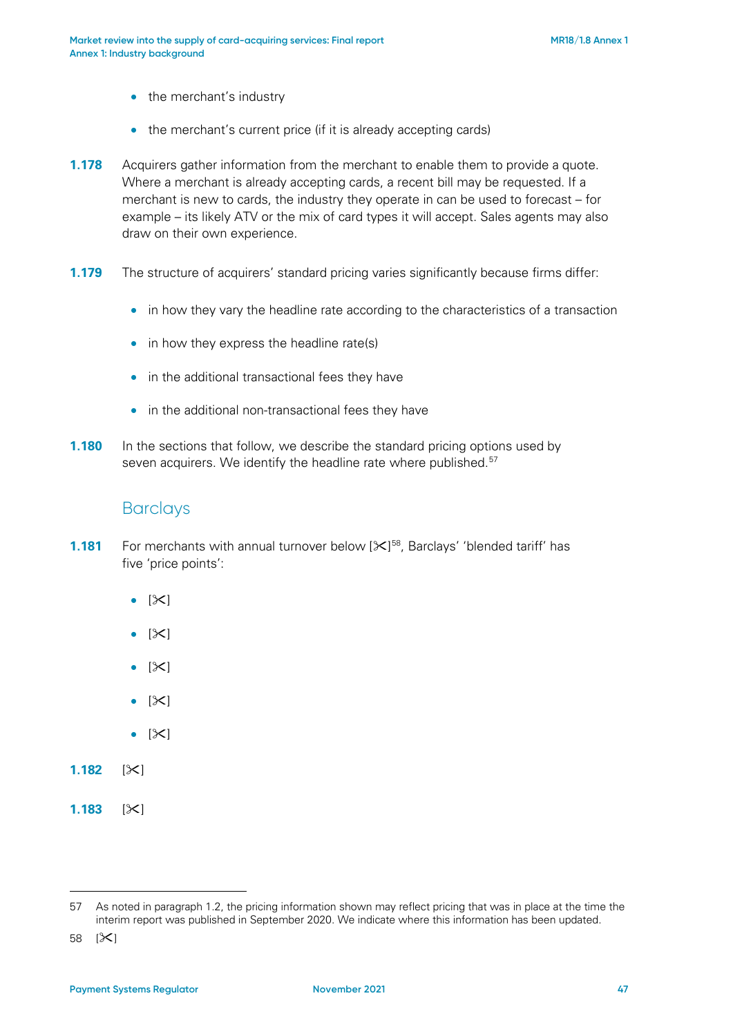- the merchant's industry
- the merchant's current price (if it is already accepting cards)

**1.178** Acquirers gather information from the merchant to enable them to provide a quote. Where a merchant is already accepting cards, a recent bill may be requested. If a merchant is new to cards, the industry they operate in can be used to forecast – for example – its likely ATV or the mix of card types it will accept. Sales agents may also draw on their own experience.

**1.179** The structure of acquirers' standard pricing varies significantly because firms differ:

- in how they vary the headline rate according to the characteristics of a transaction
- in how they express the headline rate(s)
- in the additional transactional fees they have
- in the additional non-transactional fees they have

**1.180** In the sections that follow, we describe the standard pricing options used by seven acquirers. We identify the headline rate where published.[57]

## Barclays

**1.181** For merchants with annual turnover below [✂][58], Barclays' 'blended tariff' has five 'price points':

- [✂]
- [✂]
- [✂]
- [✂]
- [✂]

**1.182** [✂]

**1.183** [✂]

---

57 As noted in paragraph 1.2, the pricing information shown may reflect pricing that was in place at the time the interim report was published in September 2020. We indicate where this information has been updated.

58 [✂]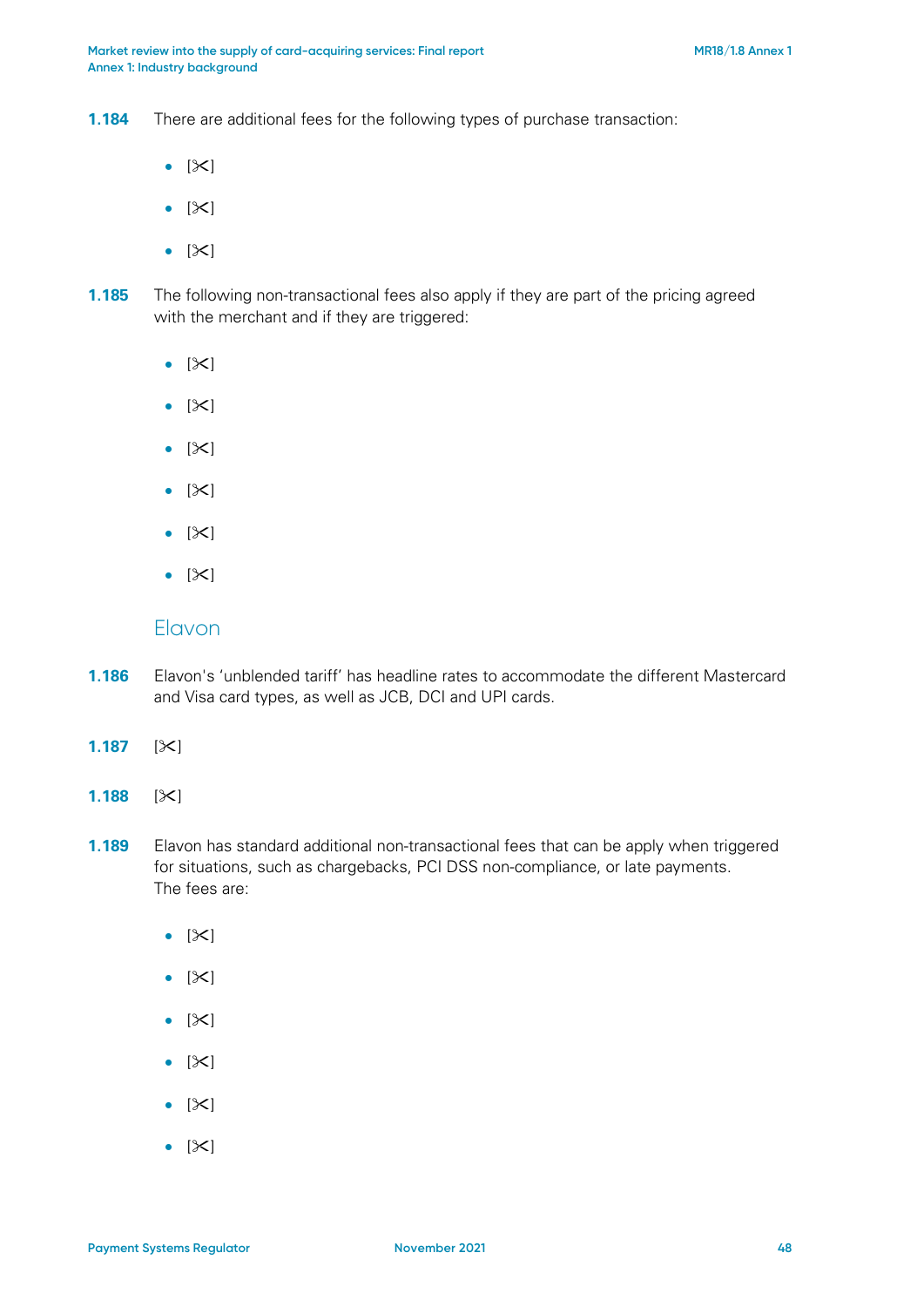**1.184** There are additional fees for the following types of purchase transaction:

- [✂]
- [✂]
- [✂]

**1.185** The following non-transactional fees also apply if they are part of the pricing agreed with the merchant and if they are triggered:

- [✂]
- [✂]
- [✂]
- [✂]
- [✂]
- [✂]

## Elavon

**1.186** Elavon's 'unblended tariff' has headline rates to accommodate the different Mastercard and Visa card types, as well as JCB, DCI and UPI cards.

**1.187** [✂]

**1.188** [✂]

**1.189** Elavon has standard additional non-transactional fees that can be apply when triggered for situations, such as chargebacks, PCI DSS non-compliance, or late payments. The fees are:

- [✂]
- [✂]
- [✂]
- [✂]
- [✂]
- [✂]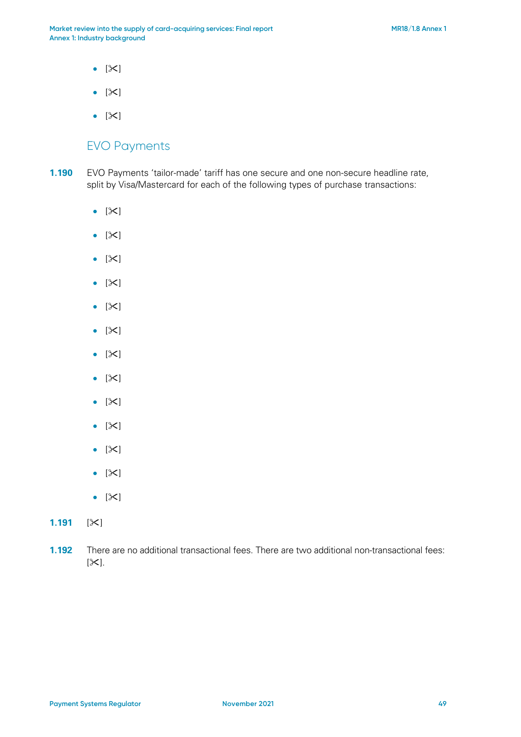- [✂]
- [✂]
- [✂]

## EVO Payments

**1.190** EVO Payments 'tailor-made' tariff has one secure and one non-secure headline rate, split by Visa/Mastercard for each of the following types of purchase transactions:

- [✂]
- [✂]
- [✂]
- [✂]
- [✂]
- [✂]
- [✂]
- [✂]
- [✂]
- [✂]
- [✂]
- [✂]
- [✂]

**1.191** [✂]

**1.192** There are no additional transactional fees. There are two additional non-transactional fees: [✂].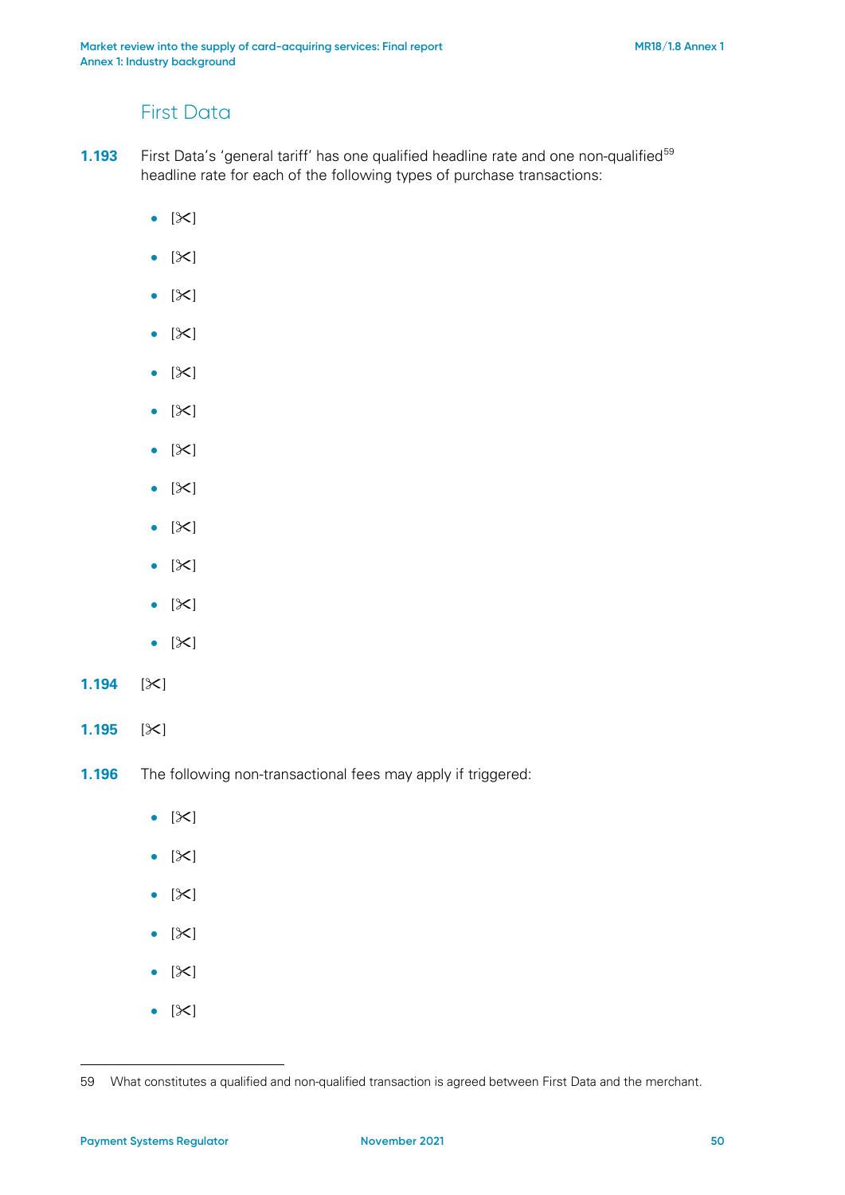## First Data

**1.193** First Data's 'general tariff' has one qualified headline rate and one non-qualified[59] headline rate for each of the following types of purchase transactions:

- [✂]
- [✂]
- [✂]
- [✂]
- [✂]
- [✂]
- [✂]
- [✂]
- [✂]
- [✂]
- [✂]
- [✂]

**1.194** [✂]

**1.195** [✂]

**1.196** The following non-transactional fees may apply if triggered:

- [✂]
- [✂]
- [✂]
- [✂]
- [✂]
- [✂]

---

59 What constitutes a qualified and non-qualified transaction is agreed between First Data and the merchant.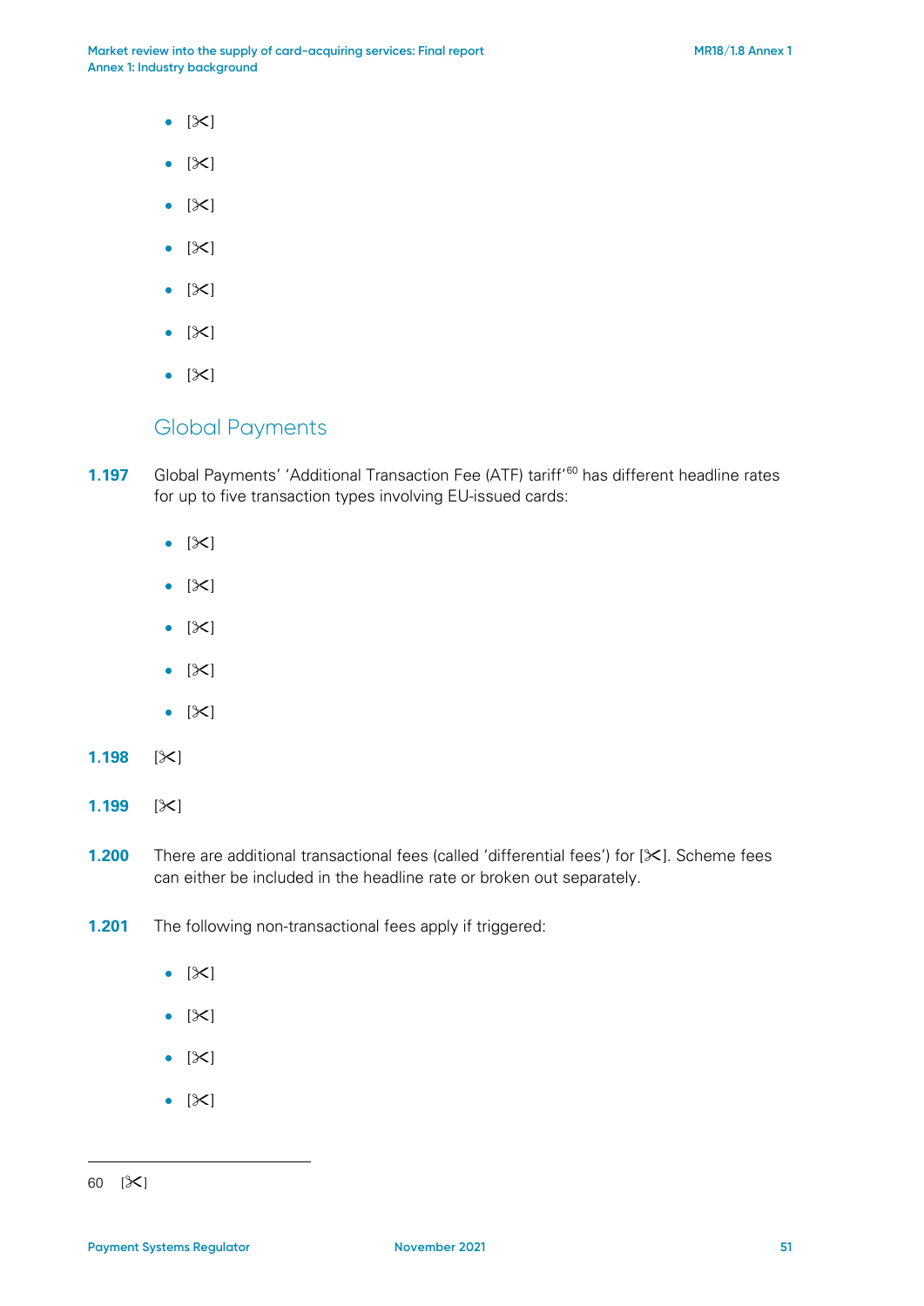- [✂]
- [✂]
- [✂]
- [✂]
- [✂]
- [✂]
- [✂]

## Global Payments

**1.197** Global Payments' 'Additional Transaction Fee (ATF) tariff'[60] has different headline rates for up to five transaction types involving EU-issued cards:

- [✂]
- [✂]
- [✂]
- [✂]
- [✂]

**1.198** [✂]

**1.199** [✂]

**1.200** There are additional transactional fees (called 'differential fees') for [✂]. Scheme fees can either be included in the headline rate or broken out separately.

**1.201** The following non-transactional fees apply if triggered:

- [✂]
- [✂]
- [✂]
- [✂]

60 [✂]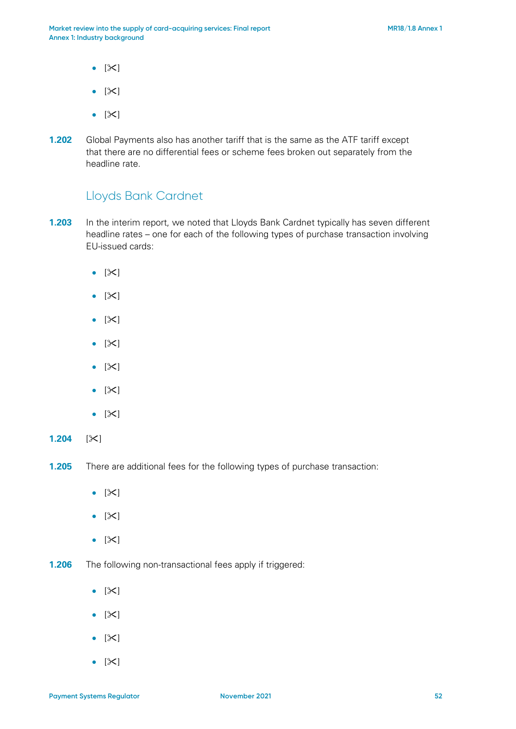- [✂]
- [✂]
- [✂]

**1.202** Global Payments also has another tariff that is the same as the ATF tariff except that there are no differential fees or scheme fees broken out separately from the headline rate.

## Lloyds Bank Cardnet

**1.203** In the interim report, we noted that Lloyds Bank Cardnet typically has seven different headline rates – one for each of the following types of purchase transaction involving EU-issued cards:

- [✂]
- [✂]
- [✂]
- [✂]
- [✂]
- [✂]
- [✂]

**1.204** [✂]

**1.205** There are additional fees for the following types of purchase transaction:

- [✂]
- [✂]
- [✂]

**1.206** The following non-transactional fees apply if triggered:

- [✂]
- [✂]
- [✂]
- [✂]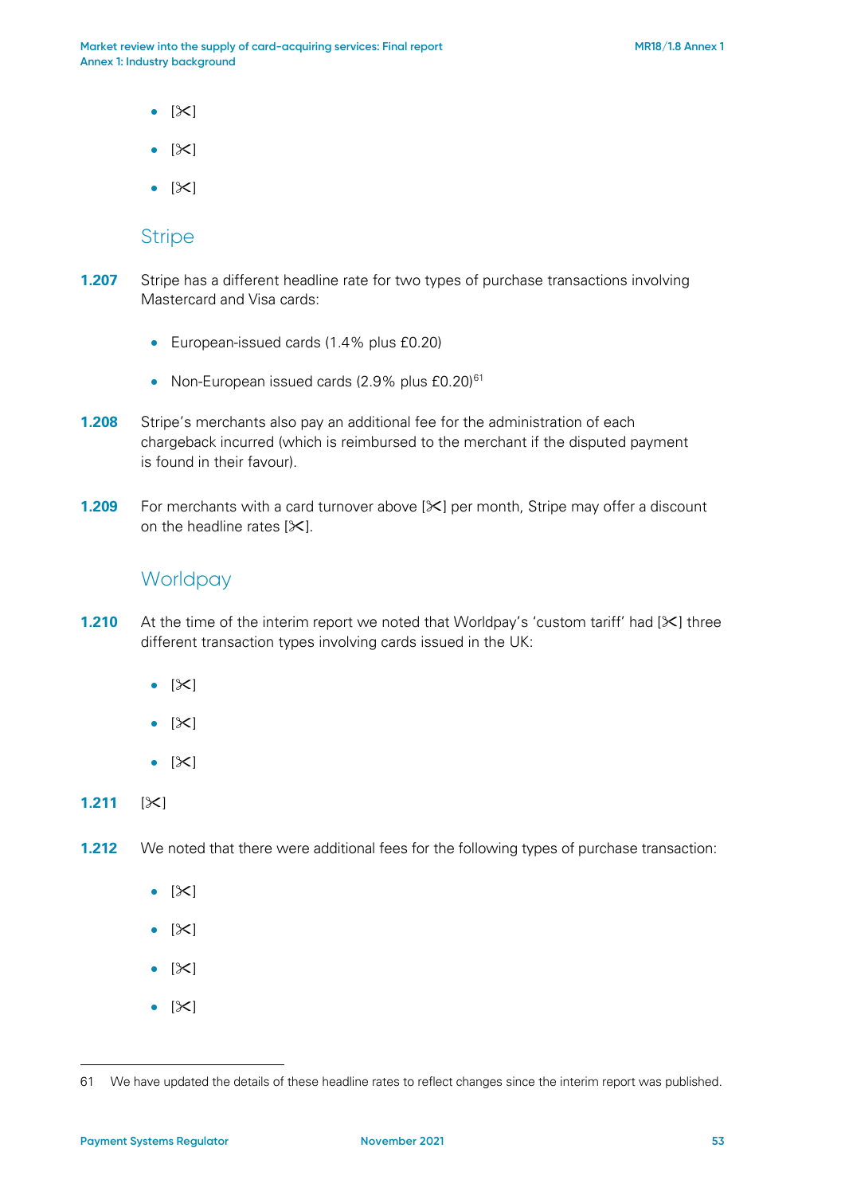- [✂]
- [✂]
- [✂]

## Stripe

**1.207** Stripe has a different headline rate for two types of purchase transactions involving Mastercard and Visa cards:

- European-issued cards (1.4% plus £0.20)
- Non-European issued cards (2.9% plus £0.20)[61]

**1.208** Stripe's merchants also pay an additional fee for the administration of each chargeback incurred (which is reimbursed to the merchant if the disputed payment is found in their favour).

**1.209** For merchants with a card turnover above [✂] per month, Stripe may offer a discount on the headline rates [✂].

## Worldpay

**1.210** At the time of the interim report we noted that Worldpay's 'custom tariff' had [✂] three different transaction types involving cards issued in the UK:

- [✂]
- [✂]
- [✂]

**1.211** [✂]

**1.212** We noted that there were additional fees for the following types of purchase transaction:

- [✂]
- [✂]
- [✂]
- [✂]

---

61 We have updated the details of these headline rates to reflect changes since the interim report was published.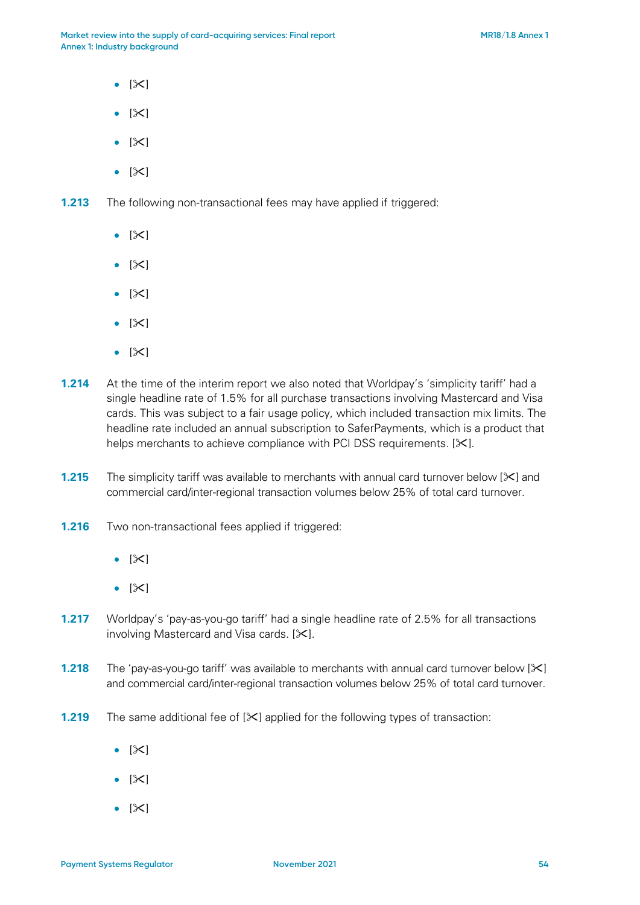- [✂]
- [✂]
- [✂]
- [✂]

**1.213** The following non-transactional fees may have applied if triggered:

- [✂]
- [✂]
- [✂]
- [✂]
- [✂]

**1.214** At the time of the interim report we also noted that Worldpay's 'simplicity tariff' had a single headline rate of 1.5% for all purchase transactions involving Mastercard and Visa cards. This was subject to a fair usage policy, which included transaction mix limits. The headline rate included an annual subscription to SaferPayments, which is a product that helps merchants to achieve compliance with PCI DSS requirements. [✂].

**1.215** The simplicity tariff was available to merchants with annual card turnover below [✂] and commercial card/inter-regional transaction volumes below 25% of total card turnover.

**1.216** Two non-transactional fees applied if triggered:

- [✂]
- [✂]

**1.217** Worldpay's 'pay-as-you-go tariff' had a single headline rate of 2.5% for all transactions involving Mastercard and Visa cards. [✂].

**1.218** The 'pay-as-you-go tariff' was available to merchants with annual card turnover below [✂] and commercial card/inter-regional transaction volumes below 25% of total card turnover.

**1.219** The same additional fee of [✂] applied for the following types of transaction:

- [✂]
- [✂]
- [✂]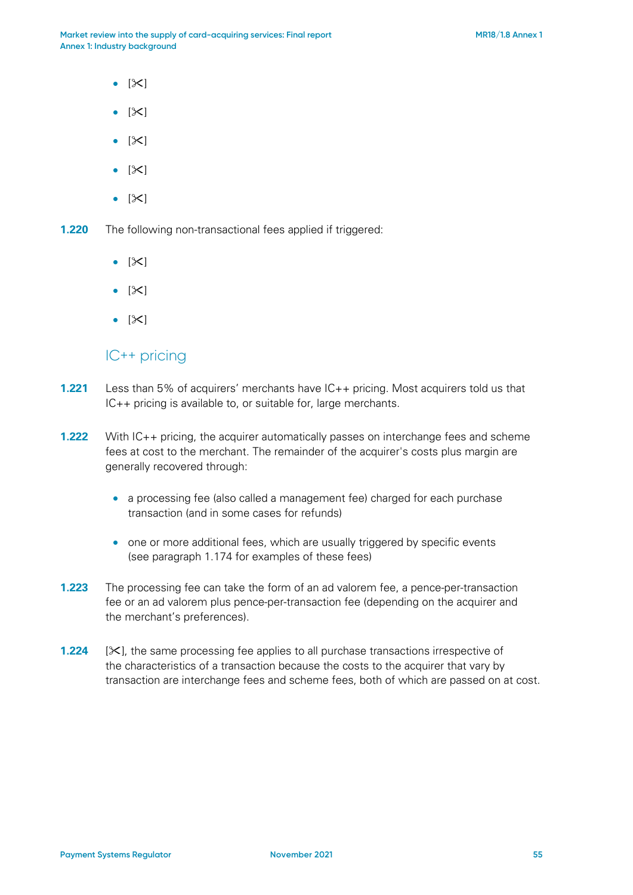- [✂]
- [✂]
- [✂]
- [✂]
- [✂]

**1.220** The following non-transactional fees applied if triggered:

- [✂]
- [✂]
- [✂]

## IC++ pricing

**1.221** Less than 5% of acquirers' merchants have IC++ pricing. Most acquirers told us that IC++ pricing is available to, or suitable for, large merchants.

**1.222** With IC++ pricing, the acquirer automatically passes on interchange fees and scheme fees at cost to the merchant. The remainder of the acquirer's costs plus margin are generally recovered through:

- a processing fee (also called a management fee) charged for each purchase transaction (and in some cases for refunds)
- one or more additional fees, which are usually triggered by specific events (see paragraph 1.174 for examples of these fees)

**1.223** The processing fee can take the form of an ad valorem fee, a pence-per-transaction fee or an ad valorem plus pence-per-transaction fee (depending on the acquirer and the merchant's preferences).

**1.224** [✂], the same processing fee applies to all purchase transactions irrespective of the characteristics of a transaction because the costs to the acquirer that vary by transaction are interchange fees and scheme fees, both of which are passed on at cost.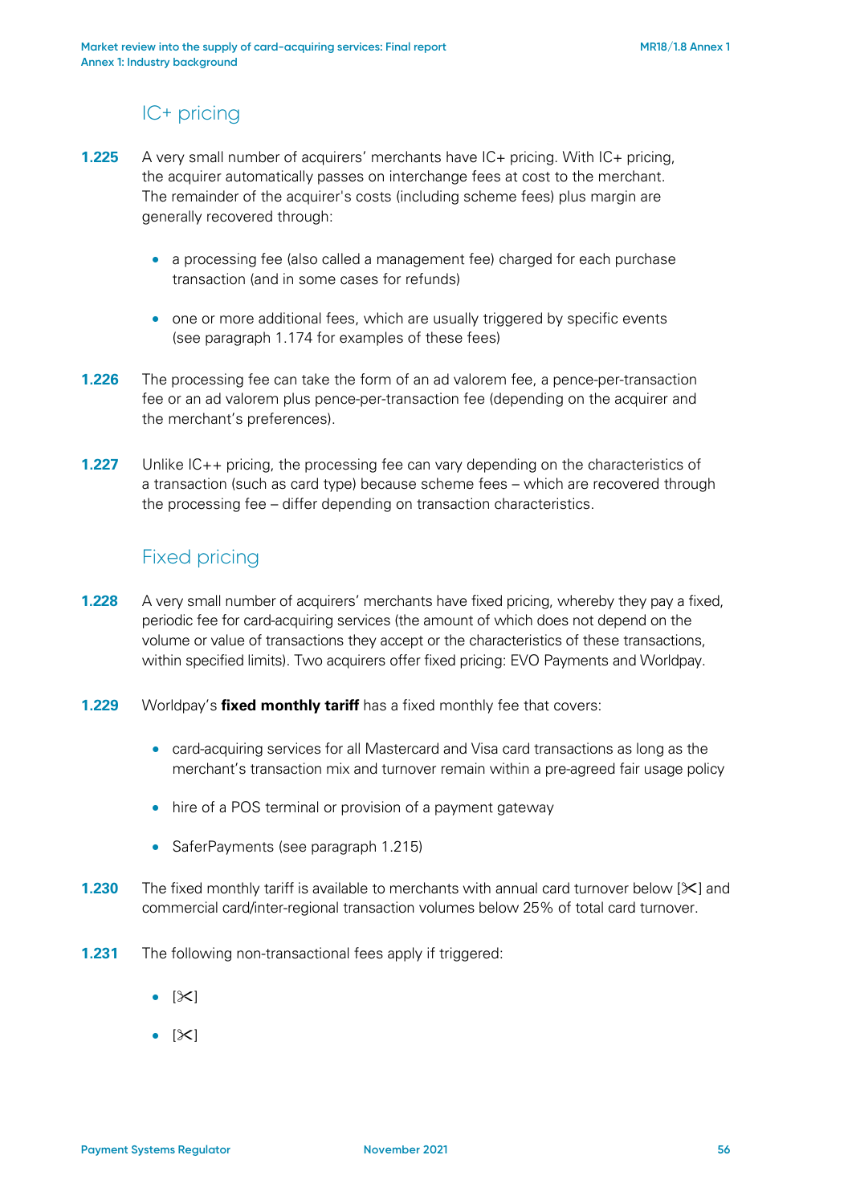## IC+ pricing

**1.225** A very small number of acquirers' merchants have IC+ pricing. With IC+ pricing, the acquirer automatically passes on interchange fees at cost to the merchant. The remainder of the acquirer's costs (including scheme fees) plus margin are generally recovered through:

- a processing fee (also called a management fee) charged for each purchase transaction (and in some cases for refunds)
- one or more additional fees, which are usually triggered by specific events (see paragraph 1.174 for examples of these fees)

**1.226** The processing fee can take the form of an ad valorem fee, a pence-per-transaction fee or an ad valorem plus pence-per-transaction fee (depending on the acquirer and the merchant's preferences).

**1.227** Unlike IC++ pricing, the processing fee can vary depending on the characteristics of a transaction (such as card type) because scheme fees – which are recovered through the processing fee – differ depending on transaction characteristics.

## Fixed pricing

**1.228** A very small number of acquirers' merchants have fixed pricing, whereby they pay a fixed, periodic fee for card-acquiring services (the amount of which does not depend on the volume or value of transactions they accept or the characteristics of these transactions, within specified limits). Two acquirers offer fixed pricing: EVO Payments and Worldpay.

**1.229** Worldpay's **fixed monthly tariff** has a fixed monthly fee that covers:

- card-acquiring services for all Mastercard and Visa card transactions as long as the merchant's transaction mix and turnover remain within a pre-agreed fair usage policy
- hire of a POS terminal or provision of a payment gateway
- SaferPayments (see paragraph 1.215)

**1.230** The fixed monthly tariff is available to merchants with annual card turnover below [✂] and commercial card/inter-regional transaction volumes below 25% of total card turnover.

**1.231** The following non-transactional fees apply if triggered:

- [✂]
- [✂]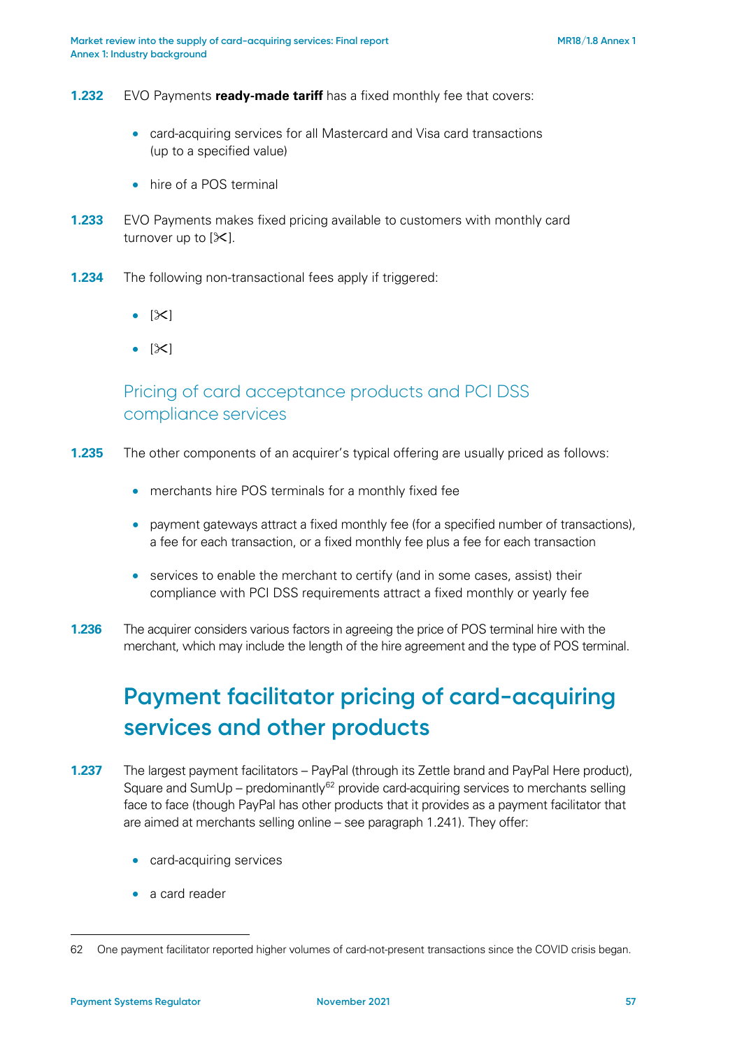**1.232** EVO Payments **ready-made tariff** has a fixed monthly fee that covers:

- card-acquiring services for all Mastercard and Visa card transactions (up to a specified value)
- hire of a POS terminal

**1.233** EVO Payments makes fixed pricing available to customers with monthly card turnover up to [✂].

**1.234** The following non-transactional fees apply if triggered:

- [✂]
- [✂]

### Pricing of card acceptance products and PCI DSS compliance services

**1.235** The other components of an acquirer's typical offering are usually priced as follows:

- merchants hire POS terminals for a monthly fixed fee
- payment gateways attract a fixed monthly fee (for a specified number of transactions), a fee for each transaction, or a fixed monthly fee plus a fee for each transaction
- services to enable the merchant to certify (and in some cases, assist) their compliance with PCI DSS requirements attract a fixed monthly or yearly fee

**1.236** The acquirer considers various factors in agreeing the price of POS terminal hire with the merchant, which may include the length of the hire agreement and the type of POS terminal.

## Payment facilitator pricing of card-acquiring services and other products

**1.237** The largest payment facilitators – PayPal (through its Zettle brand and PayPal Here product), Square and SumUp – predominantly[62] provide card-acquiring services to merchants selling face to face (though PayPal has other products that it provides as a payment facilitator that are aimed at merchants selling online – see paragraph 1.241). They offer:

- card-acquiring services
- a card reader

62 One payment facilitator reported higher volumes of card-not-present transactions since the COVID crisis began.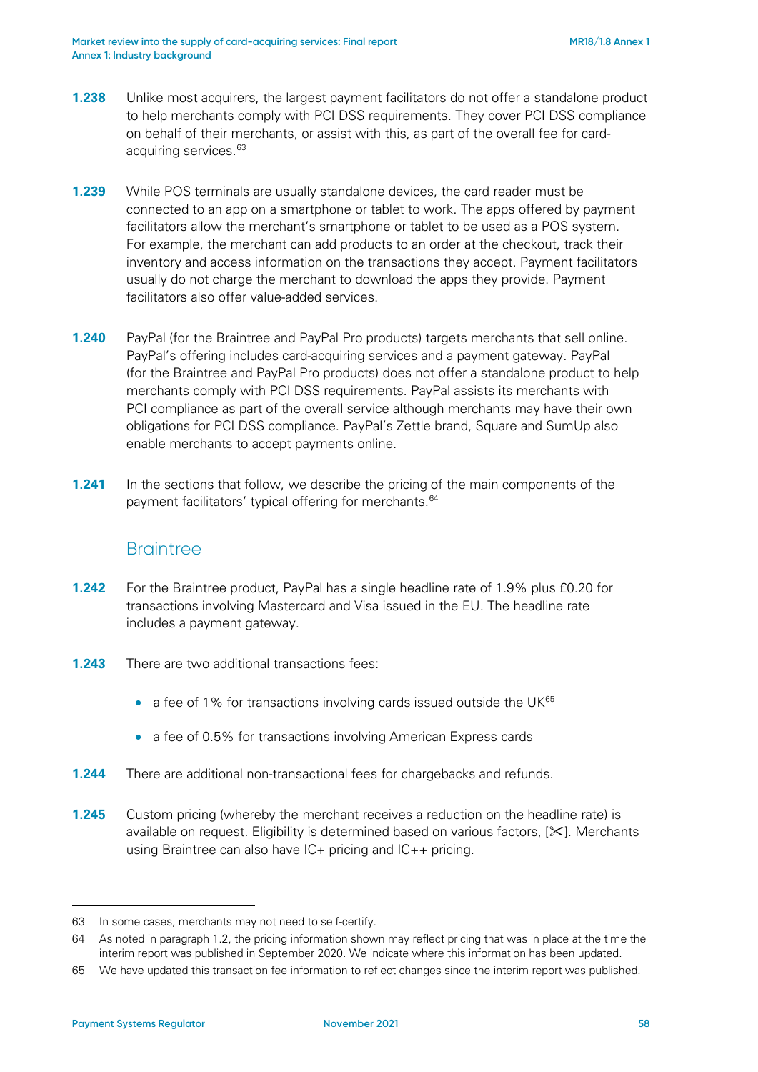**1.238** Unlike most acquirers, the largest payment facilitators do not offer a standalone product to help merchants comply with PCI DSS requirements. They cover PCI DSS compliance on behalf of their merchants, or assist with this, as part of the overall fee for card-acquiring services.[63]

**1.239** While POS terminals are usually standalone devices, the card reader must be connected to an app on a smartphone or tablet to work. The apps offered by payment facilitators allow the merchant's smartphone or tablet to be used as a POS system. For example, the merchant can add products to an order at the checkout, track their inventory and access information on the transactions they accept. Payment facilitators usually do not charge the merchant to download the apps they provide. Payment facilitators also offer value-added services.

**1.240** PayPal (for the Braintree and PayPal Pro products) targets merchants that sell online. PayPal's offering includes card-acquiring services and a payment gateway. PayPal (for the Braintree and PayPal Pro products) does not offer a standalone product to help merchants comply with PCI DSS requirements. PayPal assists its merchants with PCI compliance as part of the overall service although merchants may have their own obligations for PCI DSS compliance. PayPal's Zettle brand, Square and SumUp also enable merchants to accept payments online.

**1.241** In the sections that follow, we describe the pricing of the main components of the payment facilitators' typical offering for merchants.[64]

## Braintree

**1.242** For the Braintree product, PayPal has a single headline rate of 1.9% plus £0.20 for transactions involving Mastercard and Visa issued in the EU. The headline rate includes a payment gateway.

**1.243** There are two additional transactions fees:

- a fee of 1% for transactions involving cards issued outside the UK[65]
- a fee of 0.5% for transactions involving American Express cards

**1.244** There are additional non-transactional fees for chargebacks and refunds.

**1.245** Custom pricing (whereby the merchant receives a reduction on the headline rate) is available on request. Eligibility is determined based on various factors, [✂]. Merchants using Braintree can also have IC+ pricing and IC++ pricing.

---

63 In some cases, merchants may not need to self-certify.

64 As noted in paragraph 1.2, the pricing information shown may reflect pricing that was in place at the time the interim report was published in September 2020. We indicate where this information has been updated.

65 We have updated this transaction fee information to reflect changes since the interim report was published.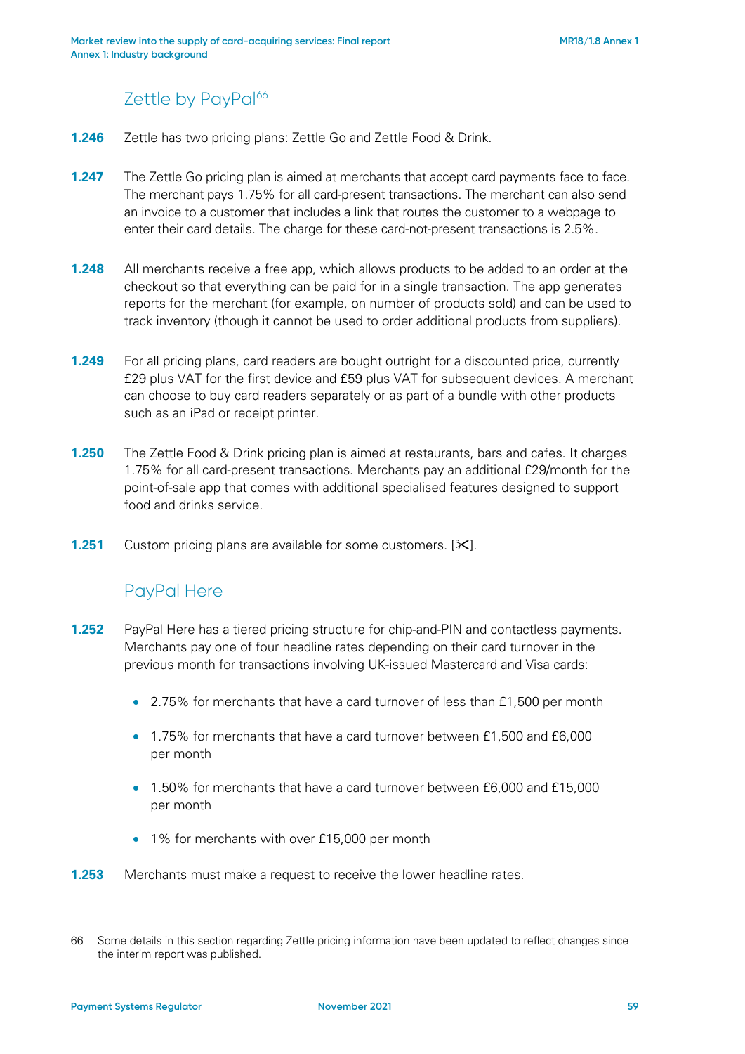## Zettle by PayPal[66]

**1.246** Zettle has two pricing plans: Zettle Go and Zettle Food & Drink.

**1.247** The Zettle Go pricing plan is aimed at merchants that accept card payments face to face. The merchant pays 1.75% for all card-present transactions. The merchant can also send an invoice to a customer that includes a link that routes the customer to a webpage to enter their card details. The charge for these card-not-present transactions is 2.5%.

**1.248** All merchants receive a free app, which allows products to be added to an order at the checkout so that everything can be paid for in a single transaction. The app generates reports for the merchant (for example, on number of products sold) and can be used to track inventory (though it cannot be used to order additional products from suppliers).

**1.249** For all pricing plans, card readers are bought outright for a discounted price, currently £29 plus VAT for the first device and £59 plus VAT for subsequent devices. A merchant can choose to buy card readers separately or as part of a bundle with other products such as an iPad or receipt printer.

**1.250** The Zettle Food & Drink pricing plan is aimed at restaurants, bars and cafes. It charges 1.75% for all card-present transactions. Merchants pay an additional £29/month for the point-of-sale app that comes with additional specialised features designed to support food and drinks service.

**1.251** Custom pricing plans are available for some customers. [✂].

## PayPal Here

**1.252** PayPal Here has a tiered pricing structure for chip-and-PIN and contactless payments. Merchants pay one of four headline rates depending on their card turnover in the previous month for transactions involving UK-issued Mastercard and Visa cards:

- 2.75% for merchants that have a card turnover of less than £1,500 per month
- 1.75% for merchants that have a card turnover between £1,500 and £6,000 per month
- 1.50% for merchants that have a card turnover between £6,000 and £15,000 per month
- 1% for merchants with over £15,000 per month

**1.253** Merchants must make a request to receive the lower headline rates.

---

66 Some details in this section regarding Zettle pricing information have been updated to reflect changes since the interim report was published.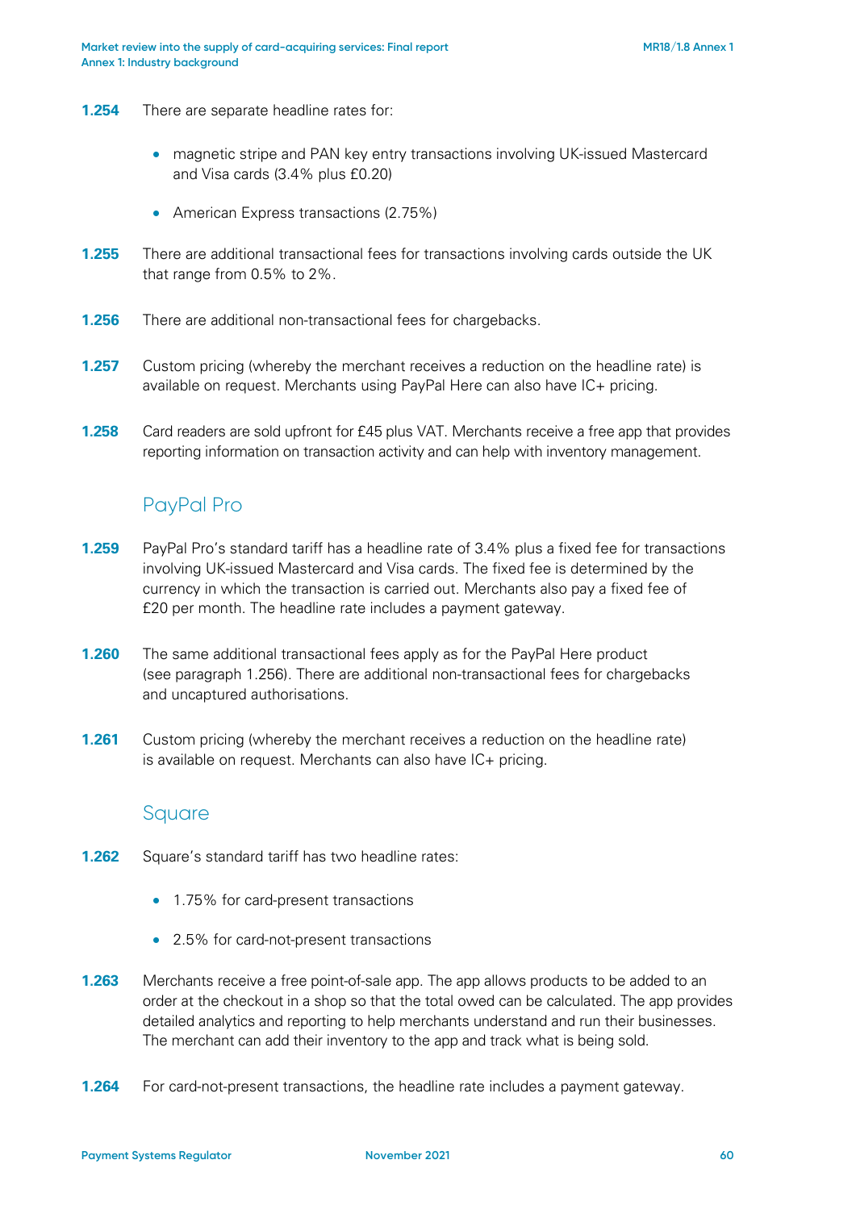**1.254** There are separate headline rates for:

- magnetic stripe and PAN key entry transactions involving UK-issued Mastercard and Visa cards (3.4% plus £0.20)
- American Express transactions (2.75%)

**1.255** There are additional transactional fees for transactions involving cards outside the UK that range from 0.5% to 2%.

**1.256** There are additional non-transactional fees for chargebacks.

**1.257** Custom pricing (whereby the merchant receives a reduction on the headline rate) is available on request. Merchants using PayPal Here can also have IC+ pricing.

**1.258** Card readers are sold upfront for £45 plus VAT. Merchants receive a free app that provides reporting information on transaction activity and can help with inventory management.

## PayPal Pro

**1.259** PayPal Pro's standard tariff has a headline rate of 3.4% plus a fixed fee for transactions involving UK-issued Mastercard and Visa cards. The fixed fee is determined by the currency in which the transaction is carried out. Merchants also pay a fixed fee of £20 per month. The headline rate includes a payment gateway.

**1.260** The same additional transactional fees apply as for the PayPal Here product (see paragraph 1.256). There are additional non-transactional fees for chargebacks and uncaptured authorisations.

**1.261** Custom pricing (whereby the merchant receives a reduction on the headline rate) is available on request. Merchants can also have IC+ pricing.

## Square

**1.262** Square's standard tariff has two headline rates:

- 1.75% for card-present transactions
- 2.5% for card-not-present transactions

**1.263** Merchants receive a free point-of-sale app. The app allows products to be added to an order at the checkout in a shop so that the total owed can be calculated. The app provides detailed analytics and reporting to help merchants understand and run their businesses. The merchant can add their inventory to the app and track what is being sold.

**1.264** For card-not-present transactions, the headline rate includes a payment gateway.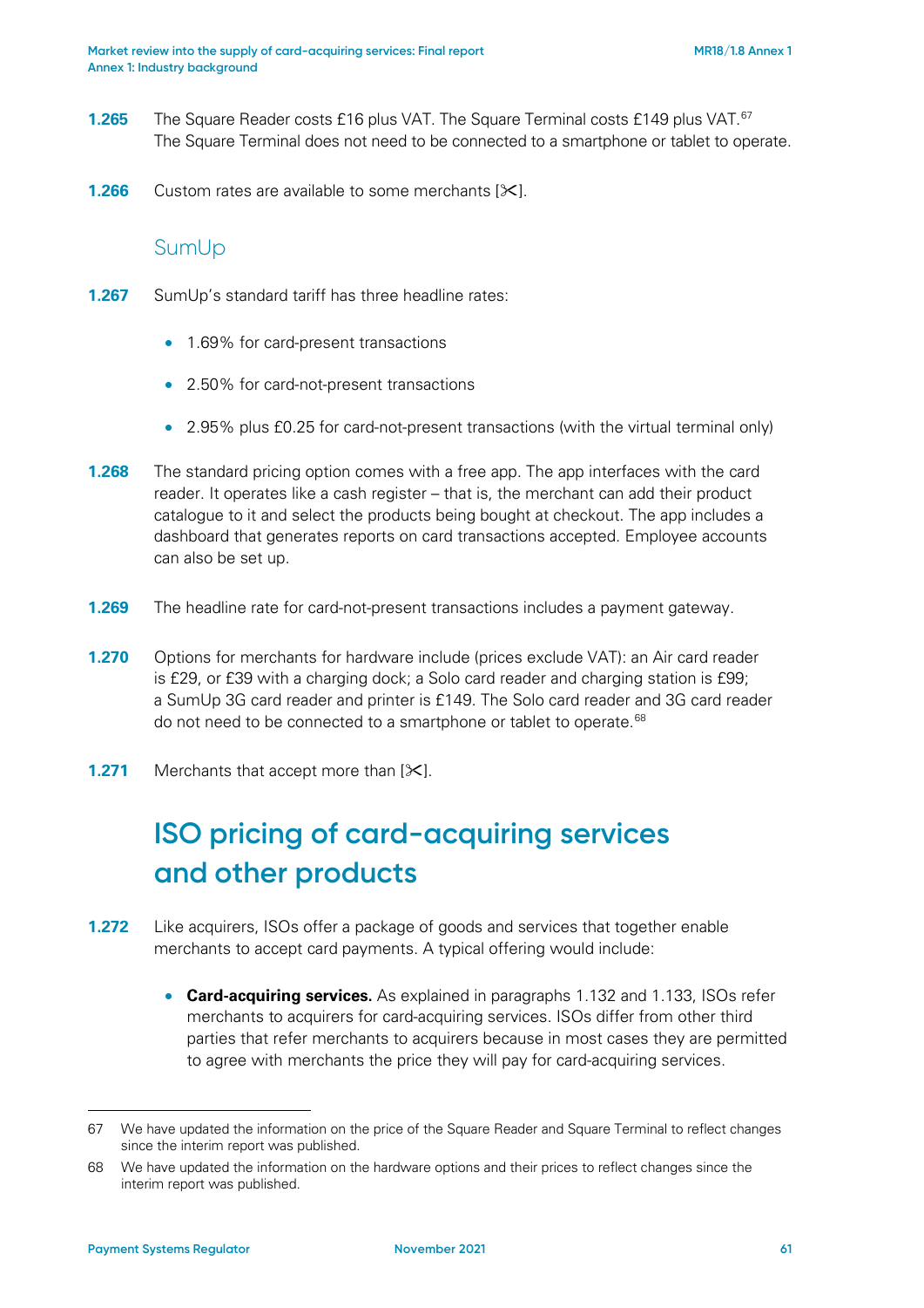**1.265** The Square Reader costs £16 plus VAT. The Square Terminal costs £149 plus VAT.[67] The Square Terminal does not need to be connected to a smartphone or tablet to operate.

**1.266** Custom rates are available to some merchants [✂].

### SumUp

**1.267** SumUp's standard tariff has three headline rates:

- 1.69% for card-present transactions
- 2.50% for card-not-present transactions
- 2.95% plus £0.25 for card-not-present transactions (with the virtual terminal only)

**1.268** The standard pricing option comes with a free app. The app interfaces with the card reader. It operates like a cash register – that is, the merchant can add their product catalogue to it and select the products being bought at checkout. The app includes a dashboard that generates reports on card transactions accepted. Employee accounts can also be set up.

**1.269** The headline rate for card-not-present transactions includes a payment gateway.

**1.270** Options for merchants for hardware include (prices exclude VAT): an Air card reader is £29, or £39 with a charging dock; a Solo card reader and charging station is £99; a SumUp 3G card reader and printer is £149. The Solo card reader and 3G card reader do not need to be connected to a smartphone or tablet to operate.[68]

**1.271** Merchants that accept more than [✂].

## ISO pricing of card-acquiring services and other products

**1.272** Like acquirers, ISOs offer a package of goods and services that together enable merchants to accept card payments. A typical offering would include:

- **Card-acquiring services.** As explained in paragraphs 1.132 and 1.133, ISOs refer merchants to acquirers for card-acquiring services. ISOs differ from other third parties that refer merchants to acquirers because in most cases they are permitted to agree with merchants the price they will pay for card-acquiring services.

---

67 We have updated the information on the price of the Square Reader and Square Terminal to reflect changes since the interim report was published.

68 We have updated the information on the hardware options and their prices to reflect changes since the interim report was published.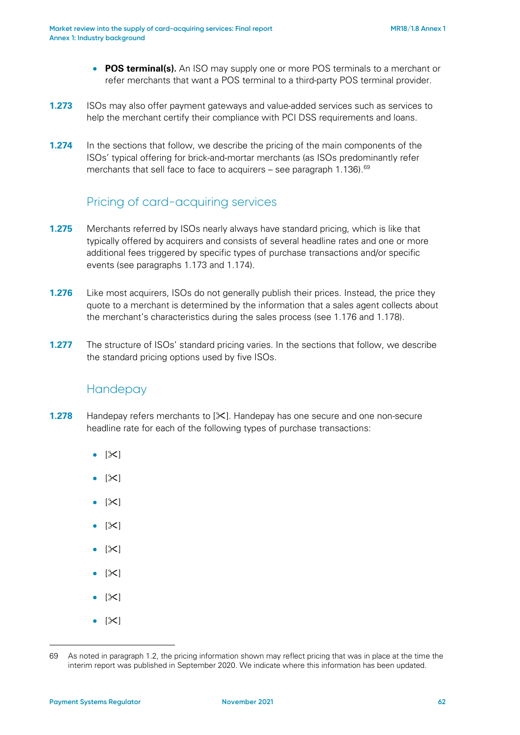- **POS terminal(s).** An ISO may supply one or more POS terminals to a merchant or refer merchants that want a POS terminal to a third-party POS terminal provider.

**1.273** ISOs may also offer payment gateways and value-added services such as services to help the merchant certify their compliance with PCI DSS requirements and loans.

**1.274** In the sections that follow, we describe the pricing of the main components of the ISOs' typical offering for brick-and-mortar merchants (as ISOs predominantly refer merchants that sell face to face to acquirers – see paragraph 1.136).[69]

## Pricing of card-acquiring services

**1.275** Merchants referred by ISOs nearly always have standard pricing, which is like that typically offered by acquirers and consists of several headline rates and one or more additional fees triggered by specific types of purchase transactions and/or specific events (see paragraphs 1.173 and 1.174).

**1.276** Like most acquirers, ISOs do not generally publish their prices. Instead, the price they quote to a merchant is determined by the information that a sales agent collects about the merchant's characteristics during the sales process (see 1.176 and 1.178).

**1.277** The structure of ISOs' standard pricing varies. In the sections that follow, we describe the standard pricing options used by five ISOs.

## Handepay

**1.278** Handepay refers merchants to [✂]. Handepay has one secure and one non-secure headline rate for each of the following types of purchase transactions:

- [✂]
- [✂]
- [✂]
- [✂]
- [✂]
- [✂]
- [✂]
- [✂]

---

69 As noted in paragraph 1.2, the pricing information shown may reflect pricing that was in place at the time the interim report was published in September 2020. We indicate where this information has been updated.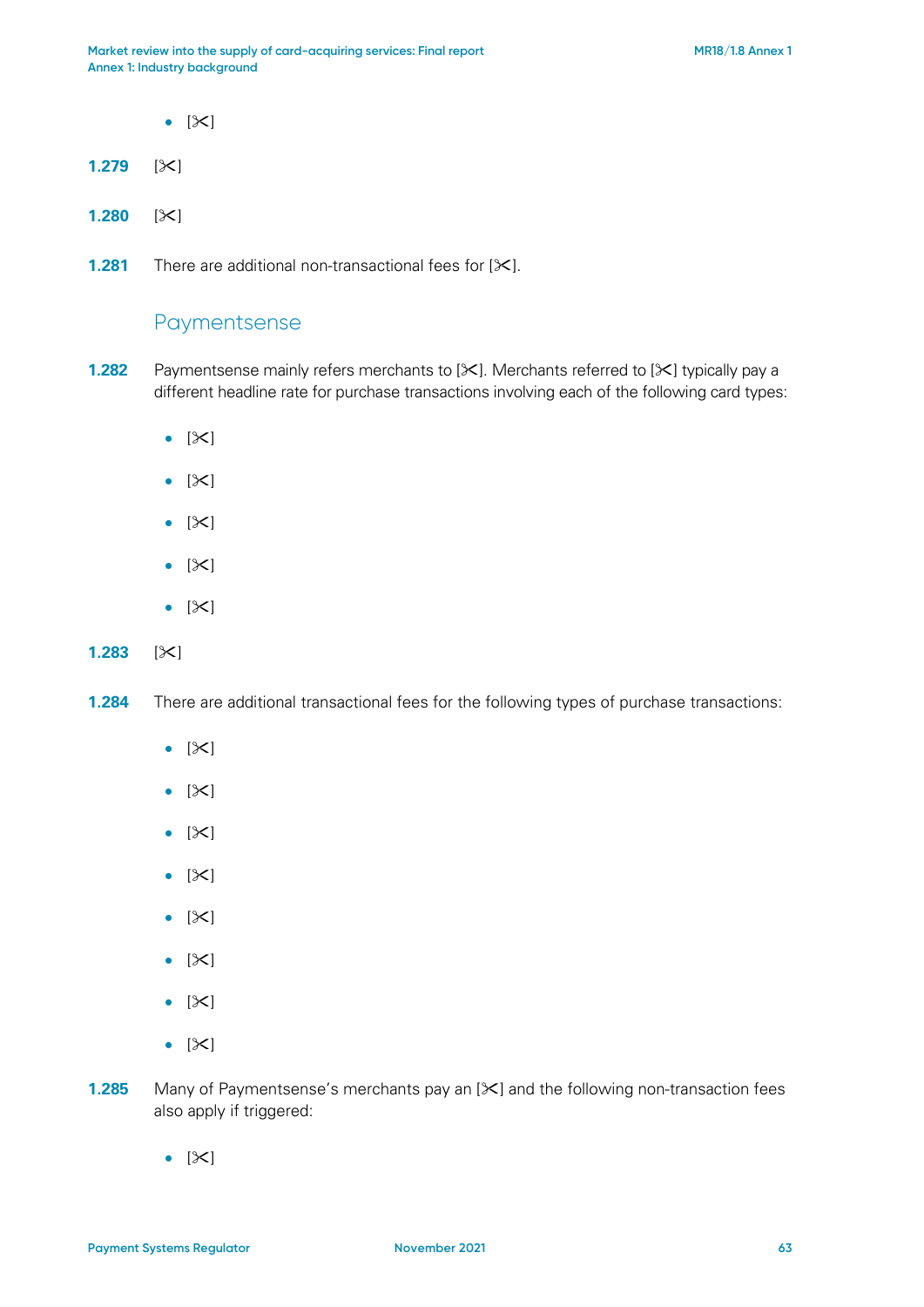- [✂]

**1.279** [✂]

**1.280** [✂]

**1.281** There are additional non-transactional fees for [✂].

## Paymentsense

**1.282** Paymentsense mainly refers merchants to [✂]. Merchants referred to [✂] typically pay a different headline rate for purchase transactions involving each of the following card types:

- [✂]
- [✂]
- [✂]
- [✂]
- [✂]

**1.283** [✂]

**1.284** There are additional transactional fees for the following types of purchase transactions:

- [✂]
- [✂]
- [✂]
- [✂]
- [✂]
- [✂]
- [✂]
- [✂]

**1.285** Many of Paymentsense's merchants pay an [✂] and the following non-transaction fees also apply if triggered:

- [✂]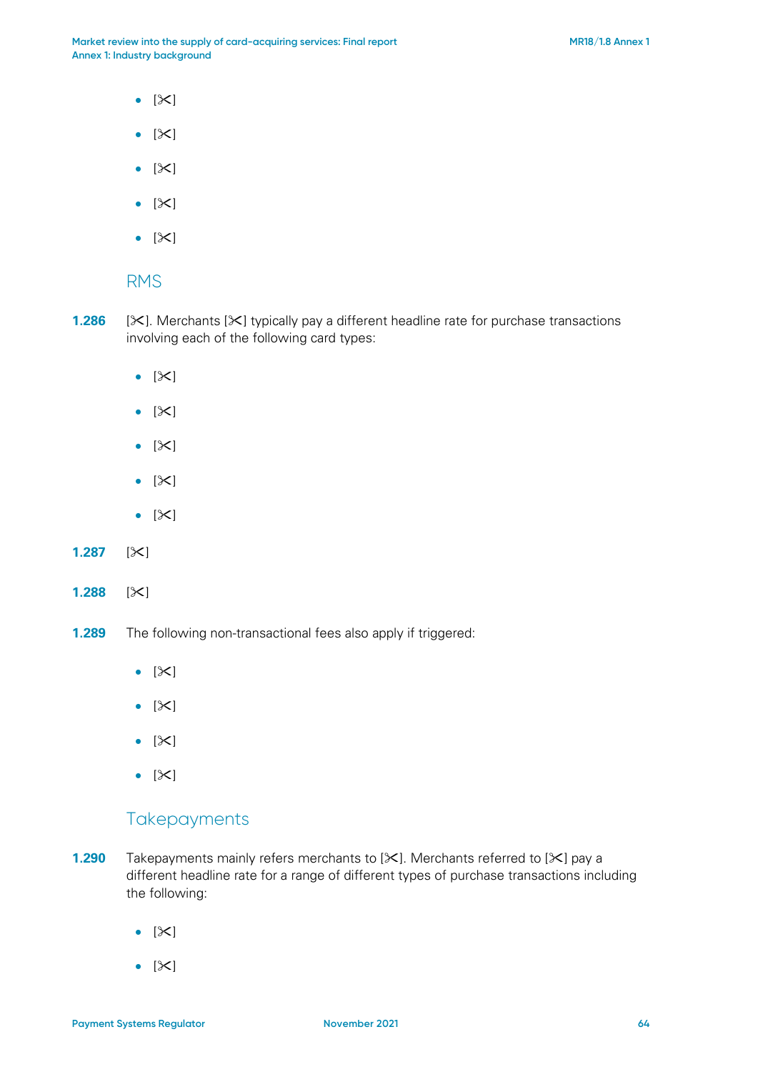- [✂]
- [✂]
- [✂]
- [✂]
- [✂]

### RMS

**1.286** [✂]. Merchants [✂] typically pay a different headline rate for purchase transactions involving each of the following card types:

- [✂]
- [✂]
- [✂]
- [✂]
- [✂]

**1.287** [✂]

**1.288** [✂]

**1.289** The following non-transactional fees also apply if triggered:

- [✂]
- [✂]
- [✂]
- [✂]

### Takepayments

**1.290** Takepayments mainly refers merchants to [✂]. Merchants referred to [✂] pay a different headline rate for a range of different types of purchase transactions including the following:

- [✂]
- [✂]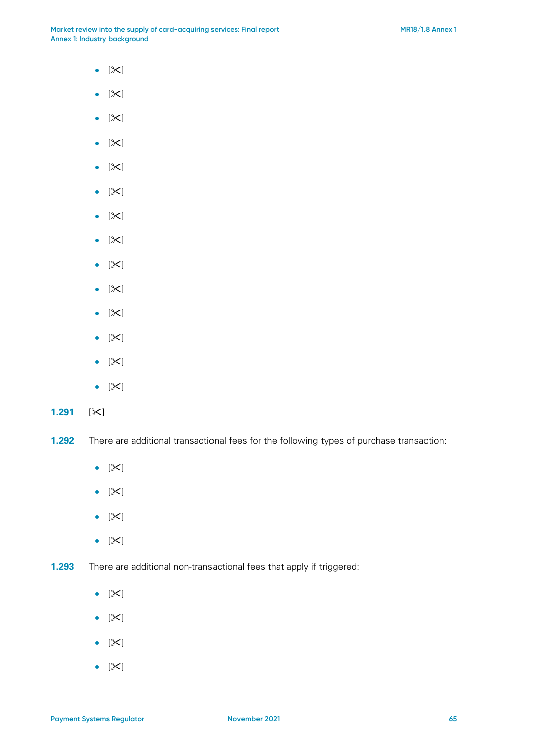- [✂]
- [✂]
- [✂]
- [✂]
- [✂]
- [✂]
- [✂]
- [✂]
- [✂]
- [✂]
- [✂]
- [✂]
- [✂]
- [✂]

**1.291** [✂]

**1.292** There are additional transactional fees for the following types of purchase transaction:

- [✂]
- [✂]
- [✂]
- [✂]

**1.293** There are additional non-transactional fees that apply if triggered:

- [✂]
- [✂]
- [✂]
- [✂]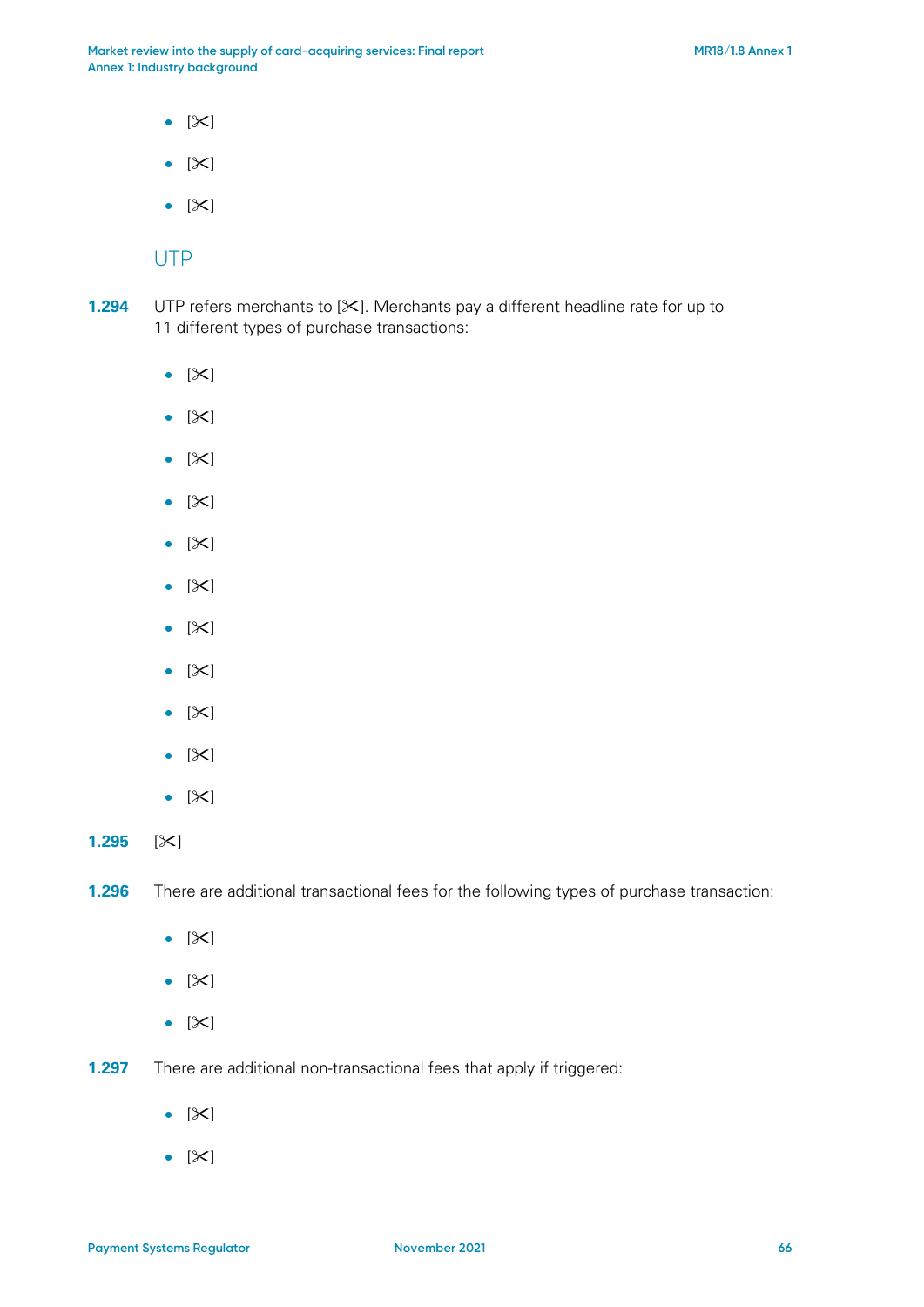- [✂]
- [✂]
- [✂]

## UTP

**1.294** UTP refers merchants to [✂]. Merchants pay a different headline rate for up to 11 different types of purchase transactions:

- [✂]
- [✂]
- [✂]
- [✂]
- [✂]
- [✂]
- [✂]
- [✂]
- [✂]
- [✂]
- [✂]

**1.295** [✂]

**1.296** There are additional transactional fees for the following types of purchase transaction:

- [✂]
- [✂]
- [✂]

**1.297** There are additional non-transactional fees that apply if triggered:

- [✂]
- [✂]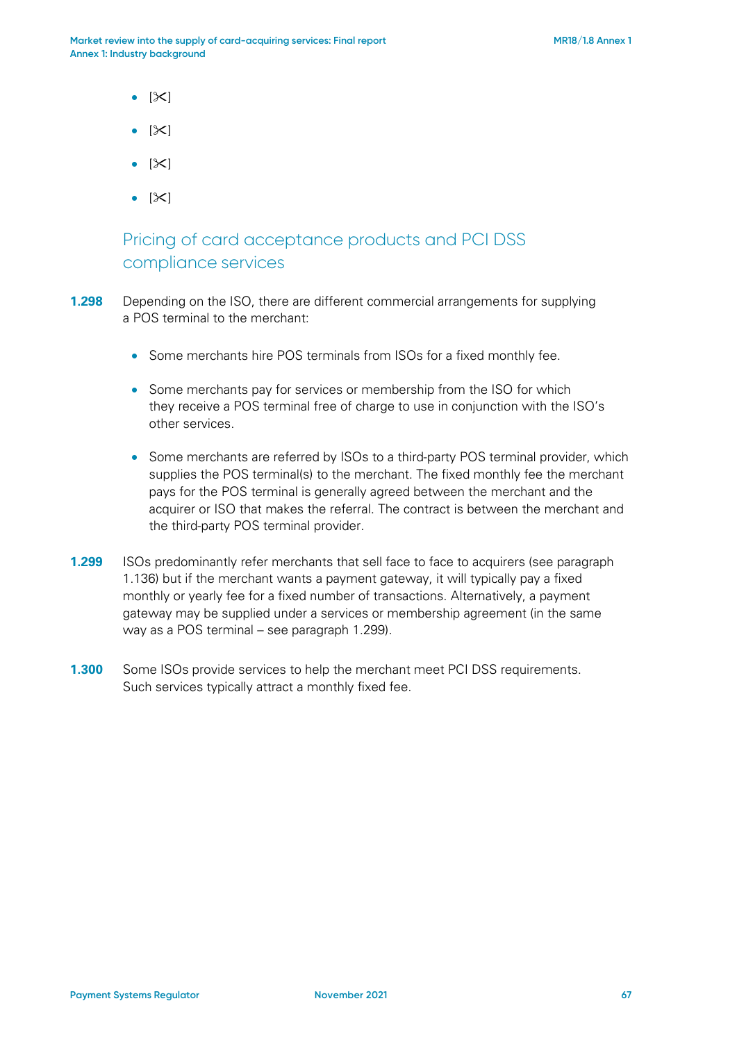- [✂]
- [✂]
- [✂]
- [✂]

## Pricing of card acceptance products and PCI DSS compliance services

**1.298** Depending on the ISO, there are different commercial arrangements for supplying a POS terminal to the merchant:

- Some merchants hire POS terminals from ISOs for a fixed monthly fee.
- Some merchants pay for services or membership from the ISO for which they receive a POS terminal free of charge to use in conjunction with the ISO's other services.
- Some merchants are referred by ISOs to a third-party POS terminal provider, which supplies the POS terminal(s) to the merchant. The fixed monthly fee the merchant pays for the POS terminal is generally agreed between the merchant and the acquirer or ISO that makes the referral. The contract is between the merchant and the third-party POS terminal provider.

**1.299** ISOs predominantly refer merchants that sell face to face to acquirers (see paragraph 1.136) but if the merchant wants a payment gateway, it will typically pay a fixed monthly or yearly fee for a fixed number of transactions. Alternatively, a payment gateway may be supplied under a services or membership agreement (in the same way as a POS terminal – see paragraph 1.299).

**1.300** Some ISOs provide services to help the merchant meet PCI DSS requirements. Such services typically attract a monthly fixed fee.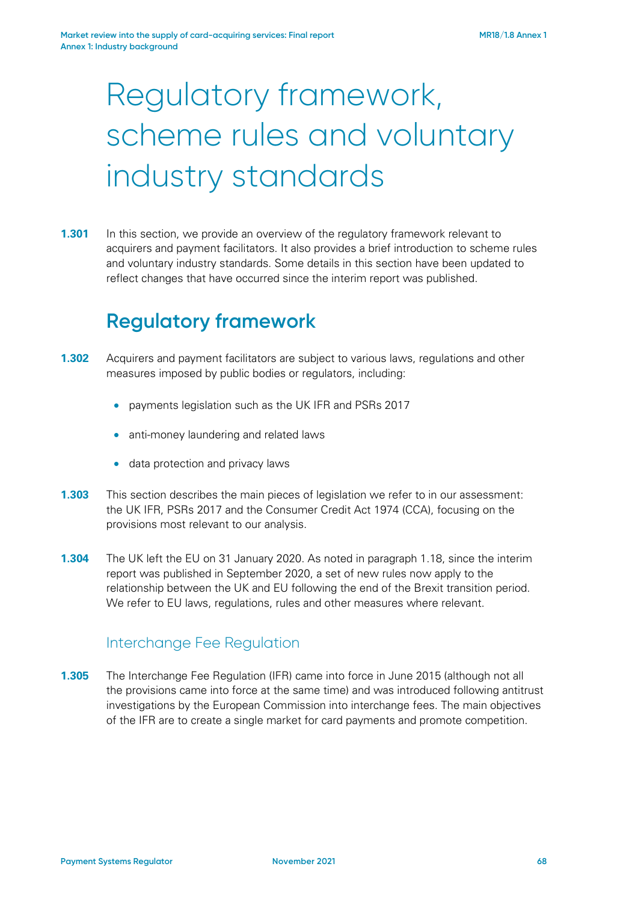# Regulatory framework, scheme rules and voluntary industry standards

**1.301** In this section, we provide an overview of the regulatory framework relevant to acquirers and payment facilitators. It also provides a brief introduction to scheme rules and voluntary industry standards. Some details in this section have been updated to reflect changes that have occurred since the interim report was published.

## Regulatory framework

**1.302** Acquirers and payment facilitators are subject to various laws, regulations and other measures imposed by public bodies or regulators, including:

- payments legislation such as the UK IFR and PSRs 2017
- anti-money laundering and related laws
- data protection and privacy laws

**1.303** This section describes the main pieces of legislation we refer to in our assessment: the UK IFR, PSRs 2017 and the Consumer Credit Act 1974 (CCA), focusing on the provisions most relevant to our analysis.

**1.304** The UK left the EU on 31 January 2020. As noted in paragraph 1.18, since the interim report was published in September 2020, a set of new rules now apply to the relationship between the UK and EU following the end of the Brexit transition period. We refer to EU laws, regulations, rules and other measures where relevant.

### Interchange Fee Regulation

**1.305** The Interchange Fee Regulation (IFR) came into force in June 2015 (although not all the provisions came into force at the same time) and was introduced following antitrust investigations by the European Commission into interchange fees. The main objectives of the IFR are to create a single market for card payments and promote competition.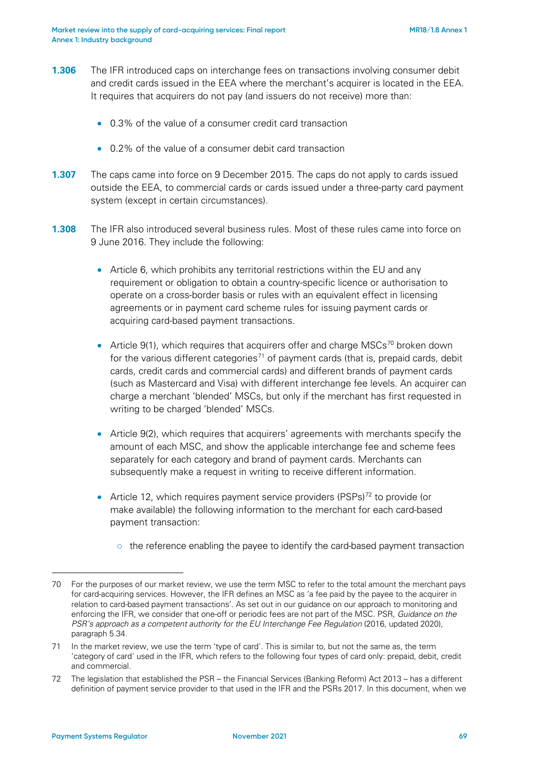**1.306** The IFR introduced caps on interchange fees on transactions involving consumer debit and credit cards issued in the EEA where the merchant's acquirer is located in the EEA. It requires that acquirers do not pay (and issuers do not receive) more than:

- 0.3% of the value of a consumer credit card transaction
- 0.2% of the value of a consumer debit card transaction

**1.307** The caps came into force on 9 December 2015. The caps do not apply to cards issued outside the EEA, to commercial cards or cards issued under a three-party card payment system (except in certain circumstances).

**1.308** The IFR also introduced several business rules. Most of these rules came into force on 9 June 2016. They include the following:

- Article 6, which prohibits any territorial restrictions within the EU and any requirement or obligation to obtain a country-specific licence or authorisation to operate on a cross-border basis or rules with an equivalent effect in licensing agreements or in payment card scheme rules for issuing payment cards or acquiring card-based payment transactions.
- Article 9(1), which requires that acquirers offer and charge MSCs[70] broken down for the various different categories[71] of payment cards (that is, prepaid cards, debit cards, credit cards and commercial cards) and different brands of payment cards (such as Mastercard and Visa) with different interchange fee levels. An acquirer can charge a merchant 'blended' MSCs, but only if the merchant has first requested in writing to be charged 'blended' MSCs.
- Article 9(2), which requires that acquirers' agreements with merchants specify the amount of each MSC, and show the applicable interchange fee and scheme fees separately for each category and brand of payment cards. Merchants can subsequently make a request in writing to receive different information.
- Article 12, which requires payment service providers (PSPs)[72] to provide (or make available) the following information to the merchant for each card-based payment transaction:
  - the reference enabling the payee to identify the card-based payment transaction

---

70 For the purposes of our market review, we use the term MSC to refer to the total amount the merchant pays for card-acquiring services. However, the IFR defines an MSC as 'a fee paid by the payee to the acquirer in relation to card-based payment transactions'. As set out in our guidance on our approach to monitoring and enforcing the IFR, we consider that one-off or periodic fees are not part of the MSC. PSR, *Guidance on the PSR's approach as a competent authority for the EU Interchange Fee Regulation* (2016, updated 2020), paragraph 5.34.

71 In the market review, we use the term 'type of card'. This is similar to, but not the same as, the term 'category of card' used in the IFR, which refers to the following four types of card only: prepaid, debit, credit and commercial.

72 The legislation that established the PSR – the Financial Services (Banking Reform) Act 2013 – has a different definition of payment service provider to that used in the IFR and the PSRs 2017. In this document, when we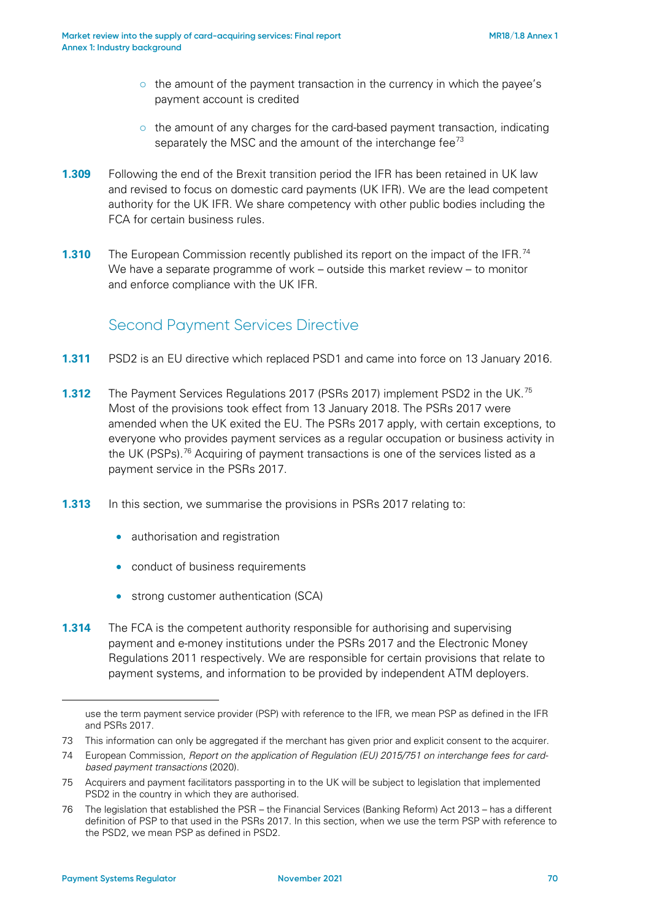- the amount of the payment transaction in the currency in which the payee's payment account is credited
- the amount of any charges for the card-based payment transaction, indicating separately the MSC and the amount of the interchange fee[73]

**1.309** Following the end of the Brexit transition period the IFR has been retained in UK law and revised to focus on domestic card payments (UK IFR). We are the lead competent authority for the UK IFR. We share competency with other public bodies including the FCA for certain business rules.

**1.310** The European Commission recently published its report on the impact of the IFR.[74] We have a separate programme of work – outside this market review – to monitor and enforce compliance with the UK IFR.

## Second Payment Services Directive

**1.311** PSD2 is an EU directive which replaced PSD1 and came into force on 13 January 2016.

**1.312** The Payment Services Regulations 2017 (PSRs 2017) implement PSD2 in the UK.[75] Most of the provisions took effect from 13 January 2018. The PSRs 2017 were amended when the UK exited the EU. The PSRs 2017 apply, with certain exceptions, to everyone who provides payment services as a regular occupation or business activity in the UK (PSPs).[76] Acquiring of payment transactions is one of the services listed as a payment service in the PSRs 2017.

**1.313** In this section, we summarise the provisions in PSRs 2017 relating to:

- authorisation and registration
- conduct of business requirements
- strong customer authentication (SCA)

**1.314** The FCA is the competent authority responsible for authorising and supervising payment and e-money institutions under the PSRs 2017 and the Electronic Money Regulations 2011 respectively. We are responsible for certain provisions that relate to payment systems, and information to be provided by independent ATM deployers.

---

use the term payment service provider (PSP) with reference to the IFR, we mean PSP as defined in the IFR and PSRs 2017.

73 This information can only be aggregated if the merchant has given prior and explicit consent to the acquirer.

74 European Commission, *Report on the application of Regulation (EU) 2015/751 on interchange fees for card-based payment transactions* (2020).

75 Acquirers and payment facilitators passporting in to the UK will be subject to legislation that implemented PSD2 in the country in which they are authorised.

76 The legislation that established the PSR – the Financial Services (Banking Reform) Act 2013 – has a different definition of PSP to that used in the PSRs 2017. In this section, when we use the term PSP with reference to the PSD2, we mean PSP as defined in PSD2.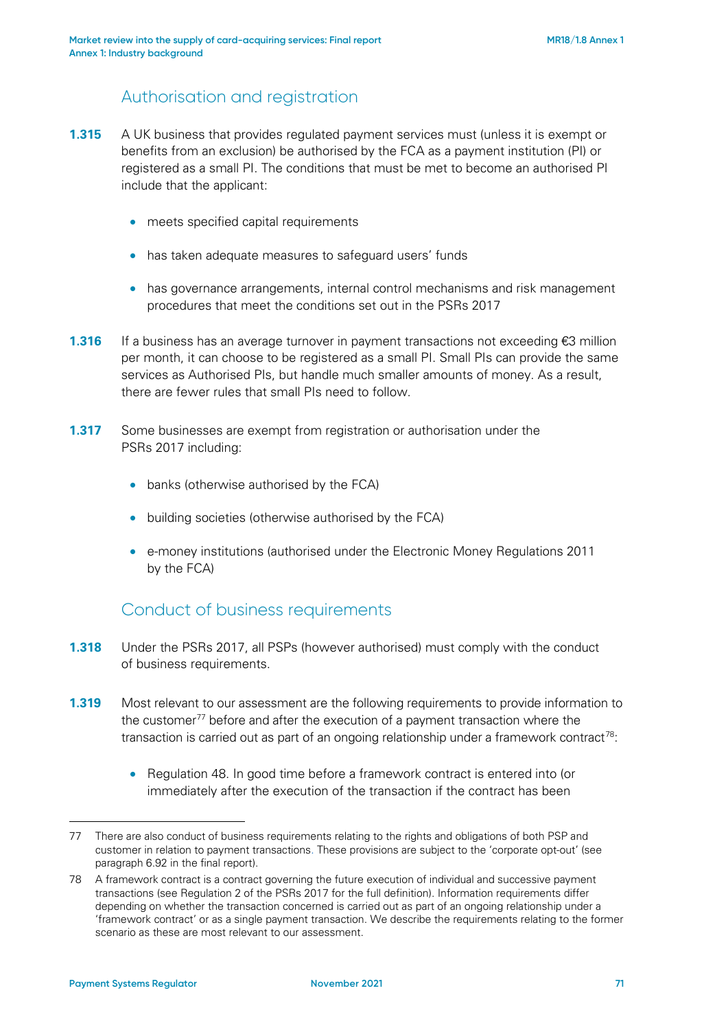## Authorisation and registration

**1.315** A UK business that provides regulated payment services must (unless it is exempt or benefits from an exclusion) be authorised by the FCA as a payment institution (PI) or registered as a small PI. The conditions that must be met to become an authorised PI include that the applicant:

- meets specified capital requirements
- has taken adequate measures to safeguard users' funds
- has governance arrangements, internal control mechanisms and risk management procedures that meet the conditions set out in the PSRs 2017

**1.316** If a business has an average turnover in payment transactions not exceeding €3 million per month, it can choose to be registered as a small PI. Small PIs can provide the same services as Authorised PIs, but handle much smaller amounts of money. As a result, there are fewer rules that small PIs need to follow.

**1.317** Some businesses are exempt from registration or authorisation under the PSRs 2017 including:

- banks (otherwise authorised by the FCA)
- building societies (otherwise authorised by the FCA)
- e-money institutions (authorised under the Electronic Money Regulations 2011 by the FCA)

## Conduct of business requirements

**1.318** Under the PSRs 2017, all PSPs (however authorised) must comply with the conduct of business requirements.

**1.319** Most relevant to our assessment are the following requirements to provide information to the customer[77] before and after the execution of a payment transaction where the transaction is carried out as part of an ongoing relationship under a framework contract[78]:

- Regulation 48. In good time before a framework contract is entered into (or immediately after the execution of the transaction if the contract has been

---

77 There are also conduct of business requirements relating to the rights and obligations of both PSP and customer in relation to payment transactions. These provisions are subject to the 'corporate opt-out' (see paragraph 6.92 in the final report).

78 A framework contract is a contract governing the future execution of individual and successive payment transactions (see Regulation 2 of the PSRs 2017 for the full definition). Information requirements differ depending on whether the transaction concerned is carried out as part of an ongoing relationship under a 'framework contract' or as a single payment transaction. We describe the requirements relating to the former scenario as these are most relevant to our assessment.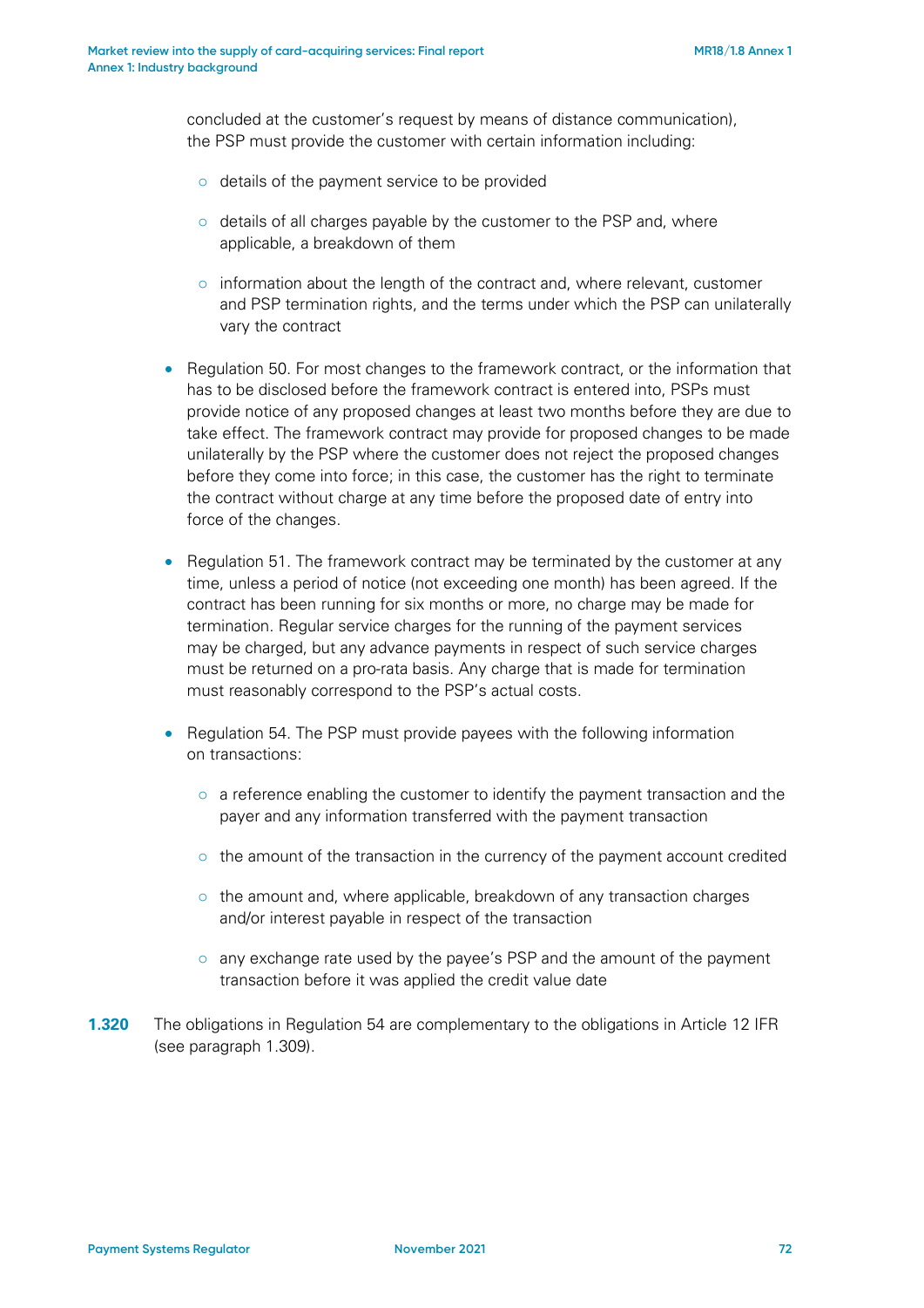concluded at the customer's request by means of distance communication), the PSP must provide the customer with certain information including:

   - details of the payment service to be provided
   - details of all charges payable by the customer to the PSP and, where applicable, a breakdown of them
   - information about the length of the contract and, where relevant, customer and PSP termination rights, and the terms under which the PSP can unilaterally vary the contract

- Regulation 50. For most changes to the framework contract, or the information that has to be disclosed before the framework contract is entered into, PSPs must provide notice of any proposed changes at least two months before they are due to take effect. The framework contract may provide for proposed changes to be made unilaterally by the PSP where the customer does not reject the proposed changes before they come into force; in this case, the customer has the right to terminate the contract without charge at any time before the proposed date of entry into force of the changes.
- Regulation 51. The framework contract may be terminated by the customer at any time, unless a period of notice (not exceeding one month) has been agreed. If the contract has been running for six months or more, no charge may be made for termination. Regular service charges for the running of the payment services may be charged, but any advance payments in respect of such service charges must be returned on a pro-rata basis. Any charge that is made for termination must reasonably correspond to the PSP's actual costs.
- Regulation 54. The PSP must provide payees with the following information on transactions:
   - a reference enabling the customer to identify the payment transaction and the payer and any information transferred with the payment transaction
   - the amount of the transaction in the currency of the payment account credited
   - the amount and, where applicable, breakdown of any transaction charges and/or interest payable in respect of the transaction
   - any exchange rate used by the payee's PSP and the amount of the payment transaction before it was applied the credit value date

**1.320** The obligations in Regulation 54 are complementary to the obligations in Article 12 IFR (see paragraph 1.309).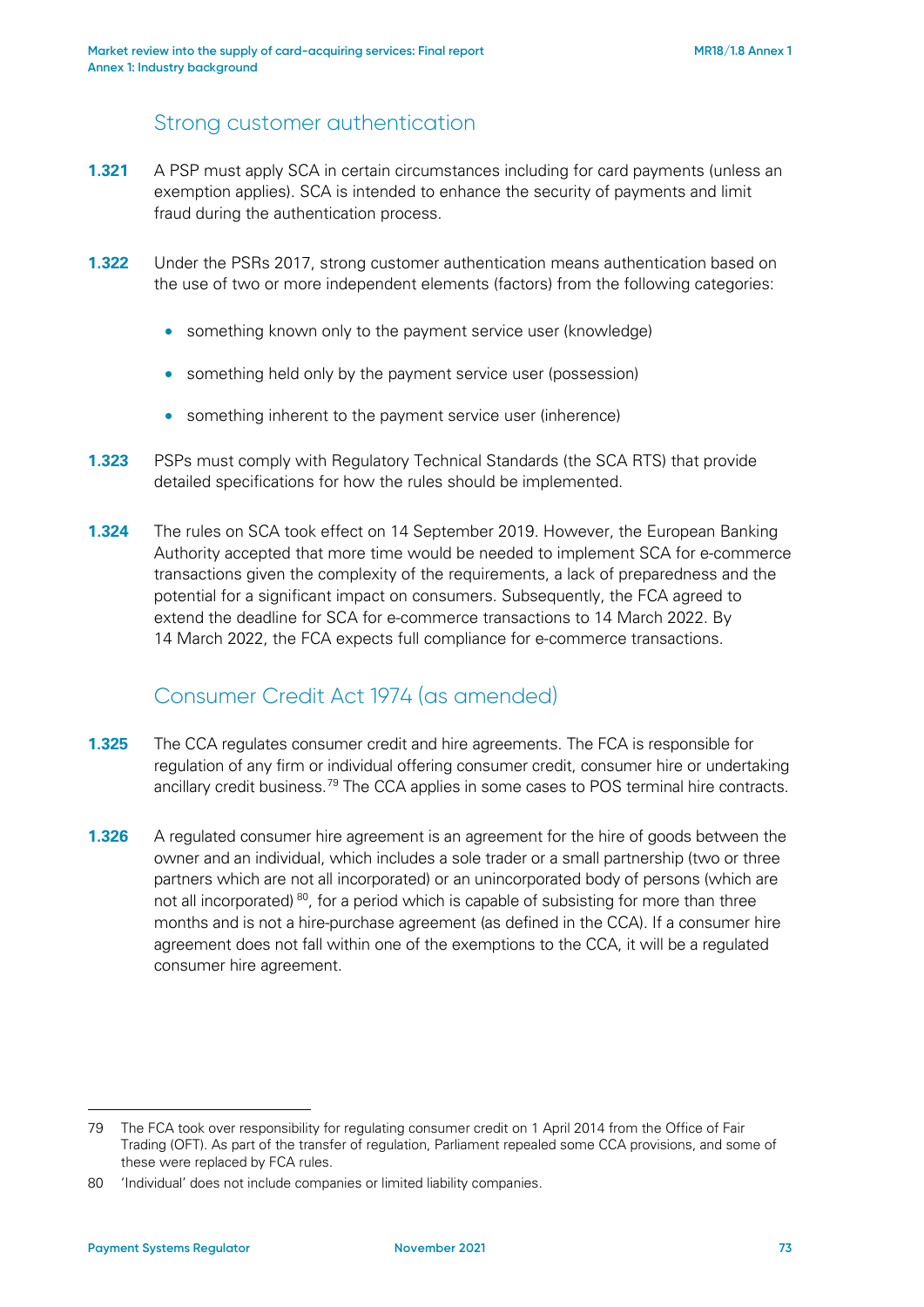## Strong customer authentication

**1.321** A PSP must apply SCA in certain circumstances including for card payments (unless an exemption applies). SCA is intended to enhance the security of payments and limit fraud during the authentication process.

**1.322** Under the PSRs 2017, strong customer authentication means authentication based on the use of two or more independent elements (factors) from the following categories:

- something known only to the payment service user (knowledge)
- something held only by the payment service user (possession)
- something inherent to the payment service user (inherence)

**1.323** PSPs must comply with Regulatory Technical Standards (the SCA RTS) that provide detailed specifications for how the rules should be implemented.

**1.324** The rules on SCA took effect on 14 September 2019. However, the European Banking Authority accepted that more time would be needed to implement SCA for e-commerce transactions given the complexity of the requirements, a lack of preparedness and the potential for a significant impact on consumers. Subsequently, the FCA agreed to extend the deadline for SCA for e-commerce transactions to 14 March 2022. By 14 March 2022, the FCA expects full compliance for e-commerce transactions.

## Consumer Credit Act 1974 (as amended)

**1.325** The CCA regulates consumer credit and hire agreements. The FCA is responsible for regulation of any firm or individual offering consumer credit, consumer hire or undertaking ancillary credit business.[79] The CCA applies in some cases to POS terminal hire contracts.

**1.326** A regulated consumer hire agreement is an agreement for the hire of goods between the owner and an individual, which includes a sole trader or a small partnership (two or three partners which are not all incorporated) or an unincorporated body of persons (which are not all incorporated) [80], for a period which is capable of subsisting for more than three months and is not a hire-purchase agreement (as defined in the CCA). If a consumer hire agreement does not fall within one of the exemptions to the CCA, it will be a regulated consumer hire agreement.

---

79 The FCA took over responsibility for regulating consumer credit on 1 April 2014 from the Office of Fair Trading (OFT). As part of the transfer of regulation, Parliament repealed some CCA provisions, and some of these were replaced by FCA rules.

80 'Individual' does not include companies or limited liability companies.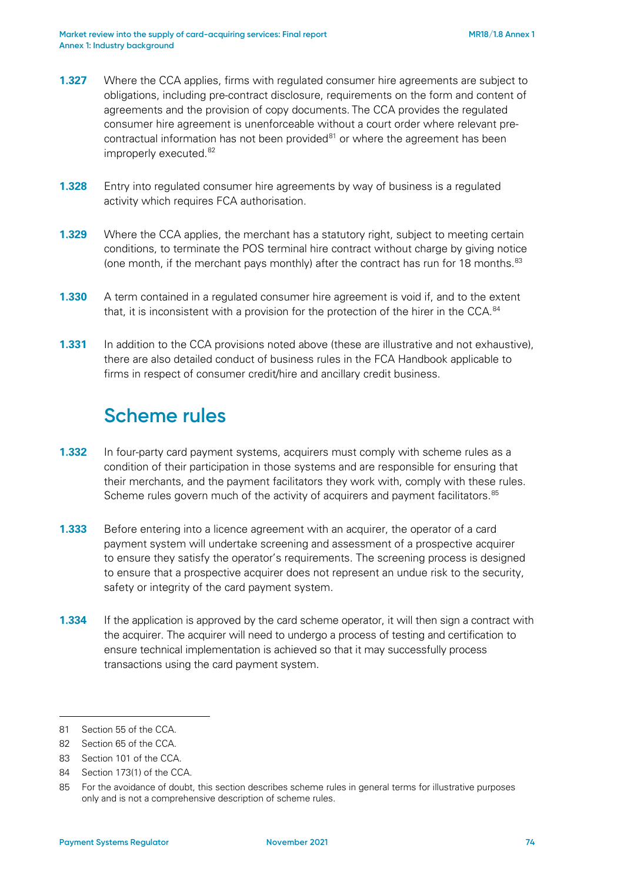**1.327** Where the CCA applies, firms with regulated consumer hire agreements are subject to obligations, including pre-contract disclosure, requirements on the form and content of agreements and the provision of copy documents. The CCA provides the regulated consumer hire agreement is unenforceable without a court order where relevant pre-contractual information has not been provided[81] or where the agreement has been improperly executed.[82]

**1.328** Entry into regulated consumer hire agreements by way of business is a regulated activity which requires FCA authorisation.

**1.329** Where the CCA applies, the merchant has a statutory right, subject to meeting certain conditions, to terminate the POS terminal hire contract without charge by giving notice (one month, if the merchant pays monthly) after the contract has run for 18 months.[83]

**1.330** A term contained in a regulated consumer hire agreement is void if, and to the extent that, it is inconsistent with a provision for the protection of the hirer in the CCA.[84]

**1.331** In addition to the CCA provisions noted above (these are illustrative and not exhaustive), there are also detailed conduct of business rules in the FCA Handbook applicable to firms in respect of consumer credit/hire and ancillary credit business.

## Scheme rules

**1.332** In four-party card payment systems, acquirers must comply with scheme rules as a condition of their participation in those systems and are responsible for ensuring that their merchants, and the payment facilitators they work with, comply with these rules. Scheme rules govern much of the activity of acquirers and payment facilitators.[85]

**1.333** Before entering into a licence agreement with an acquirer, the operator of a card payment system will undertake screening and assessment of a prospective acquirer to ensure they satisfy the operator's requirements. The screening process is designed to ensure that a prospective acquirer does not represent an undue risk to the security, safety or integrity of the card payment system.

**1.334** If the application is approved by the card scheme operator, it will then sign a contract with the acquirer. The acquirer will need to undergo a process of testing and certification to ensure technical implementation is achieved so that it may successfully process transactions using the card payment system.

---

81 Section 55 of the CCA.

82 Section 65 of the CCA.

83 Section 101 of the CCA.

84 Section 173(1) of the CCA.

85 For the avoidance of doubt, this section describes scheme rules in general terms for illustrative purposes only and is not a comprehensive description of scheme rules.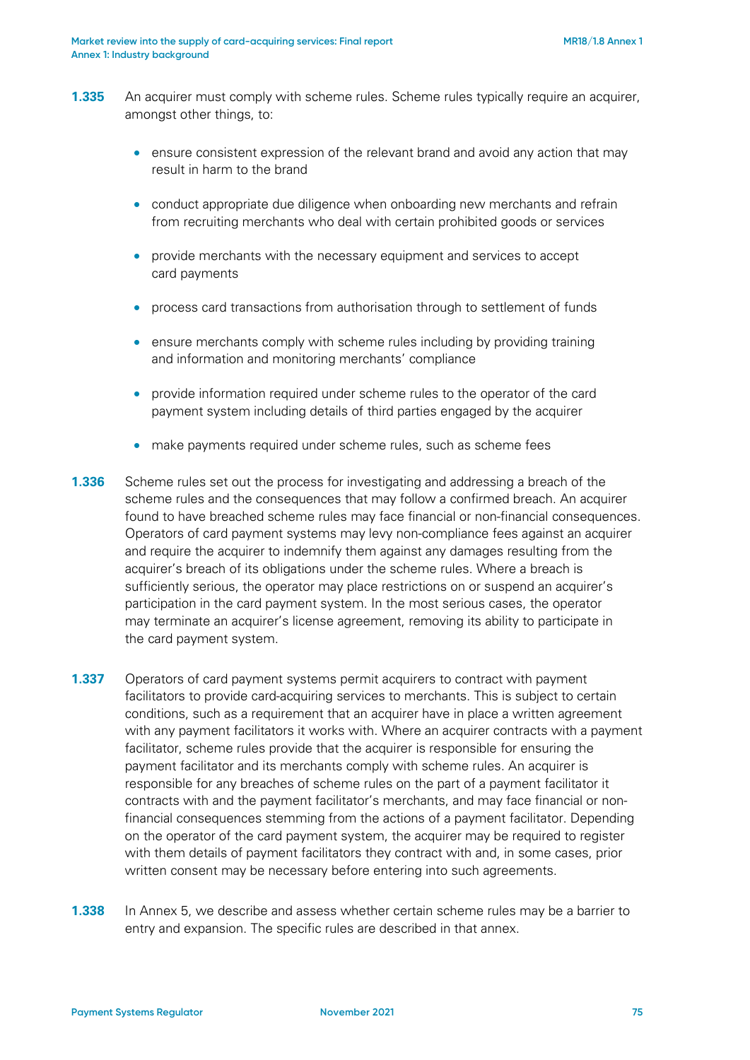**1.335** An acquirer must comply with scheme rules. Scheme rules typically require an acquirer, amongst other things, to:

- ensure consistent expression of the relevant brand and avoid any action that may result in harm to the brand
- conduct appropriate due diligence when onboarding new merchants and refrain from recruiting merchants who deal with certain prohibited goods or services
- provide merchants with the necessary equipment and services to accept card payments
- process card transactions from authorisation through to settlement of funds
- ensure merchants comply with scheme rules including by providing training and information and monitoring merchants' compliance
- provide information required under scheme rules to the operator of the card payment system including details of third parties engaged by the acquirer
- make payments required under scheme rules, such as scheme fees

**1.336** Scheme rules set out the process for investigating and addressing a breach of the scheme rules and the consequences that may follow a confirmed breach. An acquirer found to have breached scheme rules may face financial or non-financial consequences. Operators of card payment systems may levy non-compliance fees against an acquirer and require the acquirer to indemnify them against any damages resulting from the acquirer's breach of its obligations under the scheme rules. Where a breach is sufficiently serious, the operator may place restrictions on or suspend an acquirer's participation in the card payment system. In the most serious cases, the operator may terminate an acquirer's license agreement, removing its ability to participate in the card payment system.

**1.337** Operators of card payment systems permit acquirers to contract with payment facilitators to provide card-acquiring services to merchants. This is subject to certain conditions, such as a requirement that an acquirer have in place a written agreement with any payment facilitators it works with. Where an acquirer contracts with a payment facilitator, scheme rules provide that the acquirer is responsible for ensuring the payment facilitator and its merchants comply with scheme rules. An acquirer is responsible for any breaches of scheme rules on the part of a payment facilitator it contracts with and the payment facilitator's merchants, and may face financial or non-financial consequences stemming from the actions of a payment facilitator. Depending on the operator of the card payment system, the acquirer may be required to register with them details of payment facilitators they contract with and, in some cases, prior written consent may be necessary before entering into such agreements.

**1.338** In Annex 5, we describe and assess whether certain scheme rules may be a barrier to entry and expansion. The specific rules are described in that annex.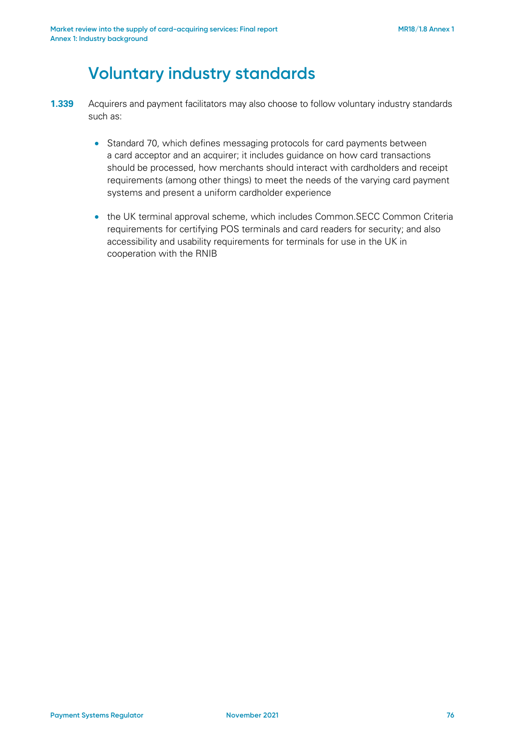# Voluntary industry standards

**1.339** Acquirers and payment facilitators may also choose to follow voluntary industry standards such as:

- Standard 70, which defines messaging protocols for card payments between a card acceptor and an acquirer; it includes guidance on how card transactions should be processed, how merchants should interact with cardholders and receipt requirements (among other things) to meet the needs of the varying card payment systems and present a uniform cardholder experience
- the UK terminal approval scheme, which includes Common.SECC Common Criteria requirements for certifying POS terminals and card readers for security; and also accessibility and usability requirements for terminals for use in the UK in cooperation with the RNIB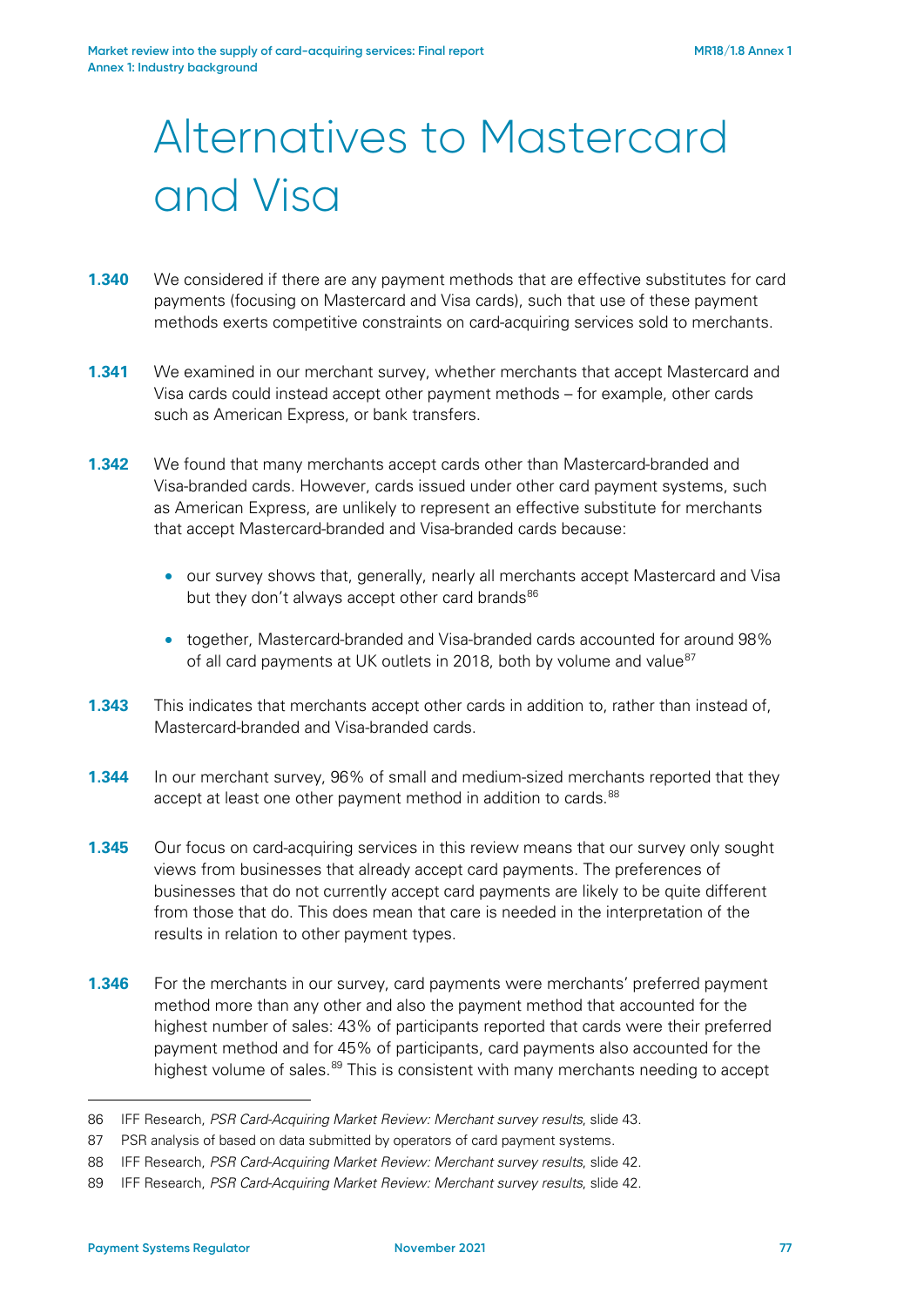# Alternatives to Mastercard and Visa

**1.340** We considered if there are any payment methods that are effective substitutes for card payments (focusing on Mastercard and Visa cards), such that use of these payment methods exerts competitive constraints on card-acquiring services sold to merchants.

**1.341** We examined in our merchant survey, whether merchants that accept Mastercard and Visa cards could instead accept other payment methods – for example, other cards such as American Express, or bank transfers.

**1.342** We found that many merchants accept cards other than Mastercard-branded and Visa-branded cards. However, cards issued under other card payment systems, such as American Express, are unlikely to represent an effective substitute for merchants that accept Mastercard-branded and Visa-branded cards because:

- our survey shows that, generally, nearly all merchants accept Mastercard and Visa but they don't always accept other card brands[86]
- together, Mastercard-branded and Visa-branded cards accounted for around 98% of all card payments at UK outlets in 2018, both by volume and value[87]

**1.343** This indicates that merchants accept other cards in addition to, rather than instead of, Mastercard-branded and Visa-branded cards.

**1.344** In our merchant survey, 96% of small and medium-sized merchants reported that they accept at least one other payment method in addition to cards.[88]

**1.345** Our focus on card-acquiring services in this review means that our survey only sought views from businesses that already accept card payments. The preferences of businesses that do not currently accept card payments are likely to be quite different from those that do. This does mean that care is needed in the interpretation of the results in relation to other payment types.

**1.346** For the merchants in our survey, card payments were merchants' preferred payment method more than any other and also the payment method that accounted for the highest number of sales: 43% of participants reported that cards were their preferred payment method and for 45% of participants, card payments also accounted for the highest volume of sales.[89] This is consistent with many merchants needing to accept

---

86 IFF Research, *PSR Card-Acquiring Market Review: Merchant survey results*, slide 43.

87 PSR analysis of based on data submitted by operators of card payment systems.

88 IFF Research, *PSR Card-Acquiring Market Review: Merchant survey results*, slide 42.

89 IFF Research, *PSR Card-Acquiring Market Review: Merchant survey results*, slide 42.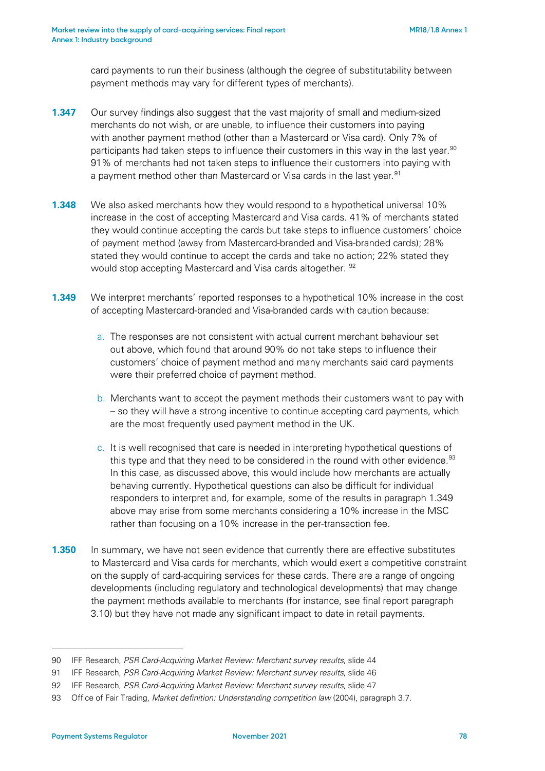card payments to run their business (although the degree of substitutability between payment methods may vary for different types of merchants).

**1.347** Our survey findings also suggest that the vast majority of small and medium-sized merchants do not wish, or are unable, to influence their customers into paying with another payment method (other than a Mastercard or Visa card). Only 7% of participants had taken steps to influence their customers in this way in the last year.[90] 91% of merchants had not taken steps to influence their customers into paying with a payment method other than Mastercard or Visa cards in the last year.[91]

**1.348** We also asked merchants how they would respond to a hypothetical universal 10% increase in the cost of accepting Mastercard and Visa cards. 41% of merchants stated they would continue accepting the cards but take steps to influence customers' choice of payment method (away from Mastercard-branded and Visa-branded cards); 28% stated they would continue to accept the cards and take no action; 22% stated they would stop accepting Mastercard and Visa cards altogether. [92]

**1.349** We interpret merchants' reported responses to a hypothetical 10% increase in the cost of accepting Mastercard-branded and Visa-branded cards with caution because:

a. The responses are not consistent with actual current merchant behaviour set out above, which found that around 90% do not take steps to influence their customers' choice of payment method and many merchants said card payments were their preferred choice of payment method.

b. Merchants want to accept the payment methods their customers want to pay with – so they will have a strong incentive to continue accepting card payments, which are the most frequently used payment method in the UK.

c. It is well recognised that care is needed in interpreting hypothetical questions of this type and that they need to be considered in the round with other evidence.[93] In this case, as discussed above, this would include how merchants are actually behaving currently. Hypothetical questions can also be difficult for individual responders to interpret and, for example, some of the results in paragraph 1.349 above may arise from some merchants considering a 10% increase in the MSC rather than focusing on a 10% increase in the per-transaction fee.

**1.350** In summary, we have not seen evidence that currently there are effective substitutes to Mastercard and Visa cards for merchants, which would exert a competitive constraint on the supply of card-acquiring services for these cards. There are a range of ongoing developments (including regulatory and technological developments) that may change the payment methods available to merchants (for instance, see final report paragraph 3.10) but they have not made any significant impact to date in retail payments.

---

90 IFF Research, *PSR Card-Acquiring Market Review: Merchant survey results*, slide 44

91 IFF Research, *PSR Card-Acquiring Market Review: Merchant survey results*, slide 46

92 IFF Research, *PSR Card-Acquiring Market Review: Merchant survey results*, slide 47

93 Office of Fair Trading, *Market definition: Understanding competition law* (2004), paragraph 3.7.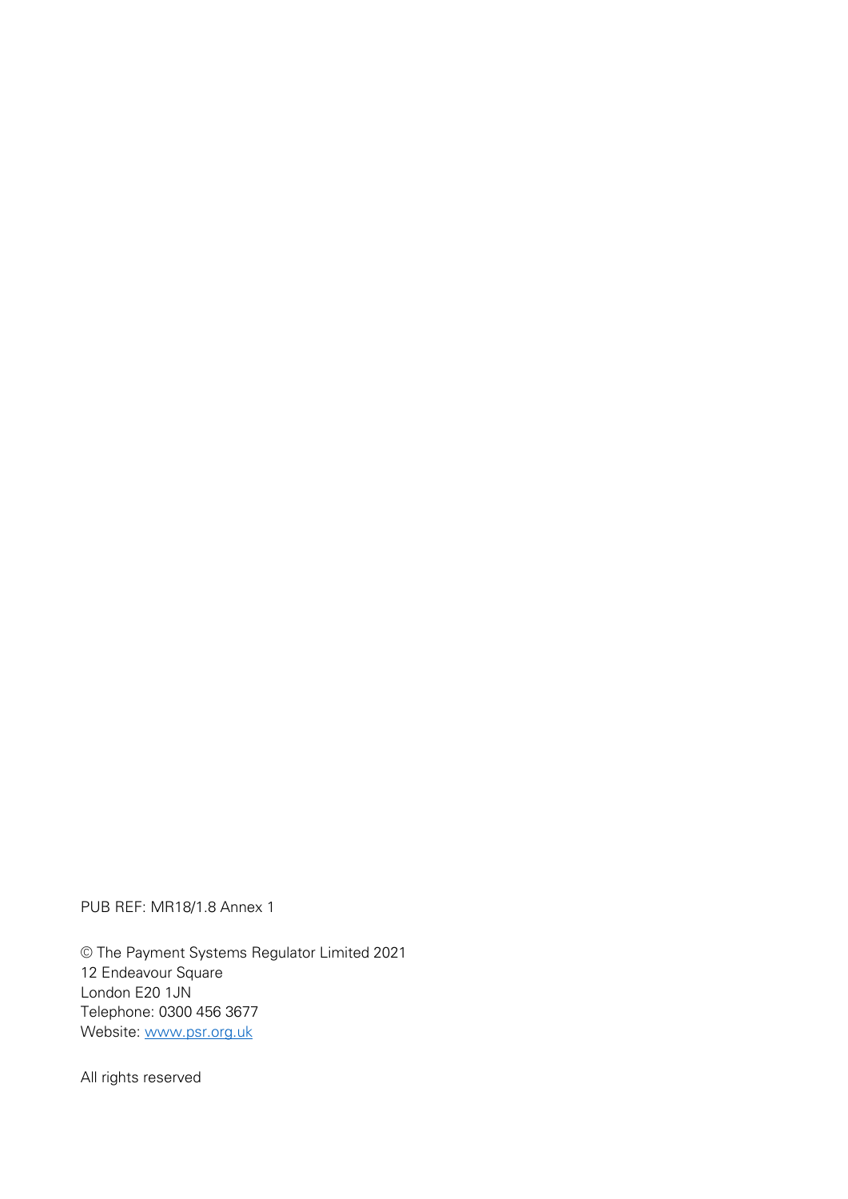PUB REF: MR18/1.8 Annex 1

© The Payment Systems Regulator Limited 2021
12 Endeavour Square
London E20 1JN
Telephone: 0300 456 3677
Website: [www.psr.org.uk](www.psr.org.uk)

All rights reserved